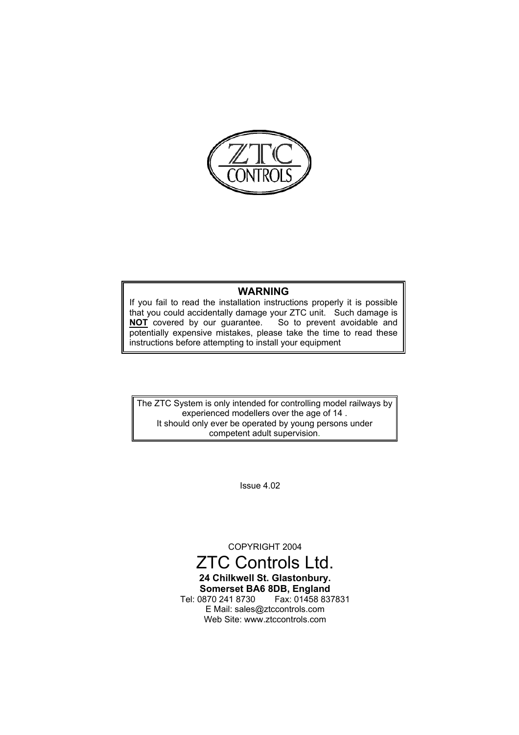ZTC CONTROLS

**WARNING**

If you fail to read the installation instructions properly it is possible that you could accidentally damage your ZTC unit. Such damage is **NOT** covered by our guarantee. So to prevent avoidable and potentially expensive mistakes, please take the time to read these instructions before attempting to install your equipment

The ZTC System is only intended for controlling model railways by experienced modellers over the age of 14 .
It should only ever be operated by young persons under competent adult supervision.

Issue 4.02

COPYRIGHT 2004

# ZTC Controls Ltd.

**24 Chilkwell St. Glastonbury.**
**Somerset BA6 8DB, England**
Tel: 0870 241 8730 Fax: 01458 837831
E Mail: sales@ztccontrols.com
Web Site: www.ztccontrols.com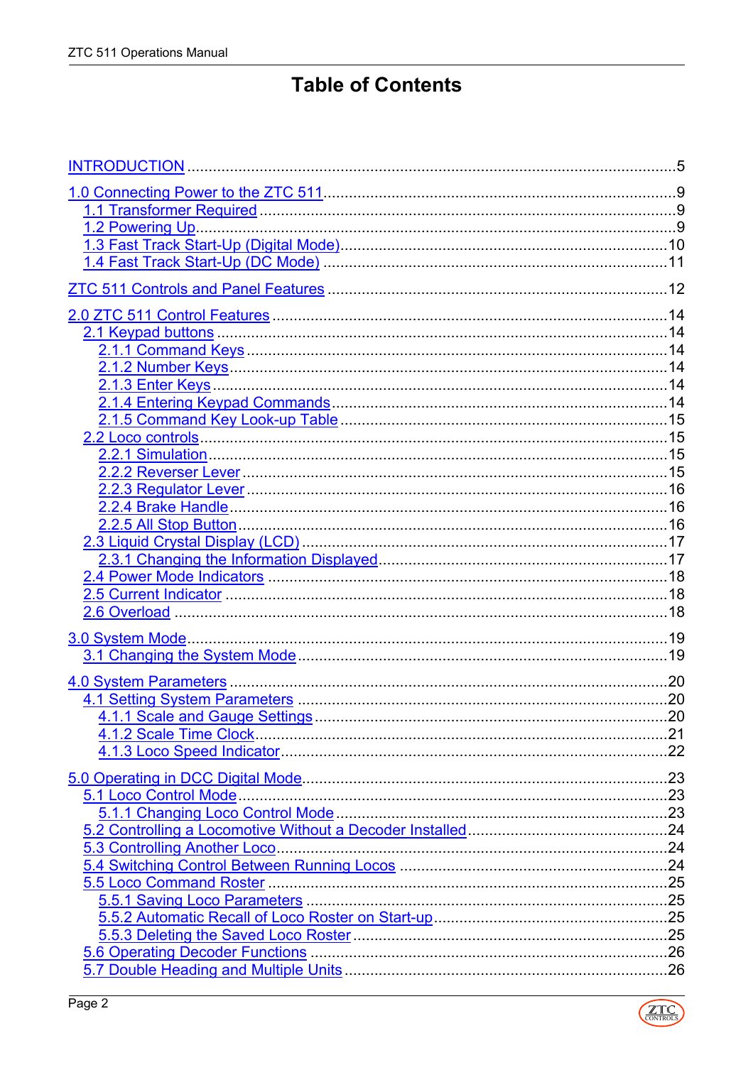# Table of Contents

INTRODUCTION ..................................................................................................5

1.0 Connecting Power to the ZTC 511..................................................................9
- 1.1 Transformer Required ...............................................................................9
- 1.2 Powering Up..............................................................................................9
- 1.3 Fast Track Start-Up (Digital Mode)...........................................................10
- 1.4 Fast Track Start-Up (DC Mode) ...............................................................11

ZTC 511 Controls and Panel Features ...............................................................12

2.0 ZTC 511 Control Features ............................................................................14
- 2.1 Keypad buttons .........................................................................................14
  - 2.1.1 Command Keys .................................................................................14
  - 2.1.2 Number Keys.....................................................................................14
  - 2.1.3 Enter Keys .........................................................................................14
  - 2.1.4 Entering Keypad Commands..............................................................14
  - 2.1.5 Command Key Look-up Table ............................................................15
- 2.2 Loco controls.............................................................................................15
  - 2.2.1 Simulation..........................................................................................15
  - 2.2.2 Reverser Lever ..................................................................................15
  - 2.2.3 Regulator Lever .................................................................................16
  - 2.2.4 Brake Handle.....................................................................................16
  - 2.2.5 All Stop Button...................................................................................16
- 2.3 Liquid Crystal Display (LCD) .....................................................................17
  - 2.3.1 Changing the Information Displayed...................................................17
- 2.4 Power Mode Indicators .............................................................................18
- 2.5 Current Indicator ......................................................................................18
- 2.6 Overload ...................................................................................................18

3.0 System Mode................................................................................................19
- 3.1 Changing the System Mode......................................................................19

4.0 System Parameters .......................................................................................20
- 4.1 Setting System Parameters ......................................................................20
  - 4.1.1 Scale and Gauge Settings..................................................................20
  - 4.1.2 Scale Time Clock...............................................................................21
  - 4.1.3 Loco Speed Indicator.........................................................................22

5.0 Operating in DCC Digital Mode.....................................................................23
- 5.1 Loco Control Mode....................................................................................23
  - 5.1.1 Changing Loco Control Mode ............................................................23
- 5.2 Controlling a Locomotive Without a Decoder Installed...............................24
- 5.3 Controlling Another Loco...........................................................................24
- 5.4 Switching Control Between Running Locos ..............................................24
- 5.5 Loco Command Roster .............................................................................25
  - 5.5.1 Saving Loco Parameters ...................................................................25
  - 5.5.2 Automatic Recall of Loco Roster on Start-up......................................25
  - 5.5.3 Deleting the Saved Loco Roster.........................................................25
- 5.6 Operating Decoder Functions ...................................................................26
- 5.7 Double Heading and Multiple Units ...........................................................26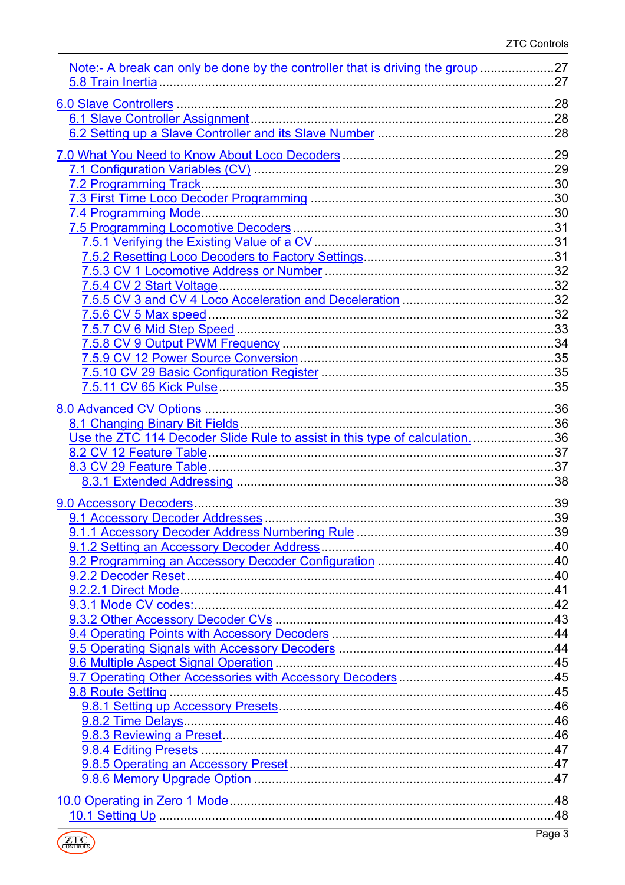Note:- A break can only be done by the controller that is driving the group ....................27
5.8 Train Inertia ....................27

6.0 Slave Controllers ....................28
6.1 Slave Controller Assignment ....................28
6.2 Setting up a Slave Controller and its Slave Number ....................28

7.0 What You Need to Know About Loco Decoders ....................29
7.1 Configuration Variables (CV) ....................29
7.2 Programming Track ....................30
7.3 First Time Loco Decoder Programming ....................30
7.4 Programming Mode ....................30
7.5 Programming Locomotive Decoders ....................31
7.5.1 Verifying the Existing Value of a CV ....................31
7.5.2 Resetting Loco Decoders to Factory Settings ....................31
7.5.3 CV 1 Locomotive Address or Number ....................32
7.5.4 CV 2 Start Voltage ....................32
7.5.5 CV 3 and CV 4 Loco Acceleration and Deceleration ....................32
7.5.6 CV 5 Max speed ....................32
7.5.7 CV 6 Mid Step Speed ....................33
7.5.8 CV 9 Output PWM Frequency ....................34
7.5.9 CV 12 Power Source Conversion ....................35
7.5.10 CV 29 Basic Configuration Register ....................35
7.5.11 CV 65 Kick Pulse ....................35

8.0 Advanced CV Options ....................36
8.1 Changing Binary Bit Fields ....................36
Use the ZTC 114 Decoder Slide Rule to assist in this type of calculation. ....................36
8.2 CV 12 Feature Table ....................37
8.3 CV 29 Feature Table ....................37
8.3.1 Extended Addressing ....................38

9.0 Accessory Decoders ....................39
9.1 Accessory Decoder Addresses ....................39
9.1.1 Accessory Decoder Address Numbering Rule ....................39
9.1.2 Setting an Accessory Decoder Address ....................40
9.2 Programming an Accessory Decoder Configuration ....................40
9.2.2 Decoder Reset ....................40
9.2.2.1 Direct Mode ....................41
9.3.1 Mode CV codes: ....................42
9.3.2 Other Accessory Decoder CVs ....................43
9.4 Operating Points with Accessory Decoders ....................44
9.5 Operating Signals with Accessory Decoders ....................44
9.6 Multiple Aspect Signal Operation ....................45
9.7 Operating Other Accessories with Accessory Decoders ....................45
9.8 Route Setting ....................45
9.8.1 Setting up Accessory Presets ....................46
9.8.2 Time Delays ....................46
9.8.3 Reviewing a Preset ....................46
9.8.4 Editing Presets ....................47
9.8.5 Operating an Accessory Preset ....................47
9.8.6 Memory Upgrade Option ....................47

10.0 Operating in Zero 1 Mode ....................48
10.1 Setting Up ....................48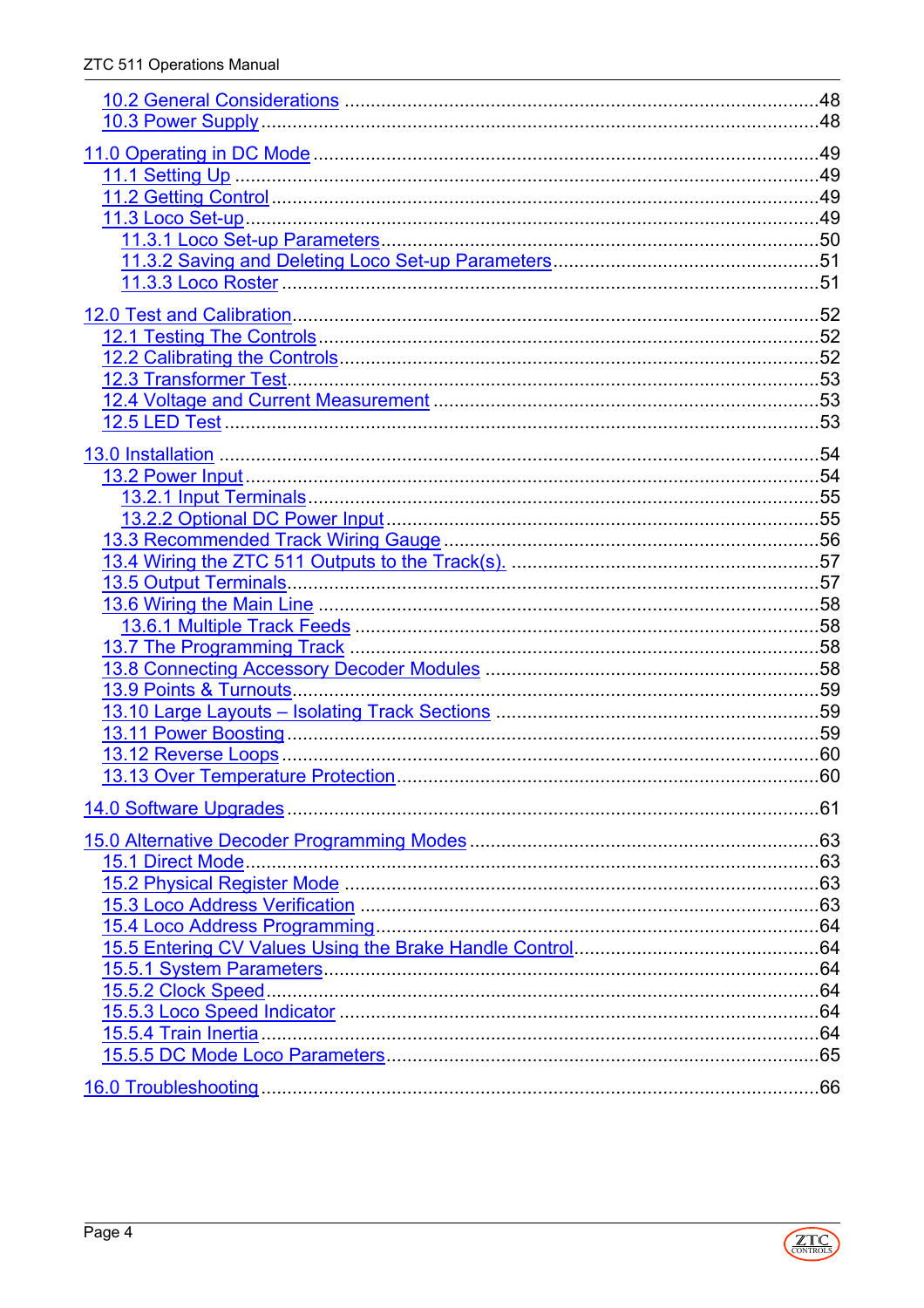10.2 General Considerations ....................................................................................48
10.3 Power Supply ..................................................................................................48

11.0 Operating in DC Mode .......................................................................................49
11.1 Setting Up ......................................................................................................49
11.2 Getting Control ...............................................................................................49
11.3 Loco Set-up ....................................................................................................49
11.3.1 Loco Set-up Parameters ..............................................................................50
11.3.2 Saving and Deleting Loco Set-up Parameters .............................................51
11.3.3 Loco Roster ..................................................................................................51

12.0 Test and Calibration ..........................................................................................52
12.1 Testing The Controls .......................................................................................52
12.2 Calibrating the Controls ..................................................................................52
12.3 Transformer Test .............................................................................................53
12.4 Voltage and Current Measurement ................................................................53
12.5 LED Test .........................................................................................................53

13.0 Installation .........................................................................................................54
13.2 Power Input ......................................................................................................54
13.2.1 Input Terminals ............................................................................................55
13.2.2 Optional DC Power Input .............................................................................55
13.3 Recommended Track Wiring Gauge ...............................................................56
13.4 Wiring the ZTC 511 Outputs to the Track(s). .................................................57
13.5 Output Terminals .............................................................................................57
13.6 Wiring the Main Line .......................................................................................58
13.6.1 Multiple Track Feeds ...................................................................................58
13.7 The Programming Track .................................................................................58
13.8 Connecting Accessory Decoder Modules .......................................................58
13.9 Points & Turnouts ...........................................................................................59
13.10 Large Layouts – Isolating Track Sections .....................................................59
13.11 Power Boosting .............................................................................................59
13.12 Reverse Loops ..............................................................................................60
13.13 Over Temperature Protection ........................................................................60

14.0 Software Upgrades ............................................................................................61

15.0 Alternative Decoder Programming Modes ........................................................63
15.1 Direct Mode .....................................................................................................63
15.2 Physical Register Mode ..................................................................................63
15.3 Loco Address Verification ...............................................................................63
15.4 Loco Address Programming ............................................................................64
15.5 Entering CV Values Using the Brake Handle Control .....................................64
15.5.1 System Parameters .........................................................................................64
15.5.2 Clock Speed .....................................................................................................64
15.5.3 Loco Speed Indicator .......................................................................................64
15.5.4 Train Inertia .....................................................................................................64
15.5.5 DC Mode Loco Parameters ..............................................................................65

16.0 Troubleshooting ...................................................................................................66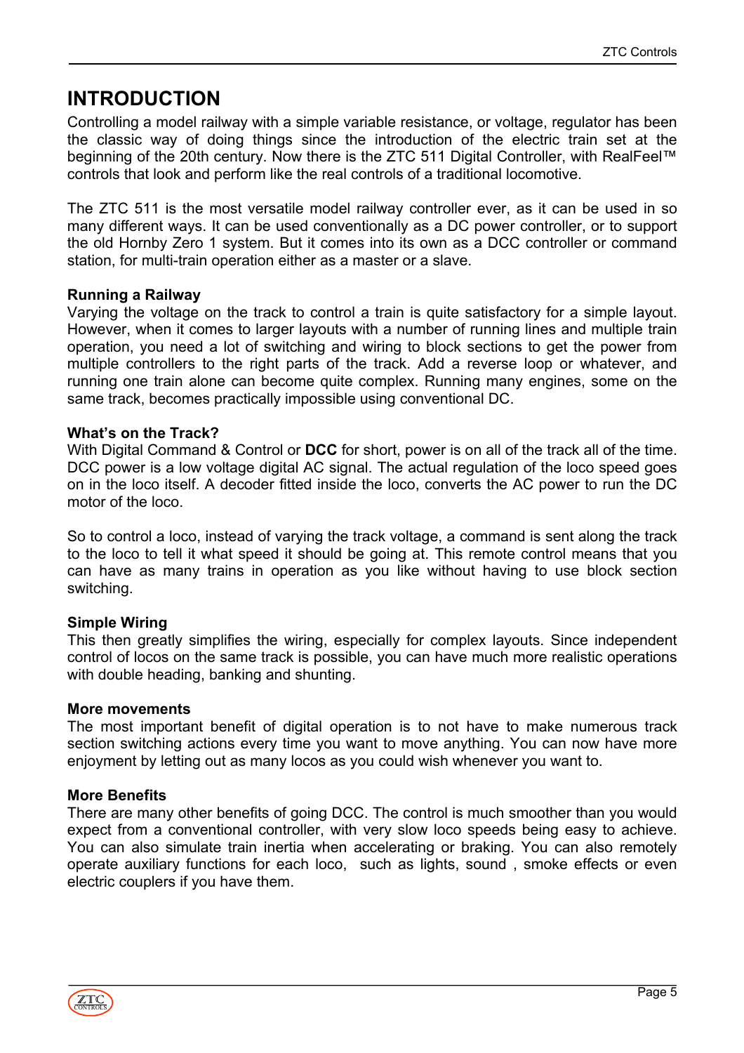# INTRODUCTION

Controlling a model railway with a simple variable resistance, or voltage, regulator has been the classic way of doing things since the introduction of the electric train set at the beginning of the 20th century. Now there is the ZTC 511 Digital Controller, with RealFeel™ controls that look and perform like the real controls of a traditional locomotive.

The ZTC 511 is the most versatile model railway controller ever, as it can be used in so many different ways. It can be used conventionally as a DC power controller, or to support the old Hornby Zero 1 system. But it comes into its own as a DCC controller or command station, for multi-train operation either as a master or a slave.

**Running a Railway**

Varying the voltage on the track to control a train is quite satisfactory for a simple layout. However, when it comes to larger layouts with a number of running lines and multiple train operation, you need a lot of switching and wiring to block sections to get the power from multiple controllers to the right parts of the track. Add a reverse loop or whatever, and running one train alone can become quite complex. Running many engines, some on the same track, becomes practically impossible using conventional DC.

**What's on the Track?**

With Digital Command & Control or **DCC** for short, power is on all of the track all of the time. DCC power is a low voltage digital AC signal. The actual regulation of the loco speed goes on in the loco itself. A decoder fitted inside the loco, converts the AC power to run the DC motor of the loco.

So to control a loco, instead of varying the track voltage, a command is sent along the track to the loco to tell it what speed it should be going at. This remote control means that you can have as many trains in operation as you like without having to use block section switching.

**Simple Wiring**

This then greatly simplifies the wiring, especially for complex layouts. Since independent control of locos on the same track is possible, you can have much more realistic operations with double heading, banking and shunting.

**More movements**

The most important benefit of digital operation is to not have to make numerous track section switching actions every time you want to move anything. You can now have more enjoyment by letting out as many locos as you could wish whenever you want to.

**More Benefits**

There are many other benefits of going DCC. The control is much smoother than you would expect from a conventional controller, with very slow loco speeds being easy to achieve. You can also simulate train inertia when accelerating or braking. You can also remotely operate auxiliary functions for each loco, such as lights, sound , smoke effects or even electric couplers if you have them.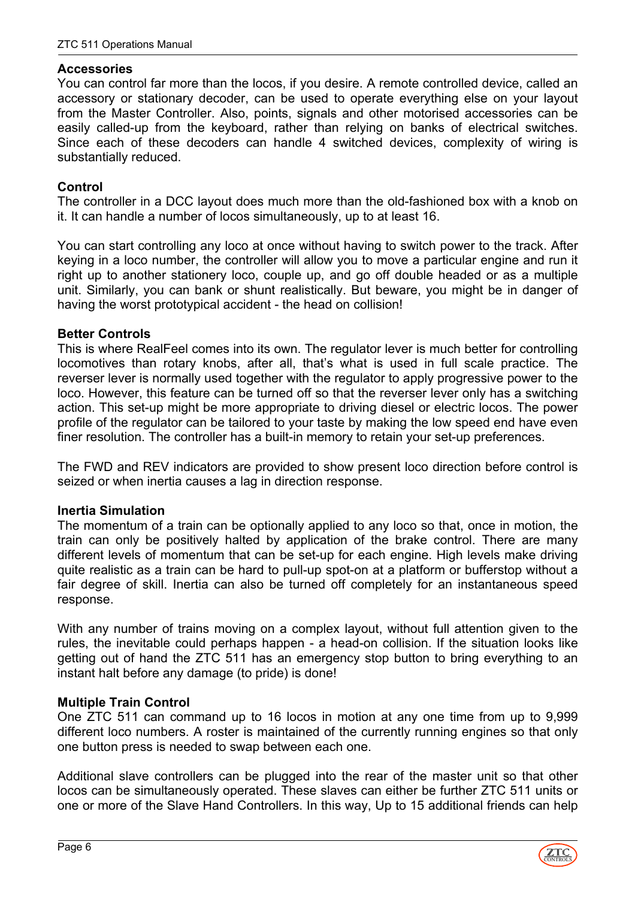### Accessories

You can control far more than the locos, if you desire. A remote controlled device, called an accessory or stationary decoder, can be used to operate everything else on your layout from the Master Controller. Also, points, signals and other motorised accessories can be easily called-up from the keyboard, rather than relying on banks of electrical switches. Since each of these decoders can handle 4 switched devices, complexity of wiring is substantially reduced.

### Control

The controller in a DCC layout does much more than the old-fashioned box with a knob on it. It can handle a number of locos simultaneously, up to at least 16.

You can start controlling any loco at once without having to switch power to the track. After keying in a loco number, the controller will allow you to move a particular engine and run it right up to another stationery loco, couple up, and go off double headed or as a multiple unit. Similarly, you can bank or shunt realistically. But beware, you might be in danger of having the worst prototypical accident - the head on collision!

### Better Controls

This is where RealFeel comes into its own. The regulator lever is much better for controlling locomotives than rotary knobs, after all, that's what is used in full scale practice. The reverser lever is normally used together with the regulator to apply progressive power to the loco. However, this feature can be turned off so that the reverser lever only has a switching action. This set-up might be more appropriate to driving diesel or electric locos. The power profile of the regulator can be tailored to your taste by making the low speed end have even finer resolution. The controller has a built-in memory to retain your set-up preferences.

The FWD and REV indicators are provided to show present loco direction before control is seized or when inertia causes a lag in direction response.

### Inertia Simulation

The momentum of a train can be optionally applied to any loco so that, once in motion, the train can only be positively halted by application of the brake control. There are many different levels of momentum that can be set-up for each engine. High levels make driving quite realistic as a train can be hard to pull-up spot-on at a platform or bufferstop without a fair degree of skill. Inertia can also be turned off completely for an instantaneous speed response.

With any number of trains moving on a complex layout, without full attention given to the rules, the inevitable could perhaps happen - a head-on collision. If the situation looks like getting out of hand the ZTC 511 has an emergency stop button to bring everything to an instant halt before any damage (to pride) is done!

### Multiple Train Control

One ZTC 511 can command up to 16 locos in motion at any one time from up to 9,999 different loco numbers. A roster is maintained of the currently running engines so that only one button press is needed to swap between each one.

Additional slave controllers can be plugged into the rear of the master unit so that other locos can be simultaneously operated. These slaves can either be further ZTC 511 units or one or more of the Slave Hand Controllers. In this way, Up to 15 additional friends can help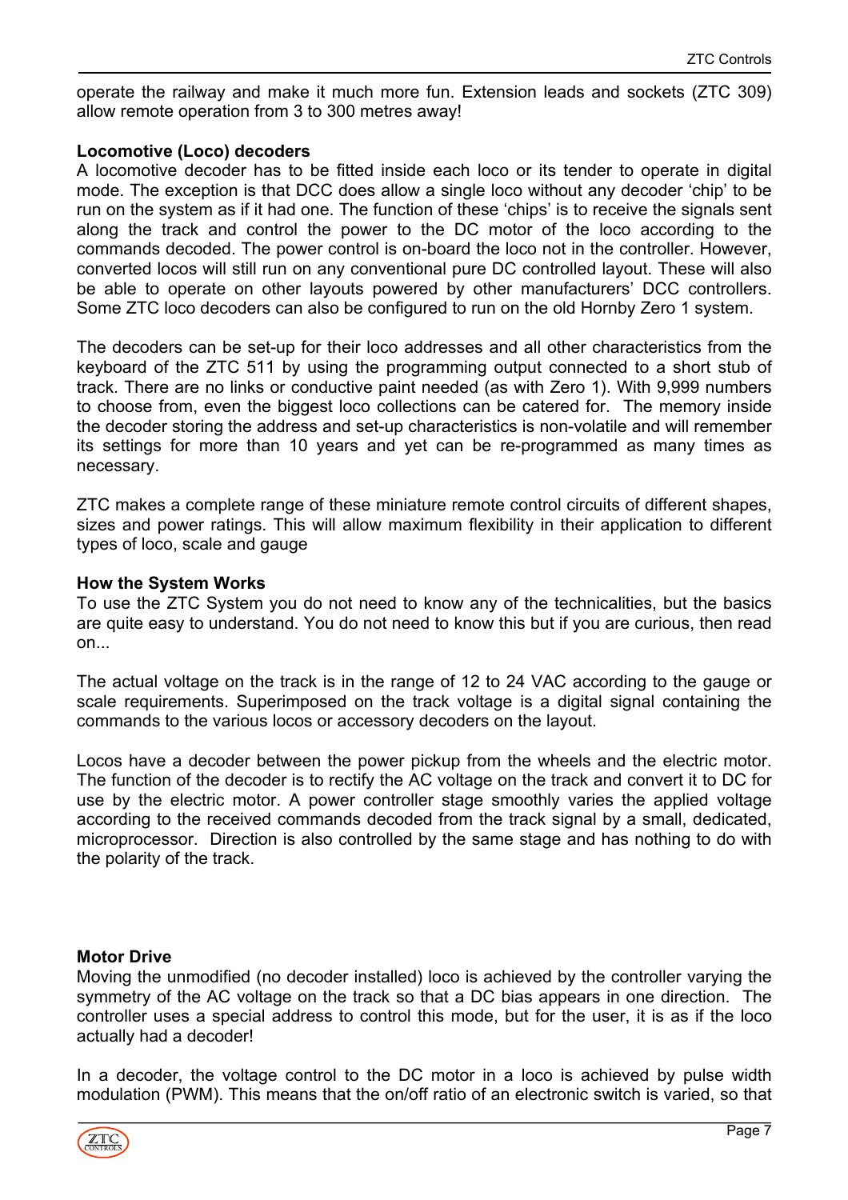operate the railway and make it much more fun. Extension leads and sockets (ZTC 309) allow remote operation from 3 to 300 metres away!

**Locomotive (Loco) decoders**

A locomotive decoder has to be fitted inside each loco or its tender to operate in digital mode. The exception is that DCC does allow a single loco without any decoder 'chip' to be run on the system as if it had one. The function of these 'chips' is to receive the signals sent along the track and control the power to the DC motor of the loco according to the commands decoded. The power control is on-board the loco not in the controller. However, converted locos will still run on any conventional pure DC controlled layout. These will also be able to operate on other layouts powered by other manufacturers' DCC controllers. Some ZTC loco decoders can also be configured to run on the old Hornby Zero 1 system.

The decoders can be set-up for their loco addresses and all other characteristics from the keyboard of the ZTC 511 by using the programming output connected to a short stub of track. There are no links or conductive paint needed (as with Zero 1). With 9,999 numbers to choose from, even the biggest loco collections can be catered for. The memory inside the decoder storing the address and set-up characteristics is non-volatile and will remember its settings for more than 10 years and yet can be re-programmed as many times as necessary.

ZTC makes a complete range of these miniature remote control circuits of different shapes, sizes and power ratings. This will allow maximum flexibility in their application to different types of loco, scale and gauge

**How the System Works**

To use the ZTC System you do not need to know any of the technicalities, but the basics are quite easy to understand. You do not need to know this but if you are curious, then read on...

The actual voltage on the track is in the range of 12 to 24 VAC according to the gauge or scale requirements. Superimposed on the track voltage is a digital signal containing the commands to the various locos or accessory decoders on the layout.

Locos have a decoder between the power pickup from the wheels and the electric motor. The function of the decoder is to rectify the AC voltage on the track and convert it to DC for use by the electric motor. A power controller stage smoothly varies the applied voltage according to the received commands decoded from the track signal by a small, dedicated, microprocessor. Direction is also controlled by the same stage and has nothing to do with the polarity of the track.

**Motor Drive**

Moving the unmodified (no decoder installed) loco is achieved by the controller varying the symmetry of the AC voltage on the track so that a DC bias appears in one direction. The controller uses a special address to control this mode, but for the user, it is as if the loco actually had a decoder!

In a decoder, the voltage control to the DC motor in a loco is achieved by pulse width modulation (PWM). This means that the on/off ratio of an electronic switch is varied, so that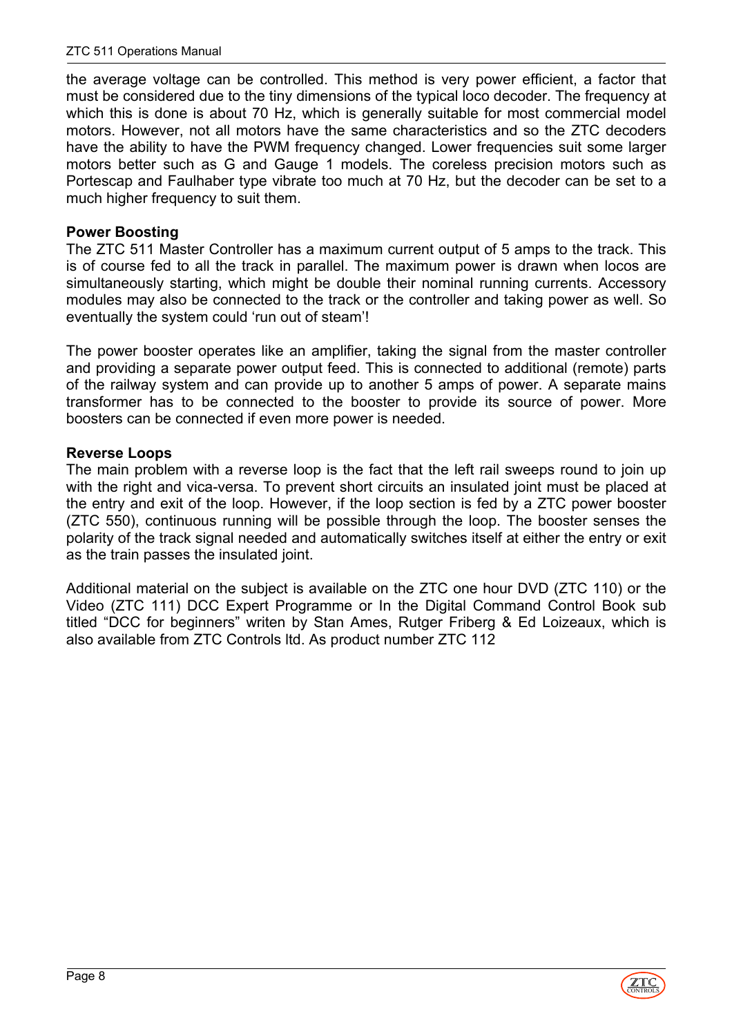the average voltage can be controlled. This method is very power efficient, a factor that must be considered due to the tiny dimensions of the typical loco decoder. The frequency at which this is done is about 70 Hz, which is generally suitable for most commercial model motors. However, not all motors have the same characteristics and so the ZTC decoders have the ability to have the PWM frequency changed. Lower frequencies suit some larger motors better such as G and Gauge 1 models. The coreless precision motors such as Portescap and Faulhaber type vibrate too much at 70 Hz, but the decoder can be set to a much higher frequency to suit them.

**Power Boosting**

The ZTC 511 Master Controller has a maximum current output of 5 amps to the track. This is of course fed to all the track in parallel. The maximum power is drawn when locos are simultaneously starting, which might be double their nominal running currents. Accessory modules may also be connected to the track or the controller and taking power as well. So eventually the system could 'run out of steam'!

The power booster operates like an amplifier, taking the signal from the master controller and providing a separate power output feed. This is connected to additional (remote) parts of the railway system and can provide up to another 5 amps of power. A separate mains transformer has to be connected to the booster to provide its source of power. More boosters can be connected if even more power is needed.

**Reverse Loops**

The main problem with a reverse loop is the fact that the left rail sweeps round to join up with the right and vica-versa. To prevent short circuits an insulated joint must be placed at the entry and exit of the loop. However, if the loop section is fed by a ZTC power booster (ZTC 550), continuous running will be possible through the loop. The booster senses the polarity of the track signal needed and automatically switches itself at either the entry or exit as the train passes the insulated joint.

Additional material on the subject is available on the ZTC one hour DVD (ZTC 110) or the Video (ZTC 111) DCC Expert Programme or In the Digital Command Control Book sub titled "DCC for beginners" writen by Stan Ames, Rutger Friberg & Ed Loizeaux, which is also available from ZTC Controls ltd. As product number ZTC 112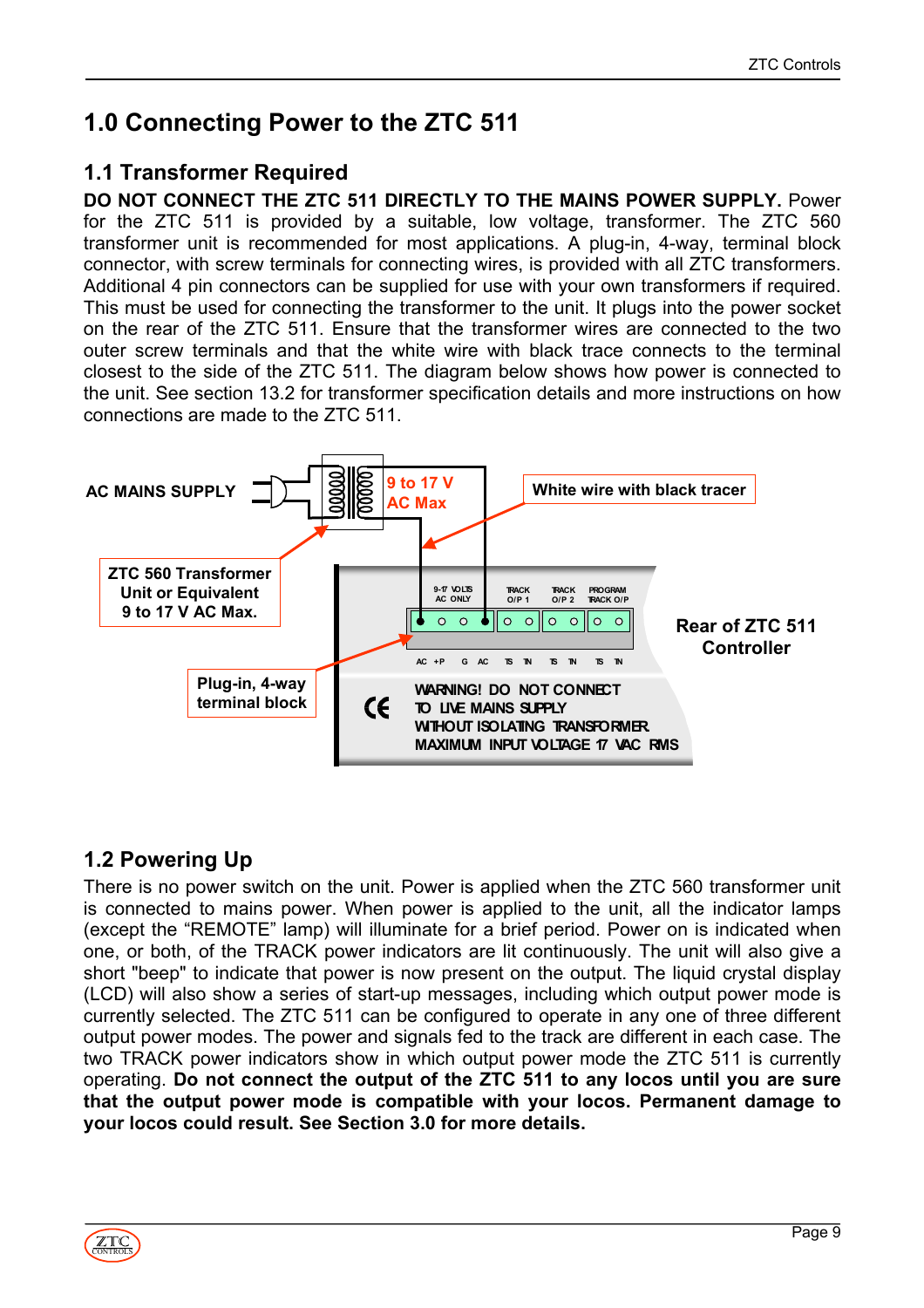# 1.0 Connecting Power to the ZTC 511

## 1.1 Transformer Required

**DO NOT CONNECT THE ZTC 511 DIRECTLY TO THE MAINS POWER SUPPLY.** Power for the ZTC 511 is provided by a suitable, low voltage, transformer. The ZTC 560 transformer unit is recommended for most applications. A plug-in, 4-way, terminal block connector, with screw terminals for connecting wires, is provided with all ZTC transformers. Additional 4 pin connectors can be supplied for use with your own transformers if required. This must be used for connecting the transformer to the unit. It plugs into the power socket on the rear of the ZTC 511. Ensure that the transformer wires are connected to the two outer screw terminals and that the white wire with black trace connects to the terminal closest to the side of the ZTC 511. The diagram below shows how power is connected to the unit. See section 13.2 for transformer specification details and more instructions on how connections are made to the ZTC 511.

AC MAINS SUPPLY

9 to 17 V AC Max

White wire with black tracer

ZTC 560 Transformer Unit or Equivalent 9 to 17 V AC Max.

Plug-in, 4-way terminal block

Rear of ZTC 511 Controller

9-17 VOLTS AC ONLY | TRACK O/P 1 | TRACK O/P 2 | PROGRAM TRACK O/P

AC +P G AC | TS TN | TS TN | TS TN

WARNING! DO NOT CONNECT TO LIVE MAINS SUPPLY WITHOUT ISOLATING TRANSFORMER MAXIMUM INPUT VOLTAGE 17 VAC RMS

## 1.2 Powering Up

There is no power switch on the unit. Power is applied when the ZTC 560 transformer unit is connected to mains power. When power is applied to the unit, all the indicator lamps (except the "REMOTE" lamp) will illuminate for a brief period. Power on is indicated when one, or both, of the TRACK power indicators are lit continuously. The unit will also give a short "beep" to indicate that power is now present on the output. The liquid crystal display (LCD) will also show a series of start-up messages, including which output power mode is currently selected. The ZTC 511 can be configured to operate in any one of three different output power modes. The power and signals fed to the track are different in each case. The two TRACK power indicators show in which output power mode the ZTC 511 is currently operating. **Do not connect the output of the ZTC 511 to any locos until you are sure that the output power mode is compatible with your locos. Permanent damage to your locos could result. See Section 3.0 for more details.**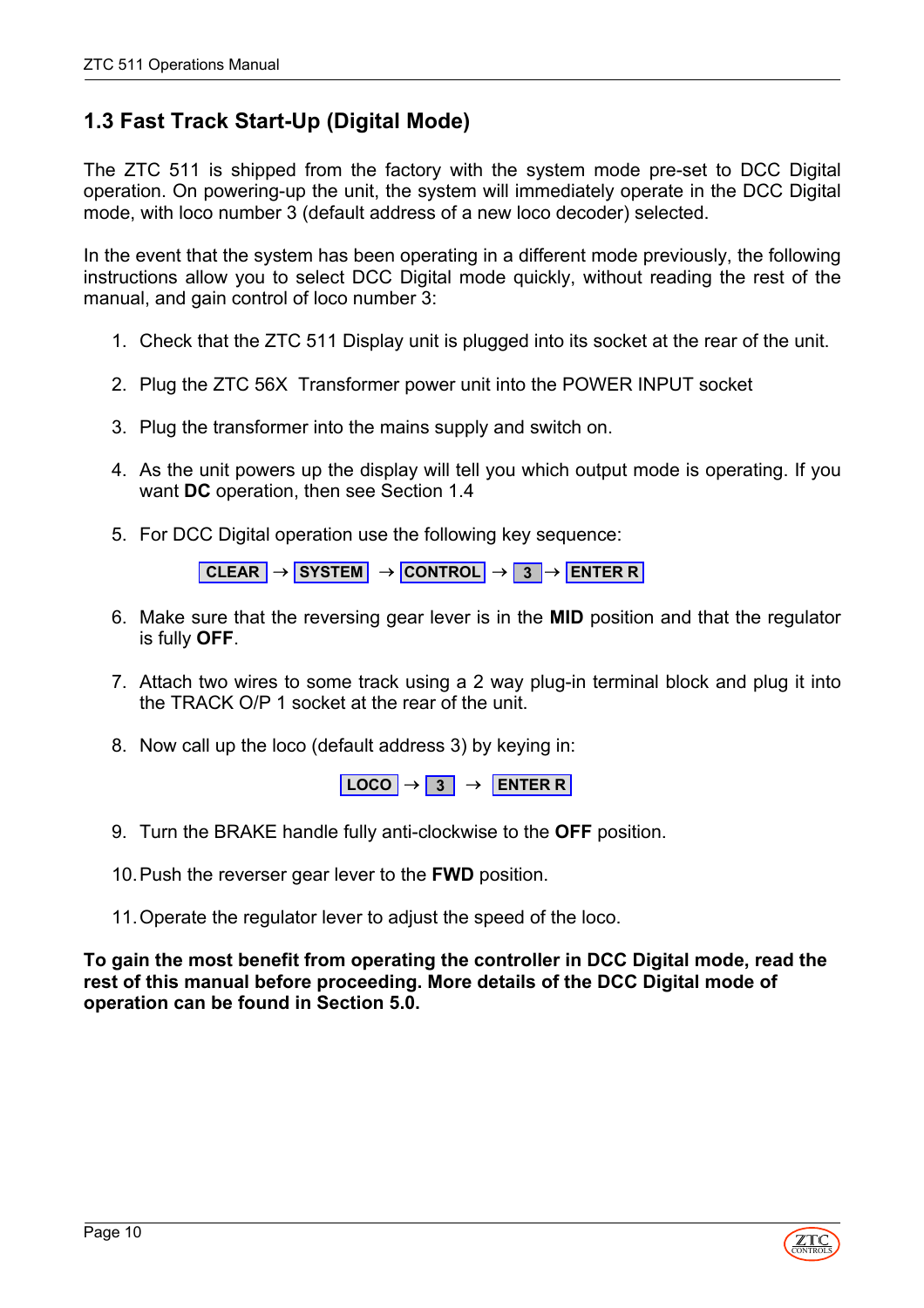## 1.3 Fast Track Start-Up (Digital Mode)

The ZTC 511 is shipped from the factory with the system mode pre-set to DCC Digital operation. On powering-up the unit, the system will immediately operate in the DCC Digital mode, with loco number 3 (default address of a new loco decoder) selected.

In the event that the system has been operating in a different mode previously, the following instructions allow you to select DCC Digital mode quickly, without reading the rest of the manual, and gain control of loco number 3:

1. Check that the ZTC 511 Display unit is plugged into its socket at the rear of the unit.

2. Plug the ZTC 56X Transformer power unit into the POWER INPUT socket

3. Plug the transformer into the mains supply and switch on.

4. As the unit powers up the display will tell you which output mode is operating. If you want **DC** operation, then see Section 1.4

5. For DCC Digital operation use the following key sequence:

   **CLEAR** → **SYSTEM** → **CONTROL** → **3** → **ENTER R**

6. Make sure that the reversing gear lever is in the **MID** position and that the regulator is fully **OFF**.

7. Attach two wires to some track using a 2 way plug-in terminal block and plug it into the TRACK O/P 1 socket at the rear of the unit.

8. Now call up the loco (default address 3) by keying in:

   **LOCO** → **3** → **ENTER R**

9. Turn the BRAKE handle fully anti-clockwise to the **OFF** position.

10. Push the reverser gear lever to the **FWD** position.

11. Operate the regulator lever to adjust the speed of the loco.

**To gain the most benefit from operating the controller in DCC Digital mode, read the rest of this manual before proceeding. More details of the DCC Digital mode of operation can be found in Section 5.0.**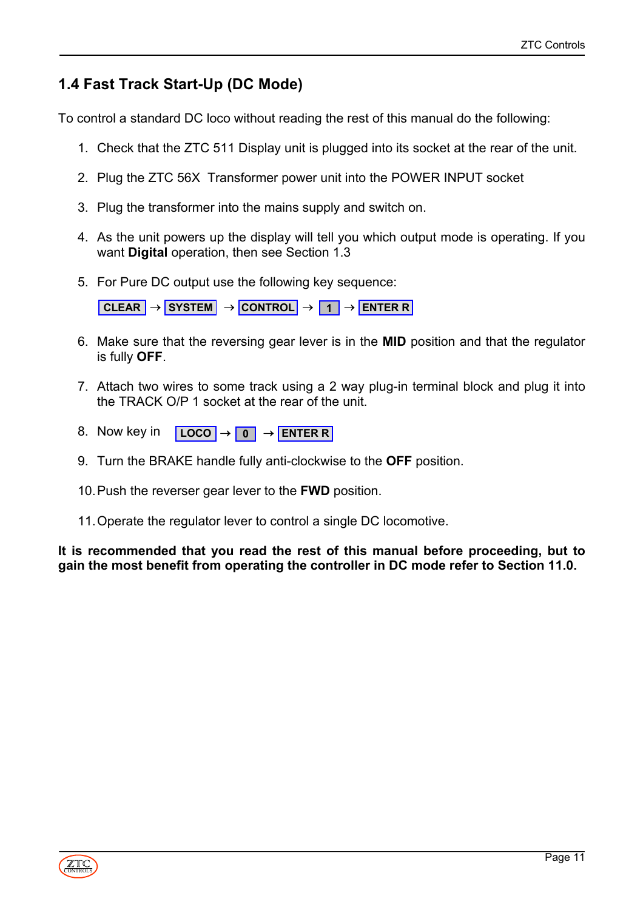## 1.4 Fast Track Start-Up (DC Mode)

To control a standard DC loco without reading the rest of this manual do the following:

1. Check that the ZTC 511 Display unit is plugged into its socket at the rear of the unit.

2. Plug the ZTC 56X Transformer power unit into the POWER INPUT socket

3. Plug the transformer into the mains supply and switch on.

4. As the unit powers up the display will tell you which output mode is operating. If you want **Digital** operation, then see Section 1.3

5. For Pure DC output use the following key sequence:

   CLEAR → SYSTEM → CONTROL → 1 → ENTER R

6. Make sure that the reversing gear lever is in the **MID** position and that the regulator is fully **OFF**.

7. Attach two wires to some track using a 2 way plug-in terminal block and plug it into the TRACK O/P 1 socket at the rear of the unit.

8. Now key in LOCO → 0 → ENTER R

9. Turn the BRAKE handle fully anti-clockwise to the **OFF** position.

10. Push the reverser gear lever to the **FWD** position.

11. Operate the regulator lever to control a single DC locomotive.

**It is recommended that you read the rest of this manual before proceeding, but to gain the most benefit from operating the controller in DC mode refer to Section 11.0.**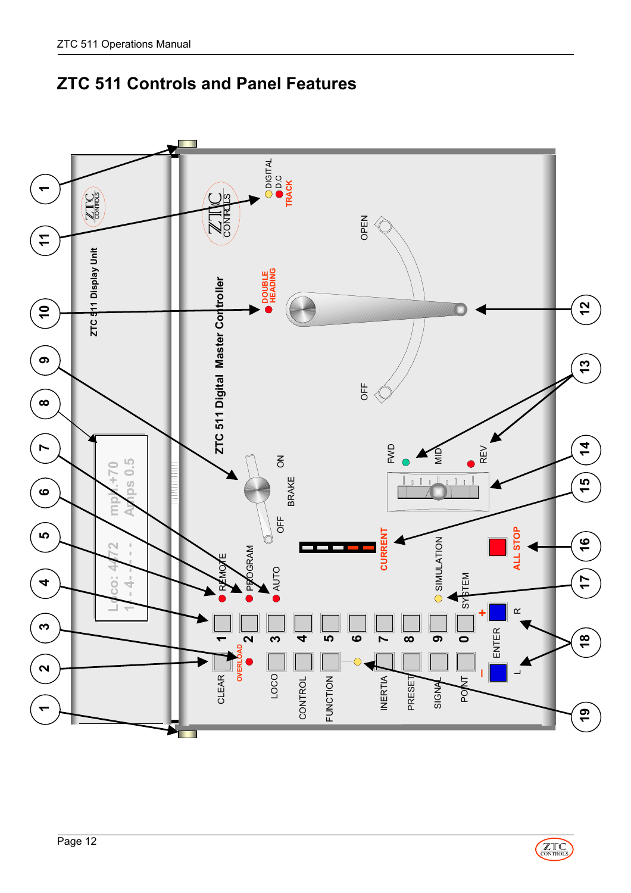## ZTC 511 Controls and Panel Features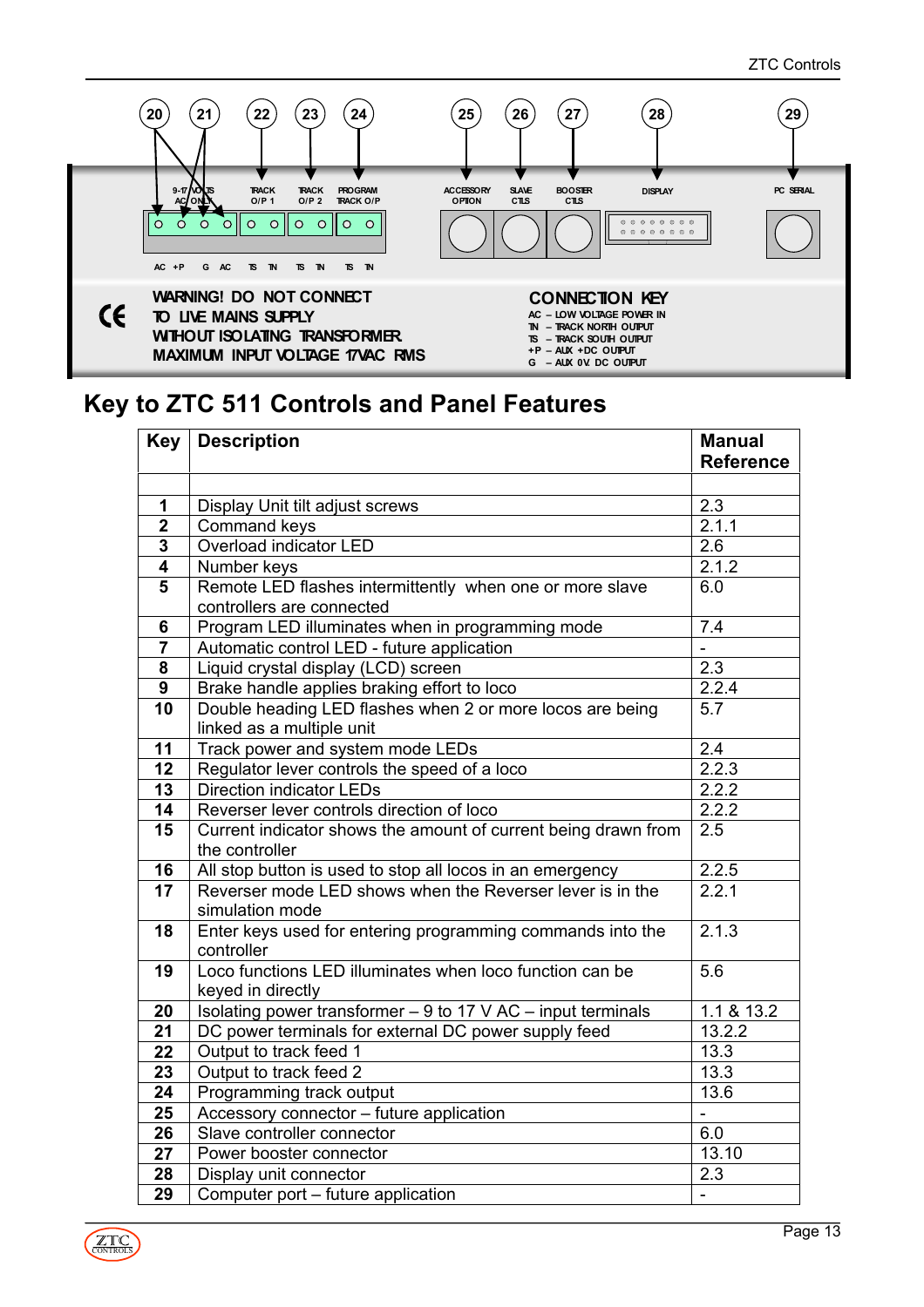20 21 22 23 24 25 26 27 28 29

9-17 VOLTS AC ONLY | TRACK O/P 1 | TRACK O/P 2 | PROGRAM TRACK O/P | ACCESSORY OPTION | SLAVE CTLS | BOOSTER CTLS | DISPLAY | PC SERIAL

AC +P G AC TS TN TS TN TS TN

WARNING! DO NOT CONNECT TO LIVE MAINS SUPPLY WITHOUT ISOLATING TRANSFORMER MAXIMUM INPUT VOLTAGE 17VAC RMS

CONNECTION KEY
AC – LOW VOLTAGE POWER IN
TN – TRACK NORTH OUTPUT
TS – TRACK SOUTH OUTPUT
+P – AUX +DC OUTPUT
G – AUX 0V DC OUTPUT

## Key to ZTC 511 Controls and Panel Features

| Key | Description | Manual Reference |
|---|---|---|
| | | |
| 1 | Display Unit tilt adjust screws | 2.3 |
| 2 | Command keys | 2.1.1 |
| 3 | Overload indicator LED | 2.6 |
| 4 | Number keys | 2.1.2 |
| 5 | Remote LED flashes intermittently when one or more slave controllers are connected | 6.0 |
| 6 | Program LED illuminates when in programming mode | 7.4 |
| 7 | Automatic control LED - future application | - |
| 8 | Liquid crystal display (LCD) screen | 2.3 |
| 9 | Brake handle applies braking effort to loco | 2.2.4 |
| 10 | Double heading LED flashes when 2 or more locos are being linked as a multiple unit | 5.7 |
| 11 | Track power and system mode LEDs | 2.4 |
| 12 | Regulator lever controls the speed of a loco | 2.2.3 |
| 13 | Direction indicator LEDs | 2.2.2 |
| 14 | Reverser lever controls direction of loco | 2.2.2 |
| 15 | Current indicator shows the amount of current being drawn from the controller | 2.5 |
| 16 | All stop button is used to stop all locos in an emergency | 2.2.5 |
| 17 | Reverser mode LED shows when the Reverser lever is in the simulation mode | 2.2.1 |
| 18 | Enter keys used for entering programming commands into the controller | 2.1.3 |
| 19 | Loco functions LED illuminates when loco function can be keyed in directly | 5.6 |
| 20 | Isolating power transformer – 9 to 17 V AC – input terminals | 1.1 & 13.2 |
| 21 | DC power terminals for external DC power supply feed | 13.2.2 |
| 22 | Output to track feed 1 | 13.3 |
| 23 | Output to track feed 2 | 13.3 |
| 24 | Programming track output | 13.6 |
| 25 | Accessory connector – future application | - |
| 26 | Slave controller connector | 6.0 |
| 27 | Power booster connector | 13.10 |
| 28 | Display unit connector | 2.3 |
| 29 | Computer port – future application | - |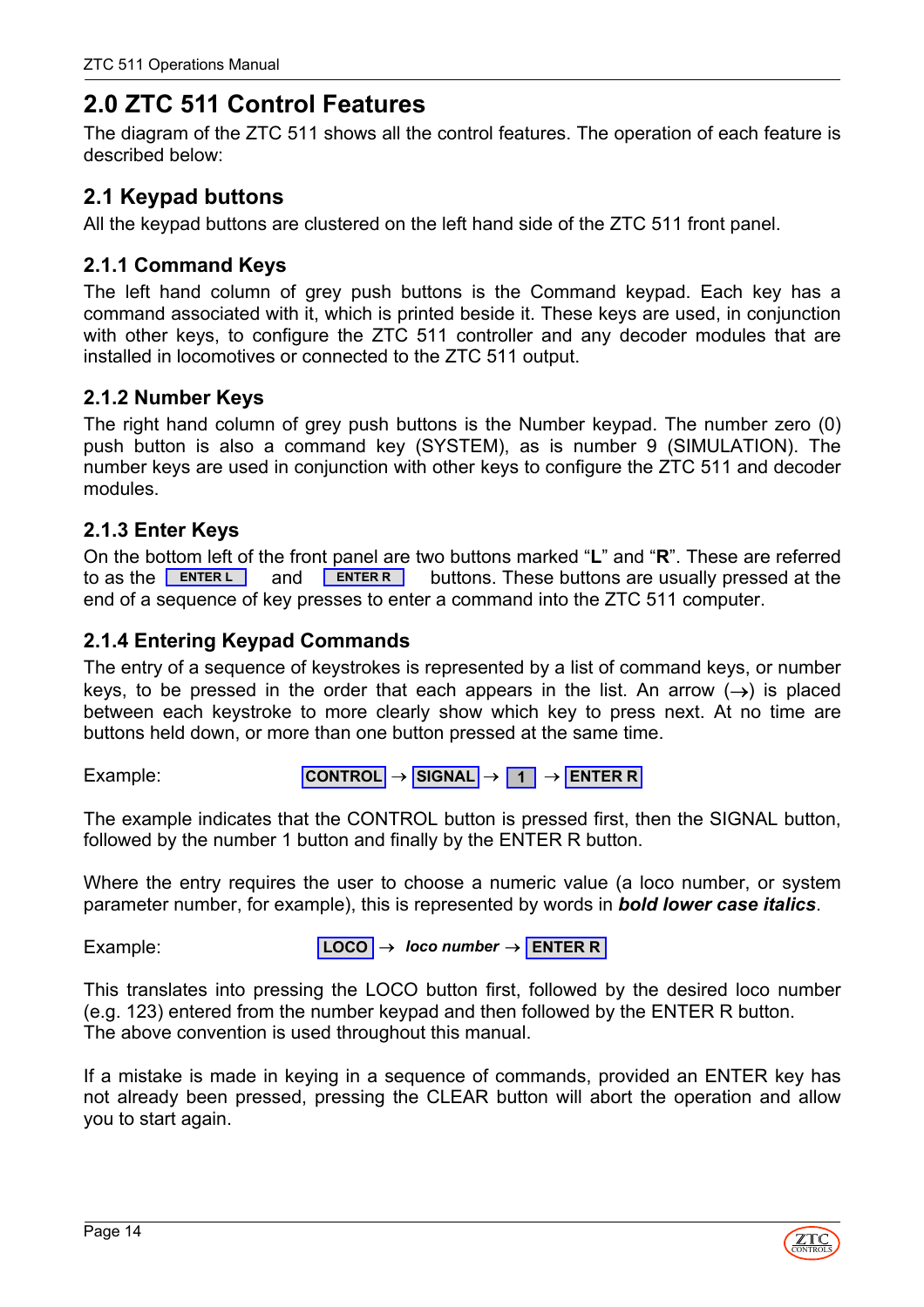# 2.0 ZTC 511 Control Features

The diagram of the ZTC 511 shows all the control features. The operation of each feature is described below:

## 2.1 Keypad buttons

All the keypad buttons are clustered on the left hand side of the ZTC 511 front panel.

### 2.1.1 Command Keys

The left hand column of grey push buttons is the Command keypad. Each key has a command associated with it, which is printed beside it. These keys are used, in conjunction with other keys, to configure the ZTC 511 controller and any decoder modules that are installed in locomotives or connected to the ZTC 511 output.

### 2.1.2 Number Keys

The right hand column of grey push buttons is the Number keypad. The number zero (0) push button is also a command key (SYSTEM), as is number 9 (SIMULATION). The number keys are used in conjunction with other keys to configure the ZTC 511 and decoder modules.

### 2.1.3 Enter Keys

On the bottom left of the front panel are two buttons marked "**L**" and "**R**". These are referred to as the **ENTER L** and **ENTER R** buttons. These buttons are usually pressed at the end of a sequence of key presses to enter a command into the ZTC 511 computer.

### 2.1.4 Entering Keypad Commands

The entry of a sequence of keystrokes is represented by a list of command keys, or number keys, to be pressed in the order that each appears in the list. An arrow (→) is placed between each keystroke to more clearly show which key to press next. At no time are buttons held down, or more than one button pressed at the same time.

Example: **CONTROL** → **SIGNAL** → **1** → **ENTER R**

The example indicates that the CONTROL button is pressed first, then the SIGNAL button, followed by the number 1 button and finally by the ENTER R button.

Where the entry requires the user to choose a numeric value (a loco number, or system parameter number, for example), this is represented by words in ***bold lower case italics***.

Example: **LOCO** → ***loco number*** → **ENTER R**

This translates into pressing the LOCO button first, followed by the desired loco number (e.g. 123) entered from the number keypad and then followed by the ENTER R button.
The above convention is used throughout this manual.

If a mistake is made in keying in a sequence of commands, provided an ENTER key has not already been pressed, pressing the CLEAR button will abort the operation and allow you to start again.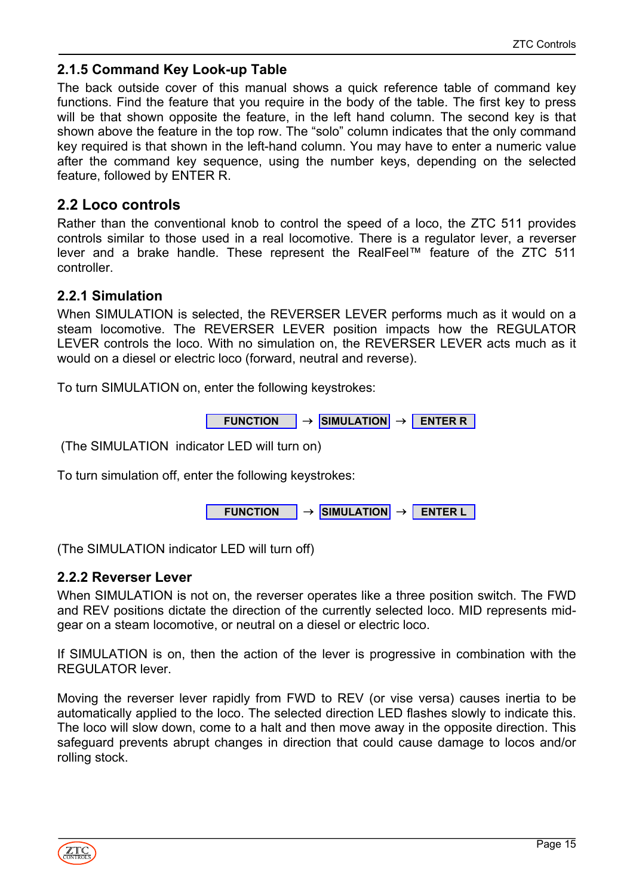### 2.1.5 Command Key Look-up Table

The back outside cover of this manual shows a quick reference table of command key functions. Find the feature that you require in the body of the table. The first key to press will be that shown opposite the feature, in the left hand column. The second key is that shown above the feature in the top row. The “solo” column indicates that the only command key required is that shown in the left-hand column. You may have to enter a numeric value after the command key sequence, using the number keys, depending on the selected feature, followed by ENTER R.

## 2.2 Loco controls

Rather than the conventional knob to control the speed of a loco, the ZTC 511 provides controls similar to those used in a real locomotive. There is a regulator lever, a reverser lever and a brake handle. These represent the RealFeel™ feature of the ZTC 511 controller.

### 2.2.1 Simulation

When SIMULATION is selected, the REVERSER LEVER performs much as it would on a steam locomotive. The REVERSER LEVER position impacts how the REGULATOR LEVER controls the loco. With no simulation on, the REVERSER LEVER acts much as it would on a diesel or electric loco (forward, neutral and reverse).

To turn SIMULATION on, enter the following keystrokes:

**FUNCTION** → **SIMULATION** → **ENTER R**

(The SIMULATION indicator LED will turn on)

To turn simulation off, enter the following keystrokes:

**FUNCTION** → **SIMULATION** → **ENTER L**

(The SIMULATION indicator LED will turn off)

### 2.2.2 Reverser Lever

When SIMULATION is not on, the reverser operates like a three position switch. The FWD and REV positions dictate the direction of the currently selected loco. MID represents mid-gear on a steam locomotive, or neutral on a diesel or electric loco.

If SIMULATION is on, then the action of the lever is progressive in combination with the REGULATOR lever.

Moving the reverser lever rapidly from FWD to REV (or vise versa) causes inertia to be automatically applied to the loco. The selected direction LED flashes slowly to indicate this. The loco will slow down, come to a halt and then move away in the opposite direction. This safeguard prevents abrupt changes in direction that could cause damage to locos and/or rolling stock.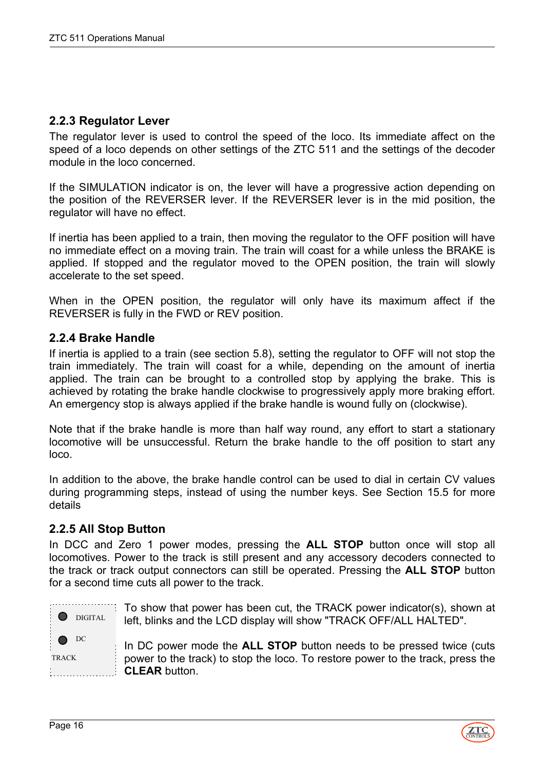### 2.2.3 Regulator Lever

The regulator lever is used to control the speed of the loco. Its immediate affect on the speed of a loco depends on other settings of the ZTC 511 and the settings of the decoder module in the loco concerned.

If the SIMULATION indicator is on, the lever will have a progressive action depending on the position of the REVERSER lever. If the REVERSER lever is in the mid position, the regulator will have no effect.

If inertia has been applied to a train, then moving the regulator to the OFF position will have no immediate effect on a moving train. The train will coast for a while unless the BRAKE is applied. If stopped and the regulator moved to the OPEN position, the train will slowly accelerate to the set speed.

When in the OPEN position, the regulator will only have its maximum affect if the REVERSER is fully in the FWD or REV position.

### 2.2.4 Brake Handle

If inertia is applied to a train (see section 5.8), setting the regulator to OFF will not stop the train immediately. The train will coast for a while, depending on the amount of inertia applied. The train can be brought to a controlled stop by applying the brake. This is achieved by rotating the brake handle clockwise to progressively apply more braking effort. An emergency stop is always applied if the brake handle is wound fully on (clockwise).

Note that if the brake handle is more than half way round, any effort to start a stationary locomotive will be unsuccessful. Return the brake handle to the off position to start any loco.

In addition to the above, the brake handle control can be used to dial in certain CV values during programming steps, instead of using the number keys. See Section 15.5 for more details

### 2.2.5 All Stop Button

In DCC and Zero 1 power modes, pressing the **ALL STOP** button once will stop all locomotives. Power to the track is still present and any accessory decoders connected to the track or track output connectors can still be operated. Pressing the **ALL STOP** button for a second time cuts all power to the track.

● DIGITAL

● DC

TRACK

To show that power has been cut, the TRACK power indicator(s), shown at left, blinks and the LCD display will show "TRACK OFF/ALL HALTED".

In DC power mode the **ALL STOP** button needs to be pressed twice (cuts power to the track) to stop the loco. To restore power to the track, press the **CLEAR** button.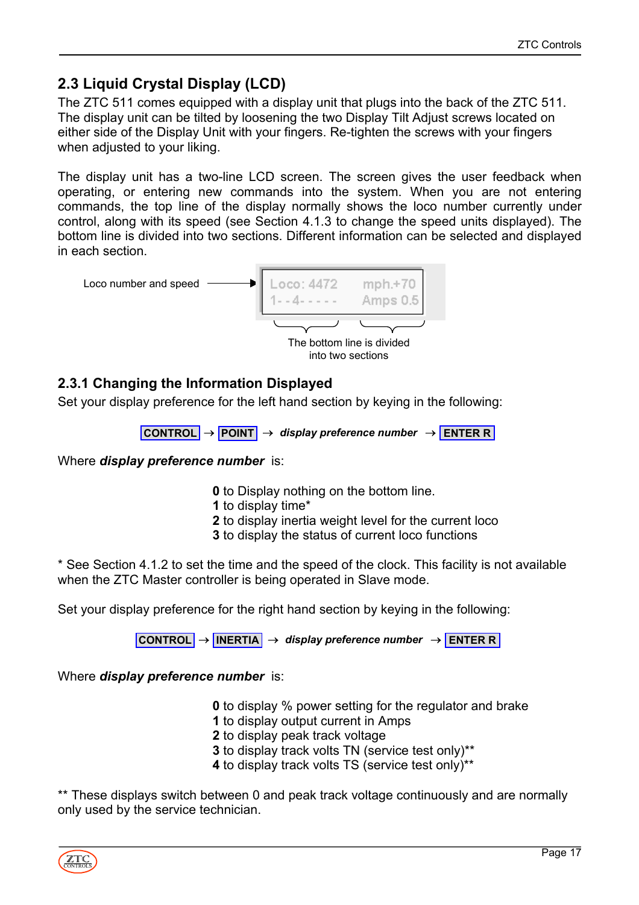## 2.3 Liquid Crystal Display (LCD)

The ZTC 511 comes equipped with a display unit that plugs into the back of the ZTC 511. The display unit can be tilted by loosening the two Display Tilt Adjust screws located on either side of the Display Unit with your fingers. Re-tighten the screws with your fingers when adjusted to your liking.

The display unit has a two-line LCD screen. The screen gives the user feedback when operating, or entering new commands into the system. When you are not entering commands, the top line of the display normally shows the loco number currently under control, along with its speed (see Section 4.1.3 to change the speed units displayed). The bottom line is divided into two sections. Different information can be selected and displayed in each section.

Loco number and speed →

```
Loco: 4472     mph.+70
1- - 4- - - - -   Amps 0.5
```

The bottom line is divided into two sections

### 2.3.1 Changing the Information Displayed

Set your display preference for the left hand section by keying in the following:

**CONTROL** → **POINT** → ***display preference number*** → **ENTER R**

Where ***display preference number*** is:

**0** to Display nothing on the bottom line.
**1** to display time*
**2** to display inertia weight level for the current loco
**3** to display the status of current loco functions

* See Section 4.1.2 to set the time and the speed of the clock. This facility is not available when the ZTC Master controller is being operated in Slave mode.

Set your display preference for the right hand section by keying in the following:

**CONTROL** → **INERTIA** → ***display preference number*** → **ENTER R**

Where ***display preference number*** is:

**0** to display % power setting for the regulator and brake
**1** to display output current in Amps
**2** to display peak track voltage
**3** to display track volts TN (service test only)**
**4** to display track volts TS (service test only)**

** These displays switch between 0 and peak track voltage continuously and are normally only used by the service technician.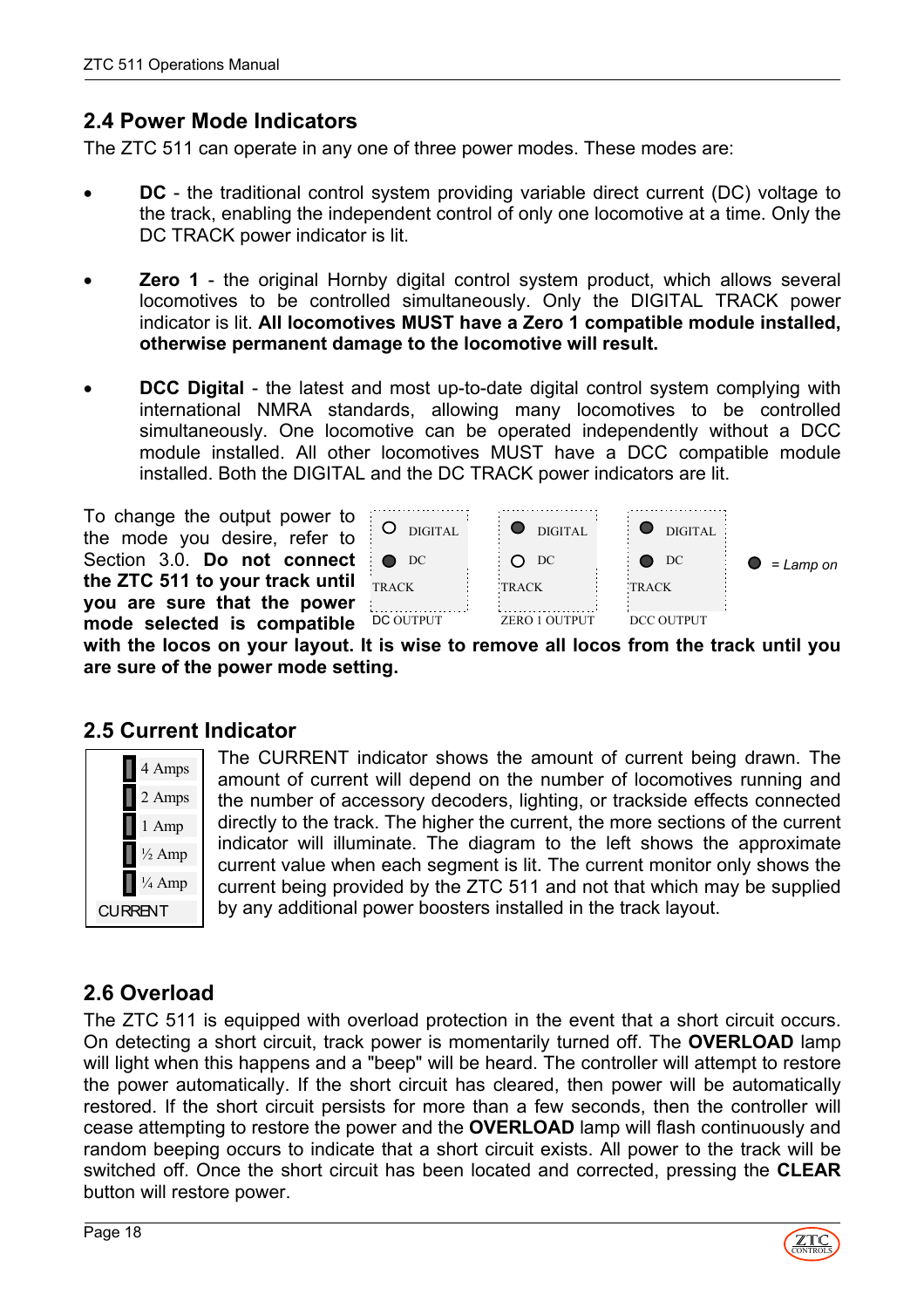## 2.4 Power Mode Indicators

The ZTC 511 can operate in any one of three power modes. These modes are:

- **DC** - the traditional control system providing variable direct current (DC) voltage to the track, enabling the independent control of only one locomotive at a time. Only the DC TRACK power indicator is lit.

- **Zero 1** - the original Hornby digital control system product, which allows several locomotives to be controlled simultaneously. Only the DIGITAL TRACK power indicator is lit. **All locomotives MUST have a Zero 1 compatible module installed, otherwise permanent damage to the locomotive will result.**

- **DCC Digital** - the latest and most up-to-date digital control system complying with international NMRA standards, allowing many locomotives to be controlled simultaneously. One locomotive can be operated independently without a DCC module installed. All other locomotives MUST have a DCC compatible module installed. Both the DIGITAL and the DC TRACK power indicators are lit.

| | DC OUTPUT | ZERO 1 OUTPUT | DCC OUTPUT |
|---|---|---|---|
| DIGITAL TRACK | ○ | ● | ● |
| DC TRACK | ● | ○ | ● |

● = Lamp on

To change the output power to the mode you desire, refer to Section 3.0. **Do not connect the ZTC 511 to your track until you are sure that the power mode selected is compatible with the locos on your layout. It is wise to remove all locos from the track until you are sure of the power mode setting.**

## 2.5 Current Indicator

| CURRENT |
|---|
| 4 Amps |
| 2 Amps |
| 1 Amp |
| ½ Amp |
| ¼ Amp |

The CURRENT indicator shows the amount of current being drawn. The amount of current will depend on the number of locomotives running and the number of accessory decoders, lighting, or trackside effects connected directly to the track. The higher the current, the more sections of the current indicator will illuminate. The diagram to the left shows the approximate current value when each segment is lit. The current monitor only shows the current being provided by the ZTC 511 and not that which may be supplied by any additional power boosters installed in the track layout.

## 2.6 Overload

The ZTC 511 is equipped with overload protection in the event that a short circuit occurs. On detecting a short circuit, track power is momentarily turned off. The **OVERLOAD** lamp will light when this happens and a "beep" will be heard. The controller will attempt to restore the power automatically. If the short circuit has cleared, then power will be automatically restored. If the short circuit persists for more than a few seconds, then the controller will cease attempting to restore the power and the **OVERLOAD** lamp will flash continuously and random beeping occurs to indicate that a short circuit exists. All power to the track will be switched off. Once the short circuit has been located and corrected, pressing the **CLEAR** button will restore power.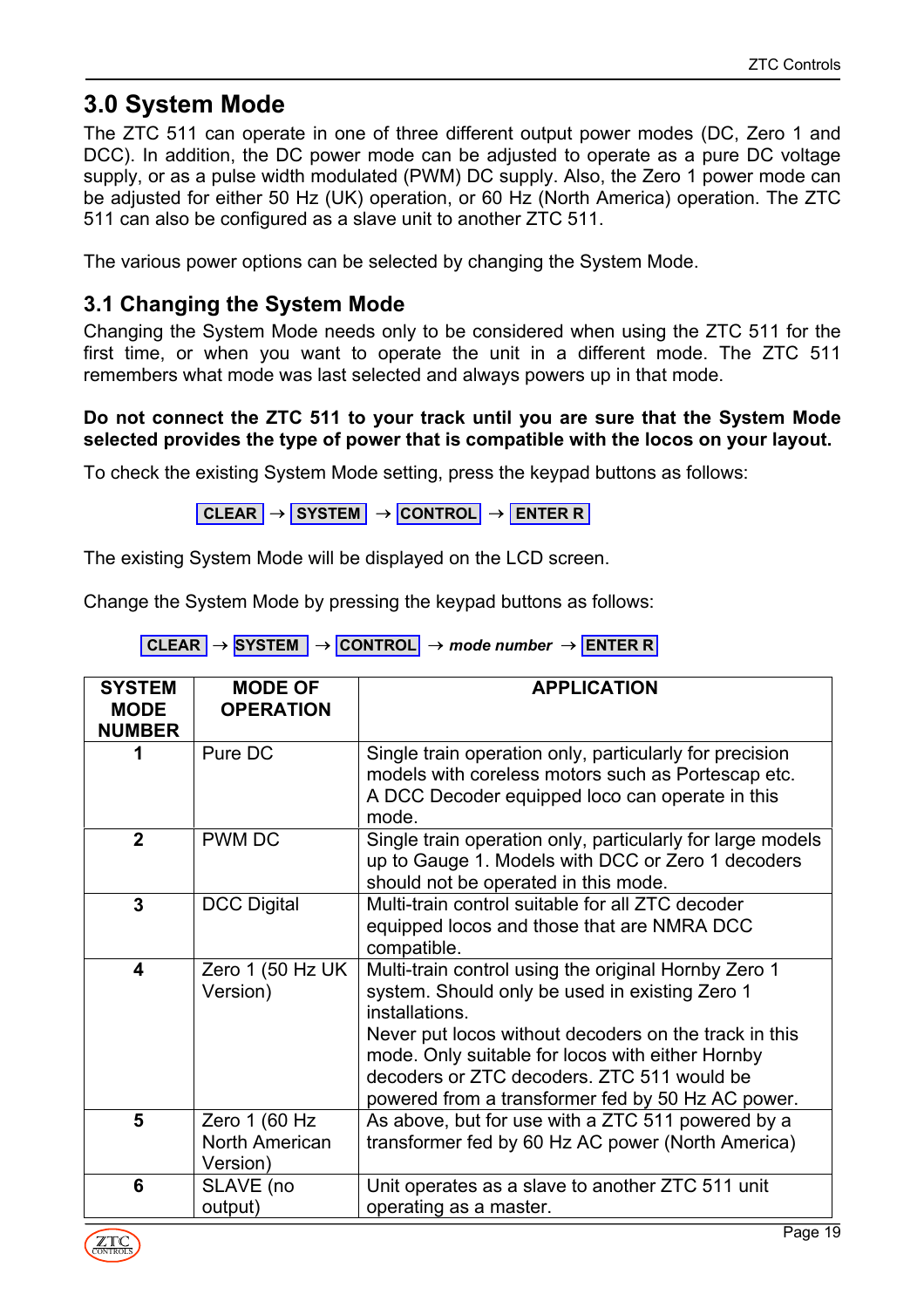## 3.0 System Mode

The ZTC 511 can operate in one of three different output power modes (DC, Zero 1 and DCC). In addition, the DC power mode can be adjusted to operate as a pure DC voltage supply, or as a pulse width modulated (PWM) DC supply. Also, the Zero 1 power mode can be adjusted for either 50 Hz (UK) operation, or 60 Hz (North America) operation. The ZTC 511 can also be configured as a slave unit to another ZTC 511.

The various power options can be selected by changing the System Mode.

### 3.1 Changing the System Mode

Changing the System Mode needs only to be considered when using the ZTC 511 for the first time, or when you want to operate the unit in a different mode. The ZTC 511 remembers what mode was last selected and always powers up in that mode.

**Do not connect the ZTC 511 to your track until you are sure that the System Mode selected provides the type of power that is compatible with the locos on your layout.**

To check the existing System Mode setting, press the keypad buttons as follows:

**CLEAR** → **SYSTEM** → **CONTROL** → **ENTER R**

The existing System Mode will be displayed on the LCD screen.

Change the System Mode by pressing the keypad buttons as follows:

**CLEAR** → **SYSTEM** → **CONTROL** → ***mode number*** → **ENTER R**

| SYSTEM MODE NUMBER | MODE OF OPERATION | APPLICATION |
|---|---|---|
| 1 | Pure DC | Single train operation only, particularly for precision models with coreless motors such as Portescap etc. A DCC Decoder equipped loco can operate in this mode. |
| 2 | PWM DC | Single train operation only, particularly for large models up to Gauge 1. Models with DCC or Zero 1 decoders should not be operated in this mode. |
| 3 | DCC Digital | Multi-train control suitable for all ZTC decoder equipped locos and those that are NMRA DCC compatible. |
| 4 | Zero 1 (50 Hz UK Version) | Multi-train control using the original Hornby Zero 1 system. Should only be used in existing Zero 1 installations. Never put locos without decoders on the track in this mode. Only suitable for locos with either Hornby decoders or ZTC decoders. ZTC 511 would be powered from a transformer fed by 50 Hz AC power. |
| 5 | Zero 1 (60 Hz North American Version) | As above, but for use with a ZTC 511 powered by a transformer fed by 60 Hz AC power (North America) |
| 6 | SLAVE (no output) | Unit operates as a slave to another ZTC 511 unit operating as a master. |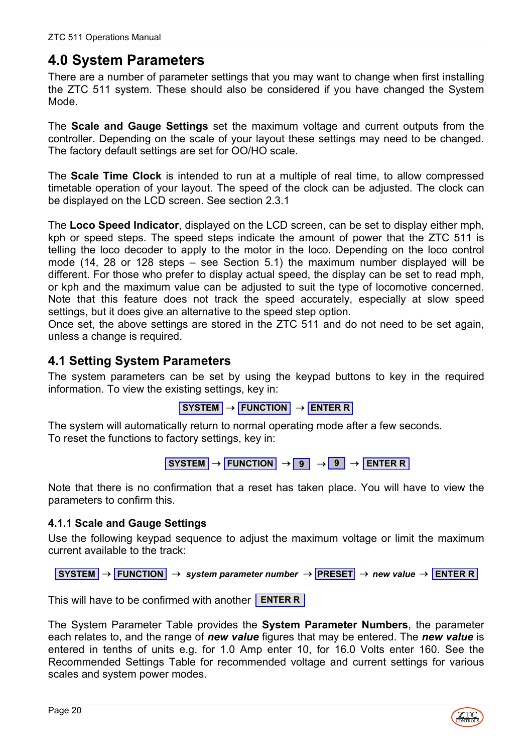# 4.0 System Parameters

There are a number of parameter settings that you may want to change when first installing the ZTC 511 system. These should also be considered if you have changed the System Mode.

The **Scale and Gauge Settings** set the maximum voltage and current outputs from the controller. Depending on the scale of your layout these settings may need to be changed. The factory default settings are set for OO/HO scale.

The **Scale Time Clock** is intended to run at a multiple of real time, to allow compressed timetable operation of your layout. The speed of the clock can be adjusted. The clock can be displayed on the LCD screen. See section 2.3.1

The **Loco Speed Indicator**, displayed on the LCD screen, can be set to display either mph, kph or speed steps. The speed steps indicate the amount of power that the ZTC 511 is telling the loco decoder to apply to the motor in the loco. Depending on the loco control mode (14, 28 or 128 steps – see Section 5.1) the maximum number displayed will be different. For those who prefer to display actual speed, the display can be set to read mph, or kph and the maximum value can be adjusted to suit the type of locomotive concerned. Note that this feature does not track the speed accurately, especially at slow speed settings, but it does give an alternative to the speed step option.
Once set, the above settings are stored in the ZTC 511 and do not need to be set again, unless a change is required.

## 4.1 Setting System Parameters

The system parameters can be set by using the keypad buttons to key in the required information. To view the existing settings, key in:

**SYSTEM** → **FUNCTION** → **ENTER R**

The system will automatically return to normal operating mode after a few seconds.
To reset the functions to factory settings, key in:

**SYSTEM** → **FUNCTION** → **9** → **9** → **ENTER R**

Note that there is no confirmation that a reset has taken place. You will have to view the parameters to confirm this.

### 4.1.1 Scale and Gauge Settings

Use the following keypad sequence to adjust the maximum voltage or limit the maximum current available to the track:

**SYSTEM** → **FUNCTION** → ***system parameter number*** → **PRESET** → ***new value*** → **ENTER R**

This will have to be confirmed with another **ENTER R**

The System Parameter Table provides the **System Parameter Numbers**, the parameter each relates to, and the range of ***new value*** figures that may be entered. The ***new value*** is entered in tenths of units e.g. for 1.0 Amp enter 10, for 16.0 Volts enter 160. See the Recommended Settings Table for recommended voltage and current settings for various scales and system power modes.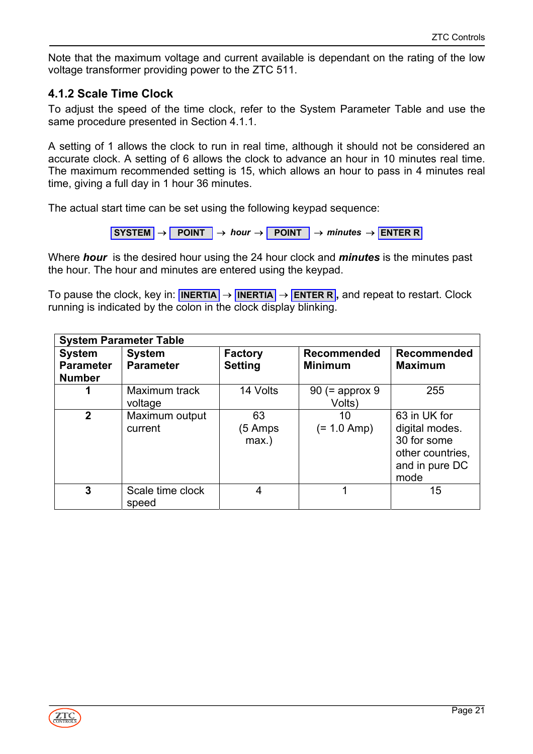Note that the maximum voltage and current available is dependant on the rating of the low voltage transformer providing power to the ZTC 511.

### 4.1.2 Scale Time Clock

To adjust the speed of the time clock, refer to the System Parameter Table and use the same procedure presented in Section 4.1.1.

A setting of 1 allows the clock to run in real time, although it should not be considered an accurate clock. A setting of 6 allows the clock to advance an hour in 10 minutes real time. The maximum recommended setting is 15, which allows an hour to pass in 4 minutes real time, giving a full day in 1 hour 36 minutes.

The actual start time can be set using the following keypad sequence:

**SYSTEM** → **POINT** → ***hour*** → **POINT** → ***minutes*** → **ENTER R**

Where ***hour*** is the desired hour using the 24 hour clock and ***minutes*** is the minutes past the hour. The hour and minutes are entered using the keypad.

To pause the clock, key in: **INERTIA** → **INERTIA** → **ENTER R**, and repeat to restart. Clock running is indicated by the colon in the clock display blinking.

| **System Parameter Table** | | | | |
|---|---|---|---|---|
| **System Parameter Number** | **System Parameter** | **Factory Setting** | **Recommended Minimum** | **Recommended Maximum** |
| **1** | Maximum track voltage | 14 Volts | 90 (= approx 9 Volts) | 255 |
| **2** | Maximum output current | 63 (5 Amps max.) | 10 (= 1.0 Amp) | 63 in UK for digital modes. 30 for some other countries, and in pure DC mode |
| **3** | Scale time clock speed | 4 | 1 | 15 |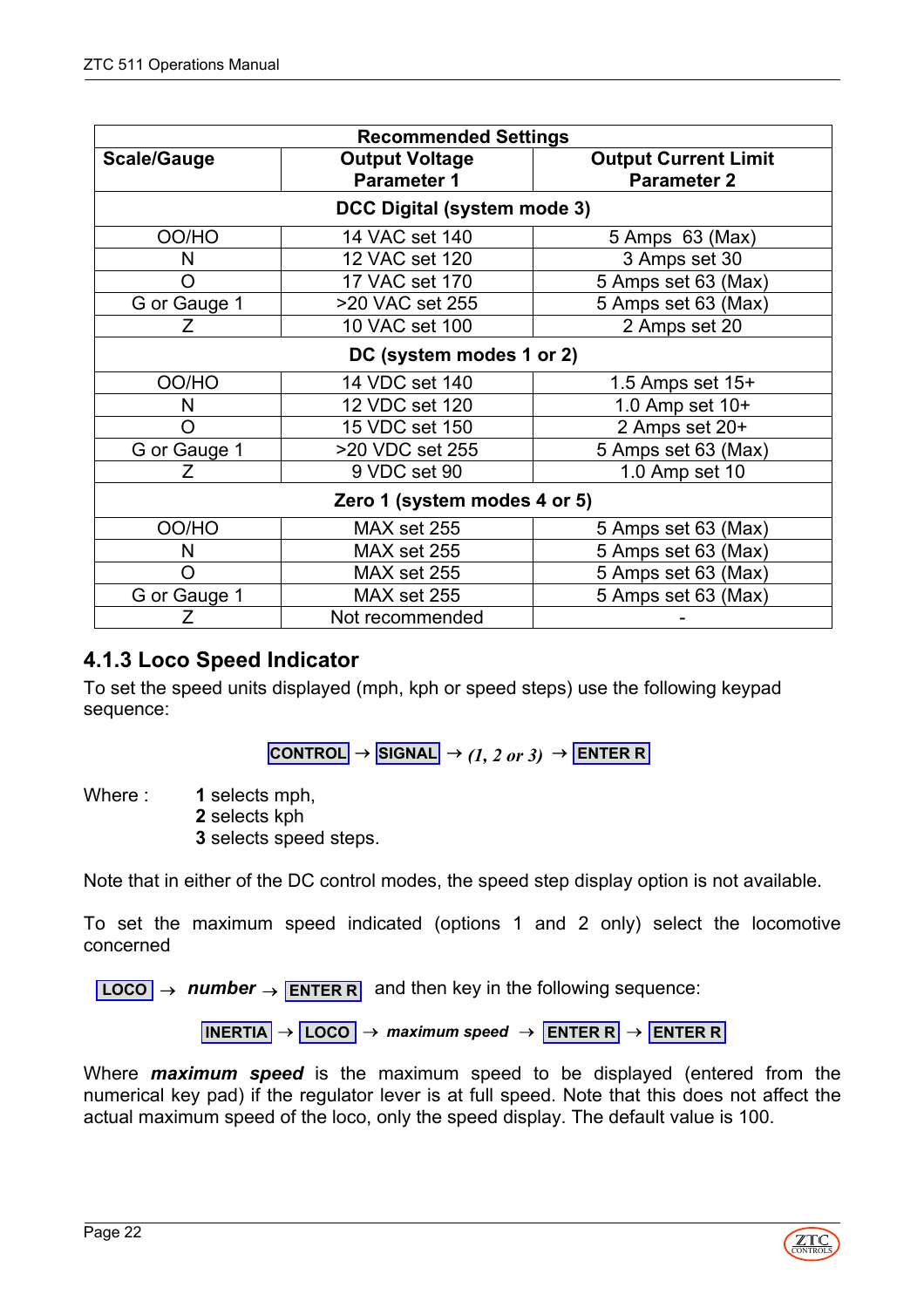| Recommended Settings | | |
|---|---|---|
| **Scale/Gauge** | **Output Voltage Parameter 1** | **Output Current Limit Parameter 2** |
| **DCC Digital (system mode 3)** | | |
| OO/HO | 14 VAC set 140 | 5 Amps 63 (Max) |
| N | 12 VAC set 120 | 3 Amps set 30 |
| O | 17 VAC set 170 | 5 Amps set 63 (Max) |
| G or Gauge 1 | >20 VAC set 255 | 5 Amps set 63 (Max) |
| Z | 10 VAC set 100 | 2 Amps set 20 |
| **DC (system modes 1 or 2)** | | |
| OO/HO | 14 VDC set 140 | 1.5 Amps set 15+ |
| N | 12 VDC set 120 | 1.0 Amp set 10+ |
| O | 15 VDC set 150 | 2 Amps set 20+ |
| G or Gauge 1 | >20 VDC set 255 | 5 Amps set 63 (Max) |
| Z | 9 VDC set 90 | 1.0 Amp set 10 |
| **Zero 1 (system modes 4 or 5)** | | |
| OO/HO | MAX set 255 | 5 Amps set 63 (Max) |
| N | MAX set 255 | 5 Amps set 63 (Max) |
| O | MAX set 255 | 5 Amps set 63 (Max) |
| G or Gauge 1 | MAX set 255 | 5 Amps set 63 (Max) |
| Z | Not recommended | - |

### 4.1.3 Loco Speed Indicator

To set the speed units displayed (mph, kph or speed steps) use the following keypad sequence:

**CONTROL** → **SIGNAL** → *(1, 2 or 3)* → **ENTER R**

Where :
- **1** selects mph,
- **2** selects kph
- **3** selects speed steps.

Note that in either of the DC control modes, the speed step display option is not available.

To set the maximum speed indicated (options 1 and 2 only) select the locomotive concerned

**LOCO** → ***number*** → **ENTER R** and then key in the following sequence:

**INERTIA** → **LOCO** → ***maximum speed*** → **ENTER R** → **ENTER R**

Where ***maximum speed*** is the maximum speed to be displayed (entered from the numerical key pad) if the regulator lever is at full speed. Note that this does not affect the actual maximum speed of the loco, only the speed display. The default value is 100.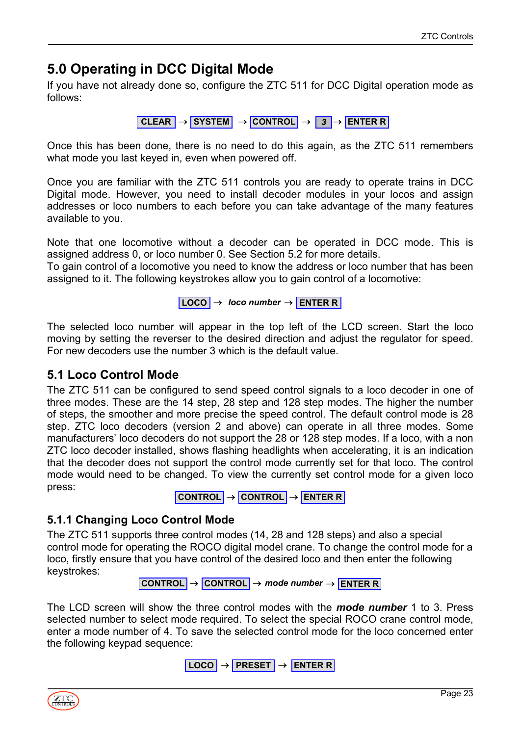# 5.0 Operating in DCC Digital Mode

If you have not already done so, configure the ZTC 511 for DCC Digital operation mode as follows:

**CLEAR** → **SYSTEM** → **CONTROL** → ***3*** → **ENTER R**

Once this has been done, there is no need to do this again, as the ZTC 511 remembers what mode you last keyed in, even when powered off.

Once you are familiar with the ZTC 511 controls you are ready to operate trains in DCC Digital mode. However, you need to install decoder modules in your locos and assign addresses or loco numbers to each before you can take advantage of the many features available to you.

Note that one locomotive without a decoder can be operated in DCC mode. This is assigned address 0, or loco number 0. See Section 5.2 for more details.
To gain control of a locomotive you need to know the address or loco number that has been assigned to it. The following keystrokes allow you to gain control of a locomotive:

**LOCO** → ***loco number*** → **ENTER R**

The selected loco number will appear in the top left of the LCD screen. Start the loco moving by setting the reverser to the desired direction and adjust the regulator for speed. For new decoders use the number 3 which is the default value.

## 5.1 Loco Control Mode

The ZTC 511 can be configured to send speed control signals to a loco decoder in one of three modes. These are the 14 step, 28 step and 128 step modes. The higher the number of steps, the smoother and more precise the speed control. The default control mode is 28 step. ZTC loco decoders (version 2 and above) can operate in all three modes. Some manufacturers' loco decoders do not support the 28 or 128 step modes. If a loco, with a non ZTC loco decoder installed, shows flashing headlights when accelerating, it is an indication that the decoder does not support the control mode currently set for that loco. The control mode would need to be changed. To view the currently set control mode for a given loco press:

**CONTROL** → **CONTROL** → **ENTER R**

### 5.1.1 Changing Loco Control Mode

The ZTC 511 supports three control modes (14, 28 and 128 steps) and also a special control mode for operating the ROCO digital model crane. To change the control mode for a loco, firstly ensure that you have control of the desired loco and then enter the following keystrokes:

**CONTROL** → **CONTROL** → ***mode number*** → **ENTER R**

The LCD screen will show the three control modes with the ***mode number*** 1 to 3. Press selected number to select mode required. To select the special ROCO crane control mode, enter a mode number of 4. To save the selected control mode for the loco concerned enter the following keypad sequence:

**LOCO** → **PRESET** → **ENTER R**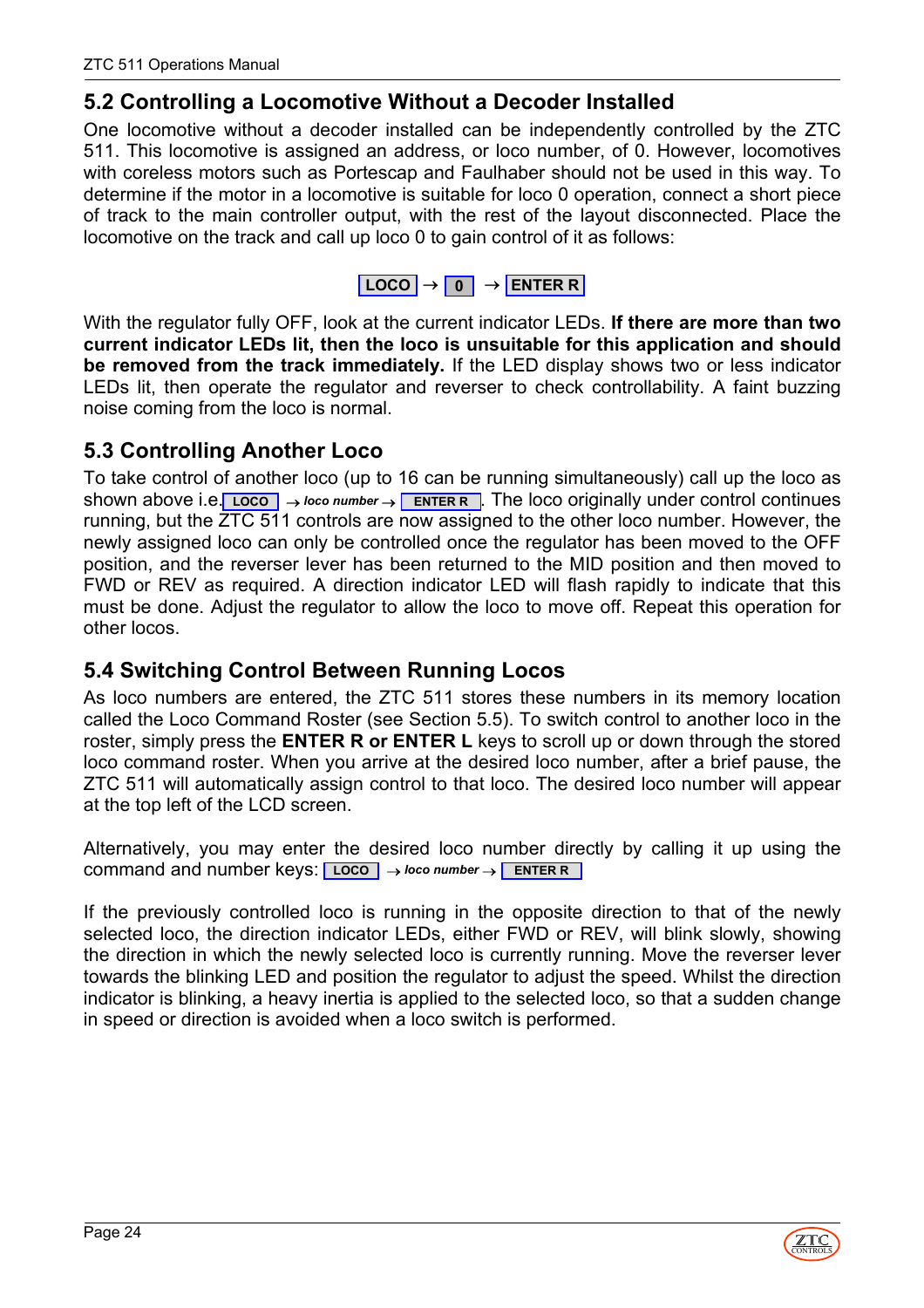## 5.2 Controlling a Locomotive Without a Decoder Installed

One locomotive without a decoder installed can be independently controlled by the ZTC 511. This locomotive is assigned an address, or loco number, of 0. However, locomotives with coreless motors such as Portescap and Faulhaber should not be used in this way. To determine if the motor in a locomotive is suitable for loco 0 operation, connect a short piece of track to the main controller output, with the rest of the layout disconnected. Place the locomotive on the track and call up loco 0 to gain control of it as follows:

**LOCO** → **0** → **ENTER R**

With the regulator fully OFF, look at the current indicator LEDs. **If there are more than two current indicator LEDs lit, then the loco is unsuitable for this application and should be removed from the track immediately.** If the LED display shows two or less indicator LEDs lit, then operate the regulator and reverser to check controllability. A faint buzzing noise coming from the loco is normal.

## 5.3 Controlling Another Loco

To take control of another loco (up to 16 can be running simultaneously) call up the loco as shown above i.e. **LOCO** → *loco number* → **ENTER R**. The loco originally under control continues running, but the ZTC 511 controls are now assigned to the other loco number. However, the newly assigned loco can only be controlled once the regulator has been moved to the OFF position, and the reverser lever has been returned to the MID position and then moved to FWD or REV as required. A direction indicator LED will flash rapidly to indicate that this must be done. Adjust the regulator to allow the loco to move off. Repeat this operation for other locos.

## 5.4 Switching Control Between Running Locos

As loco numbers are entered, the ZTC 511 stores these numbers in its memory location called the Loco Command Roster (see Section 5.5). To switch control to another loco in the roster, simply press the **ENTER R or ENTER L** keys to scroll up or down through the stored loco command roster. When you arrive at the desired loco number, after a brief pause, the ZTC 511 will automatically assign control to that loco. The desired loco number will appear at the top left of the LCD screen.

Alternatively, you may enter the desired loco number directly by calling it up using the command and number keys: **LOCO** → *loco number* → **ENTER R**

If the previously controlled loco is running in the opposite direction to that of the newly selected loco, the direction indicator LEDs, either FWD or REV, will blink slowly, showing the direction in which the newly selected loco is currently running. Move the reverser lever towards the blinking LED and position the regulator to adjust the speed. Whilst the direction indicator is blinking, a heavy inertia is applied to the selected loco, so that a sudden change in speed or direction is avoided when a loco switch is performed.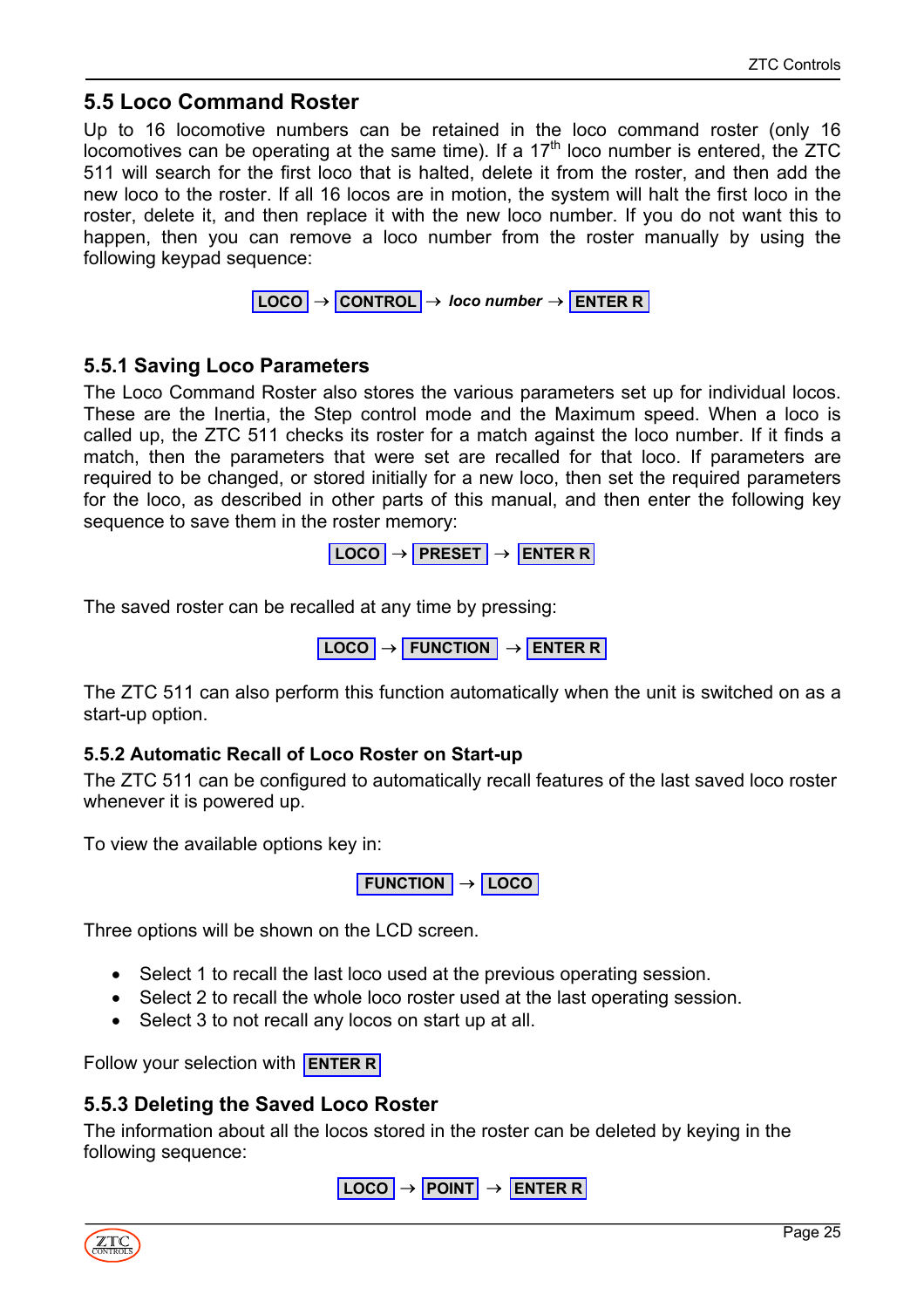## 5.5 Loco Command Roster

Up to 16 locomotive numbers can be retained in the loco command roster (only 16 locomotives can be operating at the same time). If a 17th loco number is entered, the ZTC 511 will search for the first loco that is halted, delete it from the roster, and then add the new loco to the roster. If all 16 locos are in motion, the system will halt the first loco in the roster, delete it, and then replace it with the new loco number. If you do not want this to happen, then you can remove a loco number from the roster manually by using the following keypad sequence:

**LOCO** → **CONTROL** → ***loco number*** → **ENTER R**

### 5.5.1 Saving Loco Parameters

The Loco Command Roster also stores the various parameters set up for individual locos. These are the Inertia, the Step control mode and the Maximum speed. When a loco is called up, the ZTC 511 checks its roster for a match against the loco number. If it finds a match, then the parameters that were set are recalled for that loco. If parameters are required to be changed, or stored initially for a new loco, then set the required parameters for the loco, as described in other parts of this manual, and then enter the following key sequence to save them in the roster memory:

**LOCO** → **PRESET** → **ENTER R**

The saved roster can be recalled at any time by pressing:

**LOCO** → **FUNCTION** → **ENTER R**

The ZTC 511 can also perform this function automatically when the unit is switched on as a start-up option.

#### 5.5.2 Automatic Recall of Loco Roster on Start-up

The ZTC 511 can be configured to automatically recall features of the last saved loco roster whenever it is powered up.

To view the available options key in:

**FUNCTION** → **LOCO**

Three options will be shown on the LCD screen.

- Select 1 to recall the last loco used at the previous operating session.
- Select 2 to recall the whole loco roster used at the last operating session.
- Select 3 to not recall any locos on start up at all.

Follow your selection with **ENTER R**

### 5.5.3 Deleting the Saved Loco Roster

The information about all the locos stored in the roster can be deleted by keying in the following sequence:

**LOCO** → **POINT** → **ENTER R**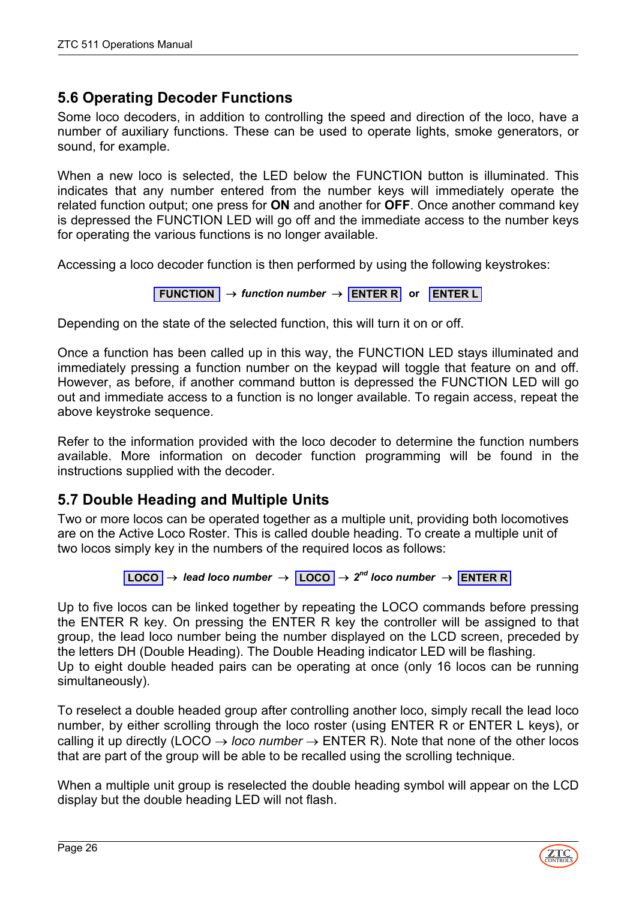## 5.6 Operating Decoder Functions

Some loco decoders, in addition to controlling the speed and direction of the loco, have a number of auxiliary functions. These can be used to operate lights, smoke generators, or sound, for example.

When a new loco is selected, the LED below the FUNCTION button is illuminated. This indicates that any number entered from the number keys will immediately operate the related function output; one press for **ON** and another for **OFF**. Once another command key is depressed the FUNCTION LED will go off and the immediate access to the number keys for operating the various functions is no longer available.

Accessing a loco decoder function is then performed by using the following keystrokes:

**FUNCTION** → ***function number*** → **ENTER R** **or** **ENTER L**

Depending on the state of the selected function, this will turn it on or off.

Once a function has been called up in this way, the FUNCTION LED stays illuminated and immediately pressing a function number on the keypad will toggle that feature on and off. However, as before, if another command button is depressed the FUNCTION LED will go out and immediate access to a function is no longer available. To regain access, repeat the above keystroke sequence.

Refer to the information provided with the loco decoder to determine the function numbers available. More information on decoder function programming will be found in the instructions supplied with the decoder.

## 5.7 Double Heading and Multiple Units

Two or more locos can be operated together as a multiple unit, providing both locomotives are on the Active Loco Roster. This is called double heading. To create a multiple unit of two locos simply key in the numbers of the required locos as follows:

**LOCO** → ***lead loco number*** → **LOCO** → ***2nd loco number*** → **ENTER R**

Up to five locos can be linked together by repeating the LOCO commands before pressing the ENTER R key. On pressing the ENTER R key the controller will be assigned to that group, the lead loco number being the number displayed on the LCD screen, preceded by the letters DH (Double Heading). The Double Heading indicator LED will be flashing.
Up to eight double headed pairs can be operating at once (only 16 locos can be running simultaneously).

To reselect a double headed group after controlling another loco, simply recall the lead loco number, by either scrolling through the loco roster (using ENTER R or ENTER L keys), or calling it up directly (LOCO → *loco number* → ENTER R). Note that none of the other locos that are part of the group will be able to be recalled using the scrolling technique.

When a multiple unit group is reselected the double heading symbol will appear on the LCD display but the double heading LED will not flash.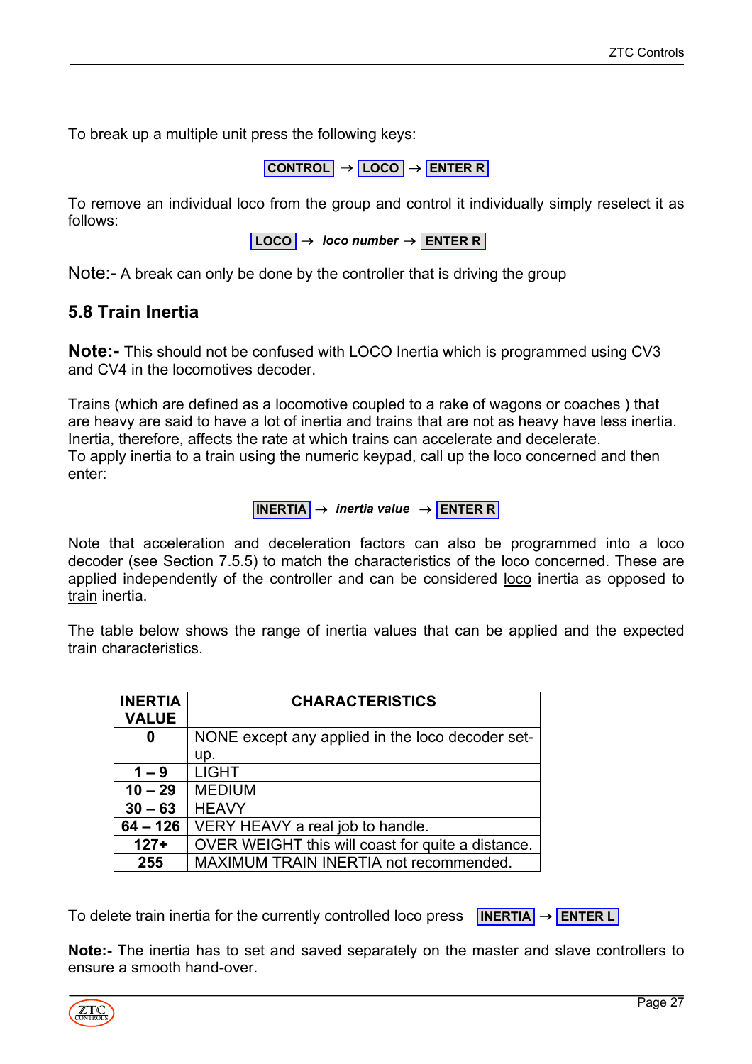To break up a multiple unit press the following keys:

**CONTROL** → **LOCO** → **ENTER R**

To remove an individual loco from the group and control it individually simply reselect it as follows:

**LOCO** → ***loco number*** → **ENTER R**

Note:- A break can only be done by the controller that is driving the group

## 5.8 Train Inertia

**Note:-** This should not be confused with LOCO Inertia which is programmed using CV3 and CV4 in the locomotives decoder.

Trains (which are defined as a locomotive coupled to a rake of wagons or coaches ) that are heavy are said to have a lot of inertia and trains that are not as heavy have less inertia. Inertia, therefore, affects the rate at which trains can accelerate and decelerate.
To apply inertia to a train using the numeric keypad, call up the loco concerned and then enter:

**INERTIA** → ***inertia value*** → **ENTER R**

Note that acceleration and deceleration factors can also be programmed into a loco decoder (see Section 7.5.5) to match the characteristics of the loco concerned. These are applied independently of the controller and can be considered loco inertia as opposed to train inertia.

The table below shows the range of inertia values that can be applied and the expected train characteristics.

| INERTIA VALUE | CHARACTERISTICS |
|---|---|
| **0** | NONE except any applied in the loco decoder set-up. |
| **1 – 9** | LIGHT |
| **10 – 29** | MEDIUM |
| **30 – 63** | HEAVY |
| **64 – 126** | VERY HEAVY a real job to handle. |
| **127+** | OVER WEIGHT this will coast for quite a distance. |
| **255** | MAXIMUM TRAIN INERTIA not recommended. |

To delete train inertia for the currently controlled loco press **INERTIA** → **ENTER L**

**Note:-** The inertia has to set and saved separately on the master and slave controllers to ensure a smooth hand-over.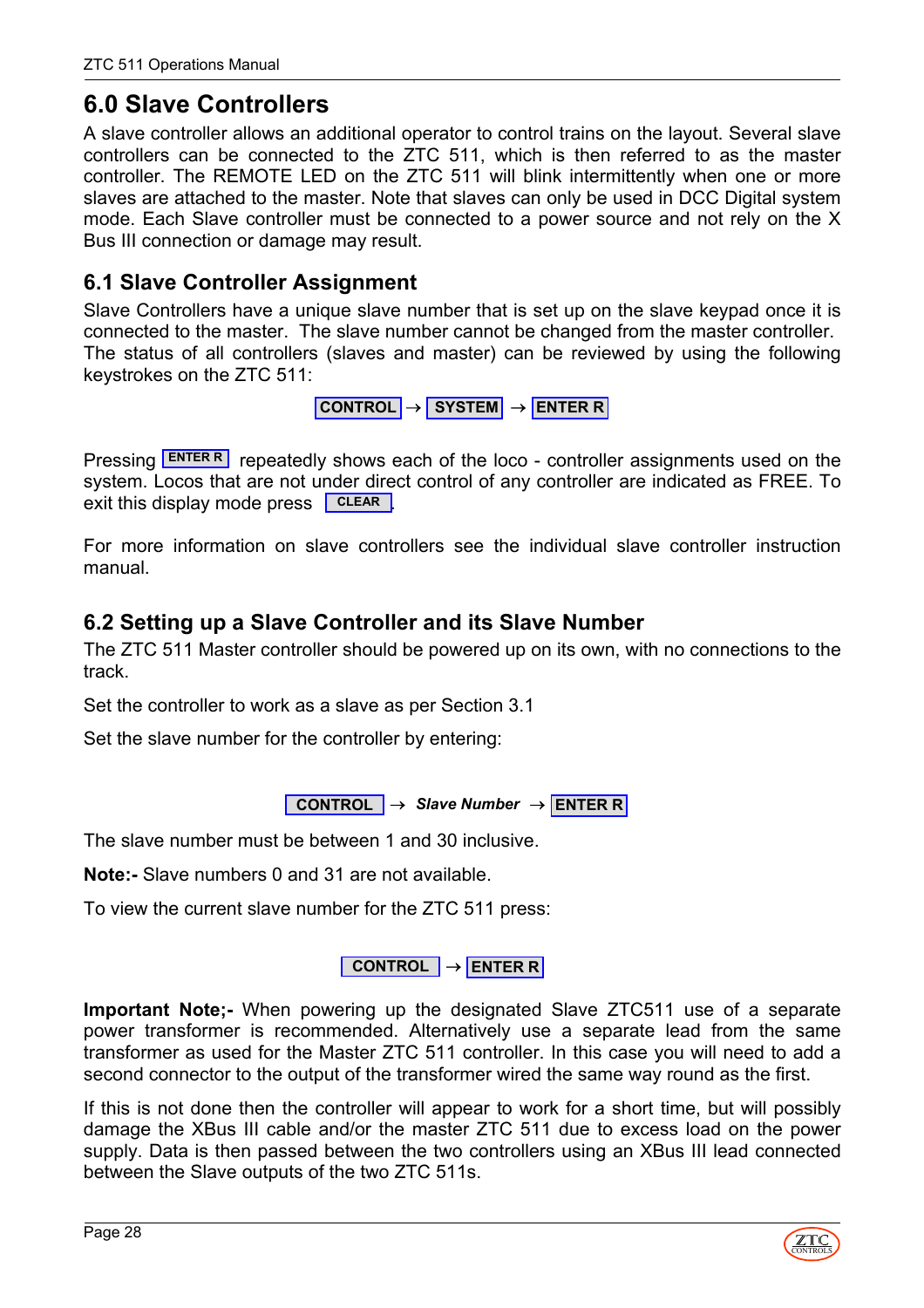# 6.0 Slave Controllers

A slave controller allows an additional operator to control trains on the layout. Several slave controllers can be connected to the ZTC 511, which is then referred to as the master controller. The REMOTE LED on the ZTC 511 will blink intermittently when one or more slaves are attached to the master. Note that slaves can only be used in DCC Digital system mode. Each Slave controller must be connected to a power source and not rely on the X Bus III connection or damage may result.

## 6.1 Slave Controller Assignment

Slave Controllers have a unique slave number that is set up on the slave keypad once it is connected to the master. The slave number cannot be changed from the master controller. The status of all controllers (slaves and master) can be reviewed by using the following keystrokes on the ZTC 511:

CONTROL → SYSTEM → ENTER R

Pressing ENTER R repeatedly shows each of the loco - controller assignments used on the system. Locos that are not under direct control of any controller are indicated as FREE. To exit this display mode press CLEAR.

For more information on slave controllers see the individual slave controller instruction manual.

## 6.2 Setting up a Slave Controller and its Slave Number

The ZTC 511 Master controller should be powered up on its own, with no connections to the track.

Set the controller to work as a slave as per Section 3.1

Set the slave number for the controller by entering:

CONTROL → ***Slave Number*** → ENTER R

The slave number must be between 1 and 30 inclusive.

**Note:-** Slave numbers 0 and 31 are not available.

To view the current slave number for the ZTC 511 press:

CONTROL → ENTER R

**Important Note;-** When powering up the designated Slave ZTC511 use of a separate power transformer is recommended. Alternatively use a separate lead from the same transformer as used for the Master ZTC 511 controller. In this case you will need to add a second connector to the output of the transformer wired the same way round as the first.

If this is not done then the controller will appear to work for a short time, but will possibly damage the XBus III cable and/or the master ZTC 511 due to excess load on the power supply. Data is then passed between the two controllers using an XBus III lead connected between the Slave outputs of the two ZTC 511s.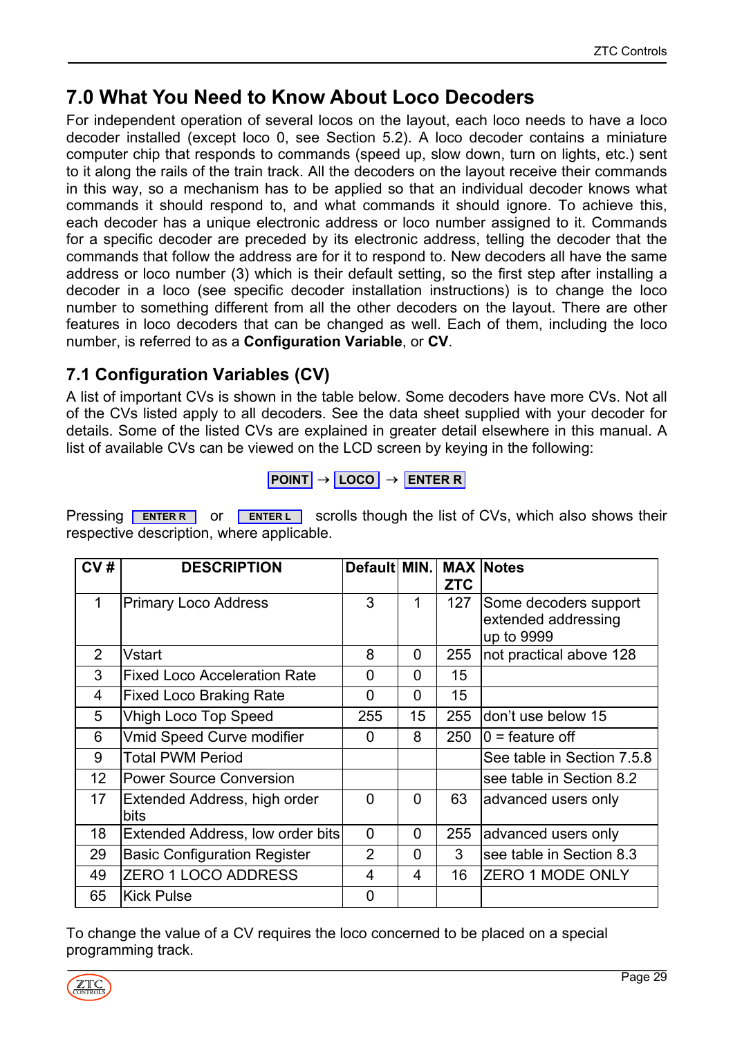# 7.0 What You Need to Know About Loco Decoders

For independent operation of several locos on the layout, each loco needs to have a loco decoder installed (except loco 0, see Section 5.2). A loco decoder contains a miniature computer chip that responds to commands (speed up, slow down, turn on lights, etc.) sent to it along the rails of the train track. All the decoders on the layout receive their commands in this way, so a mechanism has to be applied so that an individual decoder knows what commands it should respond to, and what commands it should ignore. To achieve this, each decoder has a unique electronic address or loco number assigned to it. Commands for a specific decoder are preceded by its electronic address, telling the decoder that the commands that follow the address are for it to respond to. New decoders all have the same address or loco number (3) which is their default setting, so the first step after installing a decoder in a loco (see specific decoder installation instructions) is to change the loco number to something different from all the other decoders on the layout. There are other features in loco decoders that can be changed as well. Each of them, including the loco number, is referred to as a **Configuration Variable**, or **CV**.

## 7.1 Configuration Variables (CV)

A list of important CVs is shown in the table below. Some decoders have more CVs. Not all of the CVs listed apply to all decoders. See the data sheet supplied with your decoder for details. Some of the listed CVs are explained in greater detail elsewhere in this manual. A list of available CVs can be viewed on the LCD screen by keying in the following:

**POINT** → **LOCO** → **ENTER R**

Pressing **ENTER R** or **ENTER L** scrolls though the list of CVs, which also shows their respective description, where applicable.

| CV # | DESCRIPTION | Default | MIN. | MAX ZTC | Notes |
|---|---|---|---|---|---|
| 1 | Primary Loco Address | 3 | 1 | 127 | Some decoders support extended addressing up to 9999 |
| 2 | Vstart | 8 | 0 | 255 | not practical above 128 |
| 3 | Fixed Loco Acceleration Rate | 0 | 0 | 15 | |
| 4 | Fixed Loco Braking Rate | 0 | 0 | 15 | |
| 5 | Vhigh Loco Top Speed | 255 | 15 | 255 | don't use below 15 |
| 6 | Vmid Speed Curve modifier | 0 | 8 | 250 | 0 = feature off |
| 9 | Total PWM Period | | | | See table in Section 7.5.8 |
| 12 | Power Source Conversion | | | | see table in Section 8.2 |
| 17 | Extended Address, high order bits | 0 | 0 | 63 | advanced users only |
| 18 | Extended Address, low order bits | 0 | 0 | 255 | advanced users only |
| 29 | Basic Configuration Register | 2 | 0 | 3 | see table in Section 8.3 |
| 49 | ZERO 1 LOCO ADDRESS | 4 | 4 | 16 | ZERO 1 MODE ONLY |
| 65 | Kick Pulse | 0 | | | |

To change the value of a CV requires the loco concerned to be placed on a special programming track.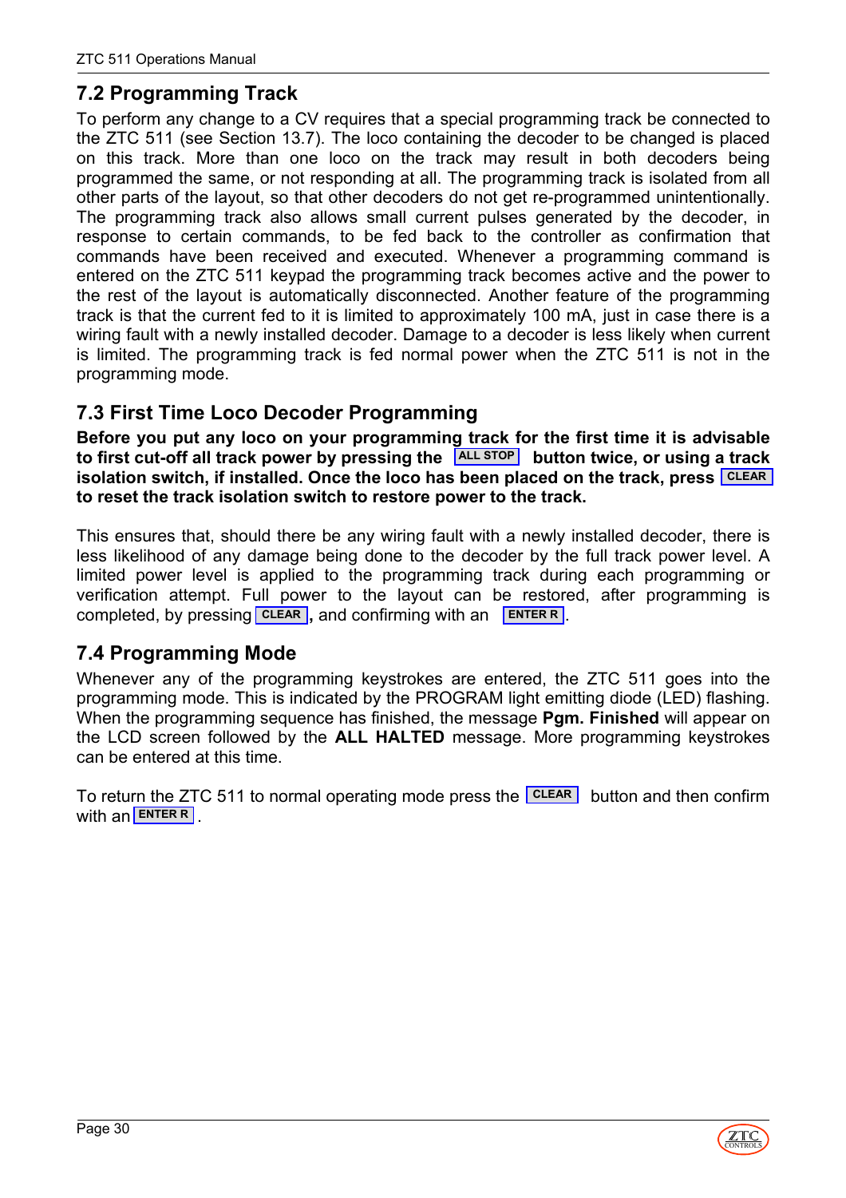## 7.2 Programming Track

To perform any change to a CV requires that a special programming track be connected to the ZTC 511 (see Section 13.7). The loco containing the decoder to be changed is placed on this track. More than one loco on the track may result in both decoders being programmed the same, or not responding at all. The programming track is isolated from all other parts of the layout, so that other decoders do not get re-programmed unintentionally. The programming track also allows small current pulses generated by the decoder, in response to certain commands, to be fed back to the controller as confirmation that commands have been received and executed. Whenever a programming command is entered on the ZTC 511 keypad the programming track becomes active and the power to the rest of the layout is automatically disconnected. Another feature of the programming track is that the current fed to it is limited to approximately 100 mA, just in case there is a wiring fault with a newly installed decoder. Damage to a decoder is less likely when current is limited. The programming track is fed normal power when the ZTC 511 is not in the programming mode.

## 7.3 First Time Loco Decoder Programming

**Before you put any loco on your programming track for the first time it is advisable to first cut-off all track power by pressing the ALL STOP button twice, or using a track isolation switch, if installed. Once the loco has been placed on the track, press CLEAR to reset the track isolation switch to restore power to the track.**

This ensures that, should there be any wiring fault with a newly installed decoder, there is less likelihood of any damage being done to the decoder by the full track power level. A limited power level is applied to the programming track during each programming or verification attempt. Full power to the layout can be restored, after programming is completed, by pressing CLEAR, and confirming with an ENTER R.

## 7.4 Programming Mode

Whenever any of the programming keystrokes are entered, the ZTC 511 goes into the programming mode. This is indicated by the PROGRAM light emitting diode (LED) flashing. When the programming sequence has finished, the message **Pgm. Finished** will appear on the LCD screen followed by the **ALL HALTED** message. More programming keystrokes can be entered at this time.

To return the ZTC 511 to normal operating mode press the CLEAR button and then confirm with an ENTER R.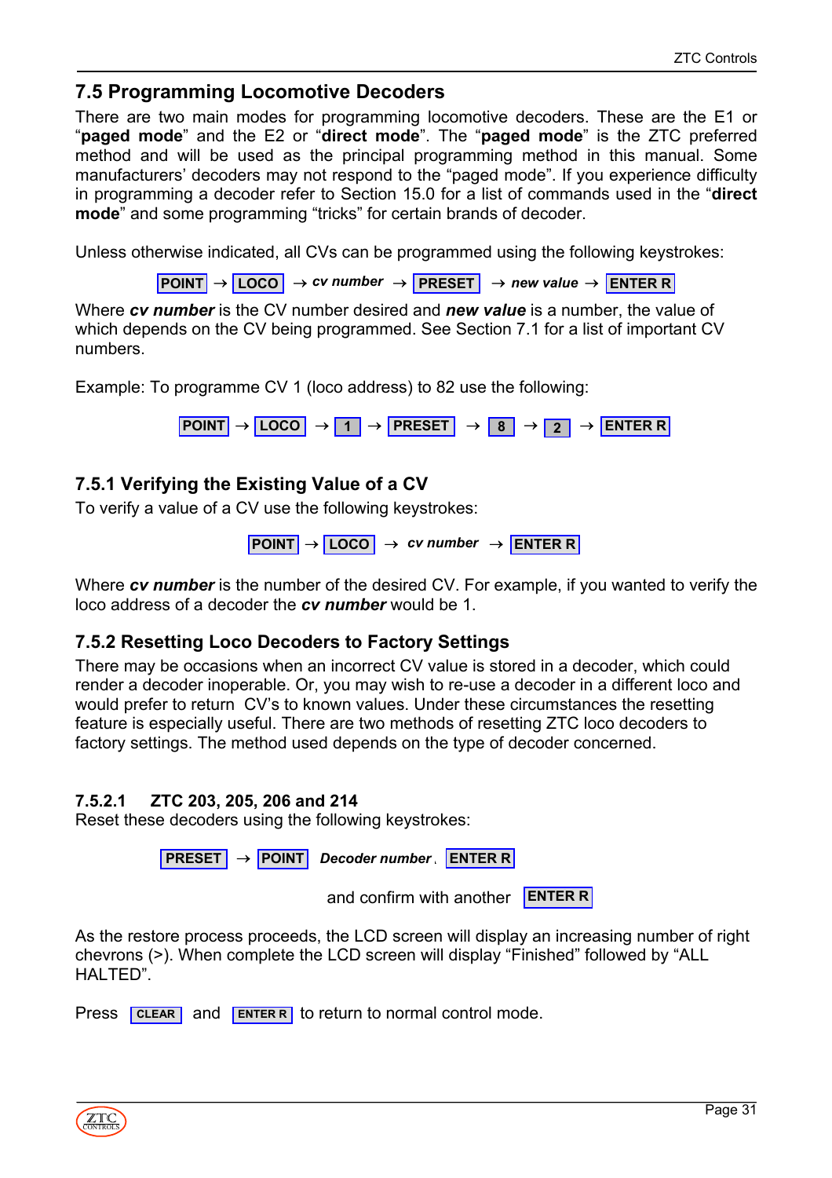## 7.5 Programming Locomotive Decoders

There are two main modes for programming locomotive decoders. These are the E1 or "**paged mode**" and the E2 or "**direct mode**". The "**paged mode**" is the ZTC preferred method and will be used as the principal programming method in this manual. Some manufacturers' decoders may not respond to the "paged mode". If you experience difficulty in programming a decoder refer to Section 15.0 for a list of commands used in the "**direct mode**" and some programming "tricks" for certain brands of decoder.

Unless otherwise indicated, all CVs can be programmed using the following keystrokes:

**POINT** → **LOCO** → ***cv number*** → **PRESET** → ***new value*** → **ENTER R**

Where ***cv number*** is the CV number desired and ***new value*** is a number, the value of which depends on the CV being programmed. See Section 7.1 for a list of important CV numbers.

Example: To programme CV 1 (loco address) to 82 use the following:

**POINT** → **LOCO** → **1** → **PRESET** → **8** → **2** → **ENTER R**

### 7.5.1 Verifying the Existing Value of a CV

To verify a value of a CV use the following keystrokes:

**POINT** → **LOCO** → ***cv number*** → **ENTER R**

Where ***cv number*** is the number of the desired CV. For example, if you wanted to verify the loco address of a decoder the ***cv number*** would be 1.

### 7.5.2 Resetting Loco Decoders to Factory Settings

There may be occasions when an incorrect CV value is stored in a decoder, which could render a decoder inoperable. Or, you may wish to re-use a decoder in a different loco and would prefer to return CV's to known values. Under these circumstances the resetting feature is especially useful. There are two methods of resetting ZTC loco decoders to factory settings. The method used depends on the type of decoder concerned.

#### 7.5.2.1 ZTC 203, 205, 206 and 214

Reset these decoders using the following keystrokes:

**PRESET** → **POINT** ***Decoder number*** , **ENTER R**

and confirm with another **ENTER R**

As the restore process proceeds, the LCD screen will display an increasing number of right chevrons (>). When complete the LCD screen will display "Finished" followed by "ALL HALTED".

Press **CLEAR** and **ENTER R** to return to normal control mode.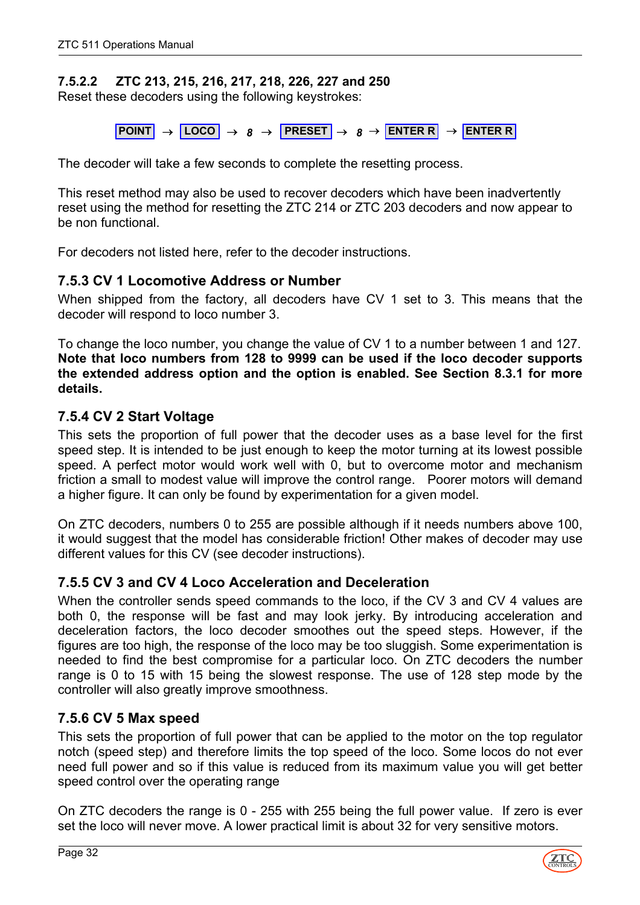#### 7.5.2.2 ZTC 213, 215, 216, 217, 218, 226, 227 and 250

Reset these decoders using the following keystrokes:

**POINT** → **LOCO** → *8* → **PRESET** → *8* → **ENTER R** → **ENTER R**

The decoder will take a few seconds to complete the resetting process.

This reset method may also be used to recover decoders which have been inadvertently reset using the method for resetting the ZTC 214 or ZTC 203 decoders and now appear to be non functional.

For decoders not listed here, refer to the decoder instructions.

### 7.5.3 CV 1 Locomotive Address or Number

When shipped from the factory, all decoders have CV 1 set to 3. This means that the decoder will respond to loco number 3.

To change the loco number, you change the value of CV 1 to a number between 1 and 127. **Note that loco numbers from 128 to 9999 can be used if the loco decoder supports the extended address option and the option is enabled. See Section 8.3.1 for more details.**

### 7.5.4 CV 2 Start Voltage

This sets the proportion of full power that the decoder uses as a base level for the first speed step. It is intended to be just enough to keep the motor turning at its lowest possible speed. A perfect motor would work well with 0, but to overcome motor and mechanism friction a small to modest value will improve the control range. Poorer motors will demand a higher figure. It can only be found by experimentation for a given model.

On ZTC decoders, numbers 0 to 255 are possible although if it needs numbers above 100, it would suggest that the model has considerable friction! Other makes of decoder may use different values for this CV (see decoder instructions).

### 7.5.5 CV 3 and CV 4 Loco Acceleration and Deceleration

When the controller sends speed commands to the loco, if the CV 3 and CV 4 values are both 0, the response will be fast and may look jerky. By introducing acceleration and deceleration factors, the loco decoder smoothes out the speed steps. However, if the figures are too high, the response of the loco may be too sluggish. Some experimentation is needed to find the best compromise for a particular loco. On ZTC decoders the number range is 0 to 15 with 15 being the slowest response. The use of 128 step mode by the controller will also greatly improve smoothness.

### 7.5.6 CV 5 Max speed

This sets the proportion of full power that can be applied to the motor on the top regulator notch (speed step) and therefore limits the top speed of the loco. Some locos do not ever need full power and so if this value is reduced from its maximum value you will get better speed control over the operating range

On ZTC decoders the range is 0 - 255 with 255 being the full power value. If zero is ever set the loco will never move. A lower practical limit is about 32 for very sensitive motors.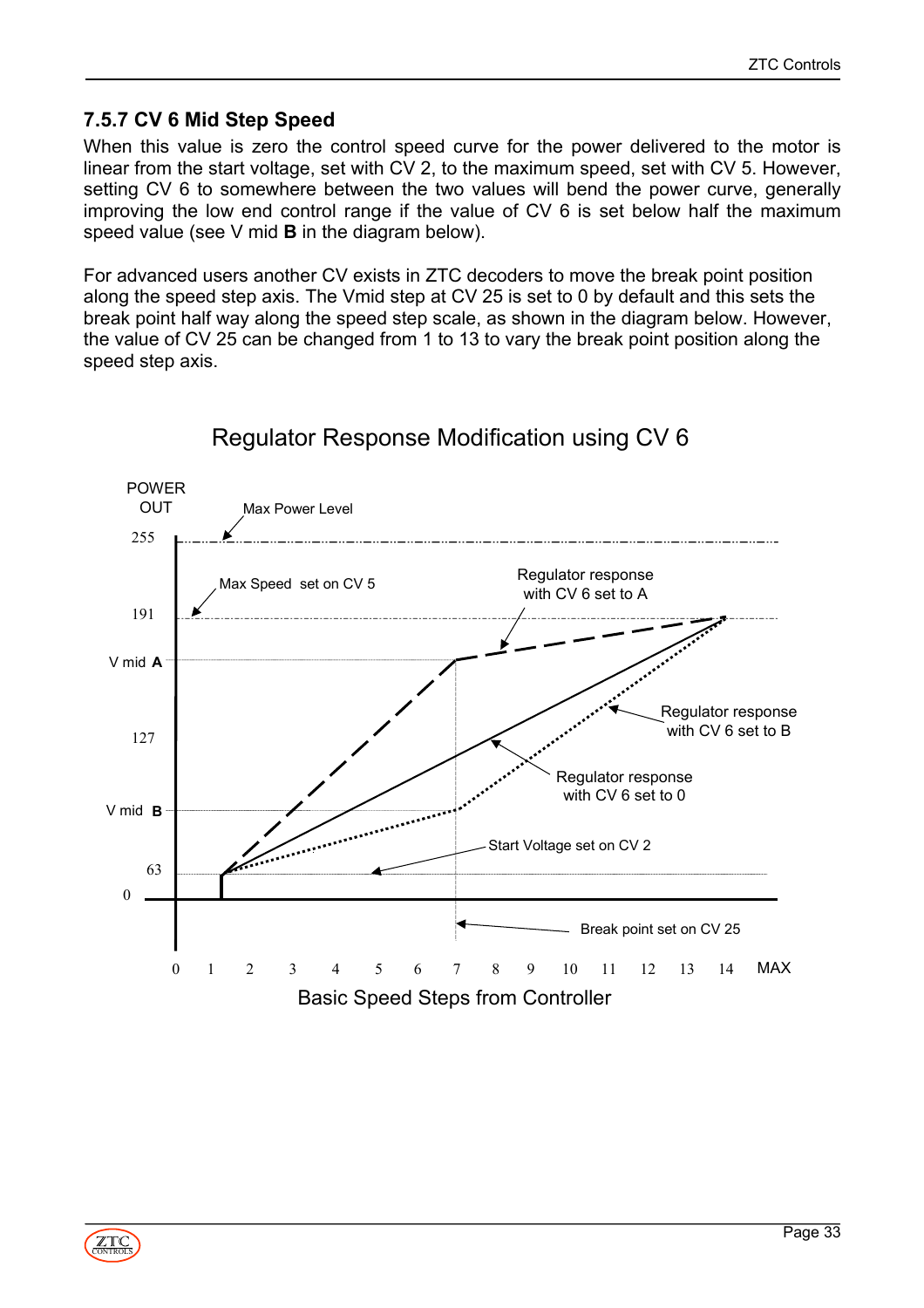### 7.5.7 CV 6 Mid Step Speed

When this value is zero the control speed curve for the power delivered to the motor is linear from the start voltage, set with CV 2, to the maximum speed, set with CV 5. However, setting CV 6 to somewhere between the two values will bend the power curve, generally improving the low end control range if the value of CV 6 is set below half the maximum speed value (see V mid **B** in the diagram below).

For advanced users another CV exists in ZTC decoders to move the break point position along the speed step axis. The Vmid step at CV 25 is set to 0 by default and this sets the break point half way along the speed step scale, as shown in the diagram below. However, the value of CV 25 can be changed from 1 to 13 to vary the break point position along the speed step axis.

Regulator Response Modification using CV 6

POWER OUT

Max Power Level

255

Max Speed set on CV 5

191

Regulator response with CV 6 set to A

V mid **A**

Regulator response with CV 6 set to B

127

Regulator response with CV 6 set to 0

V mid **B**

Start Voltage set on CV 2

63

0

Break point set on CV 25

0 1 2 3 4 5 6 7 8 9 10 11 12 13 14 MAX

Basic Speed Steps from Controller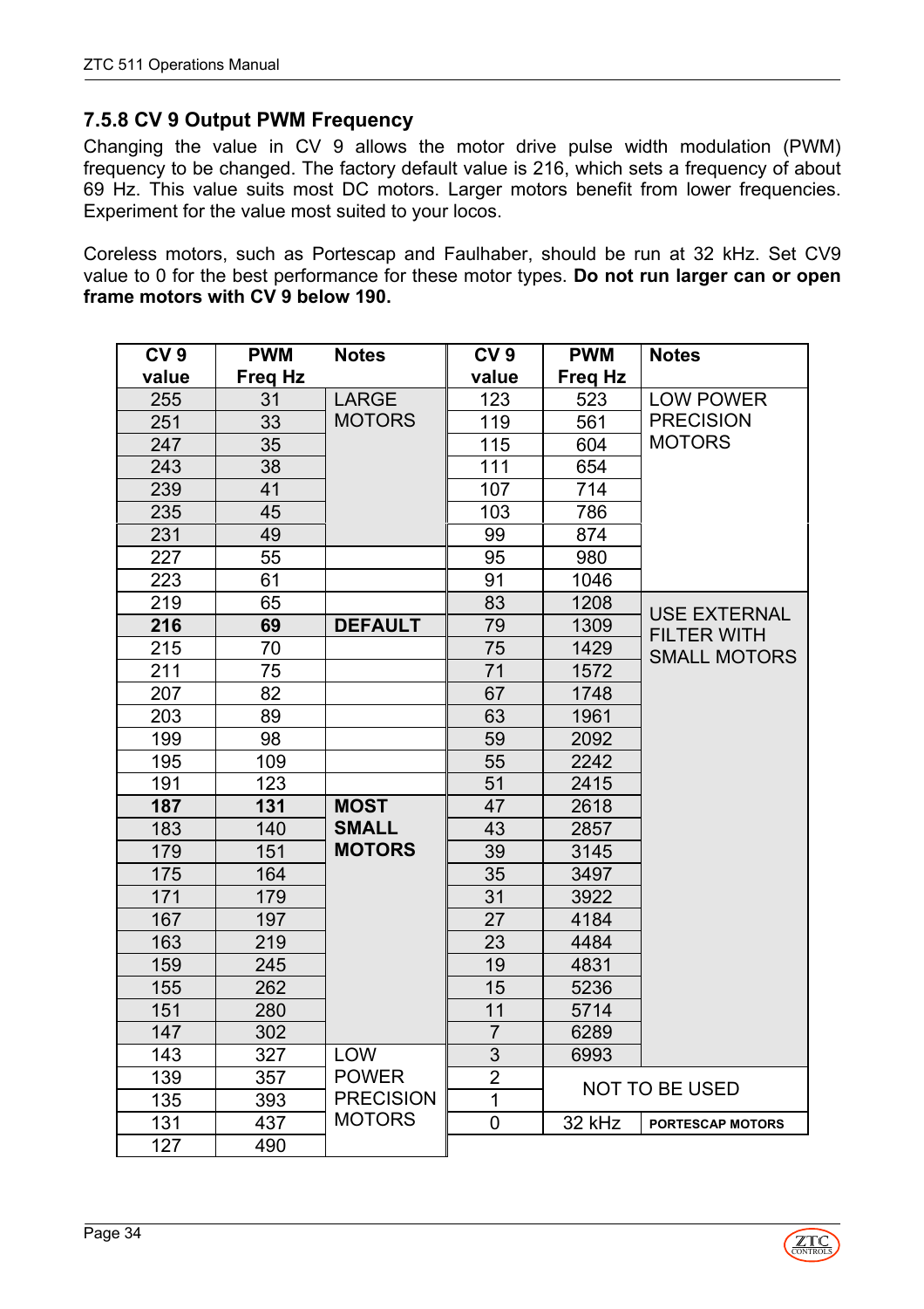### 7.5.8 CV 9 Output PWM Frequency

Changing the value in CV 9 allows the motor drive pulse width modulation (PWM) frequency to be changed. The factory default value is 216, which sets a frequency of about 69 Hz. This value suits most DC motors. Larger motors benefit from lower frequencies. Experiment for the value most suited to your locos.

Coreless motors, such as Portescap and Faulhaber, should be run at 32 kHz. Set CV9 value to 0 for the best performance for these motor types. **Do not run larger can or open frame motors with CV 9 below 190.**

| CV 9 value | PWM Freq Hz | Notes | CV 9 value | PWM Freq Hz | Notes |
|---|---|---|---|---|---|
| 255 | 31 | LARGE MOTORS | 123 | 523 | LOW POWER PRECISION MOTORS |
| 251 | 33 | | 119 | 561 | |
| 247 | 35 | | 115 | 604 | |
| 243 | 38 | | 111 | 654 | |
| 239 | 41 | | 107 | 714 | |
| 235 | 45 | | 103 | 786 | |
| 231 | 49 | | 99 | 874 | |
| 227 | 55 | | 95 | 980 | |
| 223 | 61 | | 91 | 1046 | |
| 219 | 65 | | 83 | 1208 | USE EXTERNAL FILTER WITH SMALL MOTORS |
| **216** | **69** | **DEFAULT** | 79 | 1309 | |
| 215 | 70 | | 75 | 1429 | |
| 211 | 75 | | 71 | 1572 | |
| 207 | 82 | | 67 | 1748 | |
| 203 | 89 | | 63 | 1961 | |
| 199 | 98 | | 59 | 2092 | |
| 195 | 109 | | 55 | 2242 | |
| 191 | 123 | | 51 | 2415 | |
| **187** | **131** | **MOST SMALL MOTORS** | 47 | 2618 | |
| 183 | 140 | | 43 | 2857 | |
| 179 | 151 | | 39 | 3145 | |
| 175 | 164 | | 35 | 3497 | |
| 171 | 179 | | 31 | 3922 | |
| 167 | 197 | | 27 | 4184 | |
| 163 | 219 | | 23 | 4484 | |
| 159 | 245 | | 19 | 4831 | |
| 155 | 262 | | 15 | 5236 | |
| 151 | 280 | | 11 | 5714 | |
| 147 | 302 | | 7 | 6289 | |
| 143 | 327 | LOW POWER PRECISION MOTORS | 3 | 6993 | |
| 139 | 357 | | 2 | NOT TO BE USED | |
| 135 | 393 | | 1 | | |
| 131 | 437 | | 0 | 32 kHz | PORTESCAP MOTORS |
| 127 | 490 | | | | |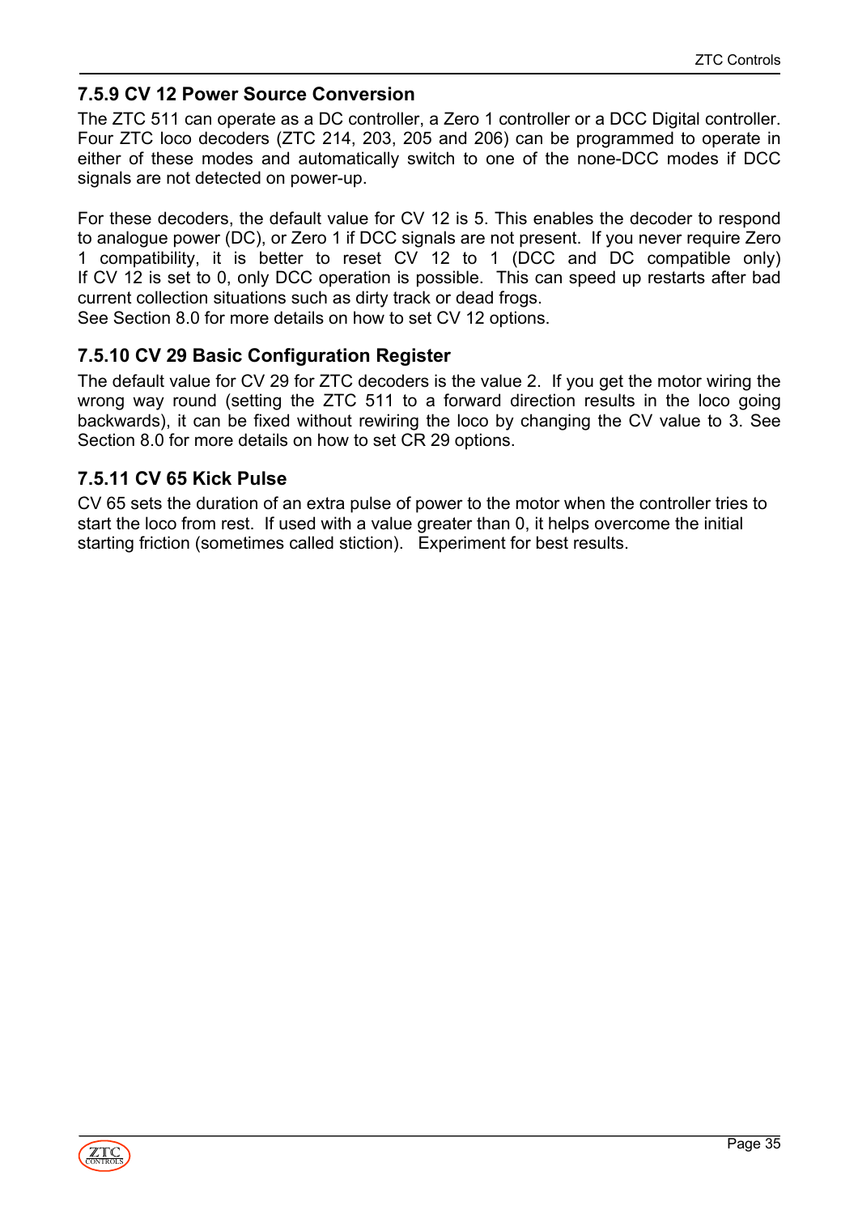### 7.5.9 CV 12 Power Source Conversion

The ZTC 511 can operate as a DC controller, a Zero 1 controller or a DCC Digital controller. Four ZTC loco decoders (ZTC 214, 203, 205 and 206) can be programmed to operate in either of these modes and automatically switch to one of the none-DCC modes if DCC signals are not detected on power-up.

For these decoders, the default value for CV 12 is 5. This enables the decoder to respond to analogue power (DC), or Zero 1 if DCC signals are not present. If you never require Zero 1 compatibility, it is better to reset CV 12 to 1 (DCC and DC compatible only) If CV 12 is set to 0, only DCC operation is possible. This can speed up restarts after bad current collection situations such as dirty track or dead frogs.
See Section 8.0 for more details on how to set CV 12 options.

### 7.5.10 CV 29 Basic Configuration Register

The default value for CV 29 for ZTC decoders is the value 2. If you get the motor wiring the wrong way round (setting the ZTC 511 to a forward direction results in the loco going backwards), it can be fixed without rewiring the loco by changing the CV value to 3. See Section 8.0 for more details on how to set CR 29 options.

### 7.5.11 CV 65 Kick Pulse

CV 65 sets the duration of an extra pulse of power to the motor when the controller tries to start the loco from rest. If used with a value greater than 0, it helps overcome the initial starting friction (sometimes called stiction). Experiment for best results.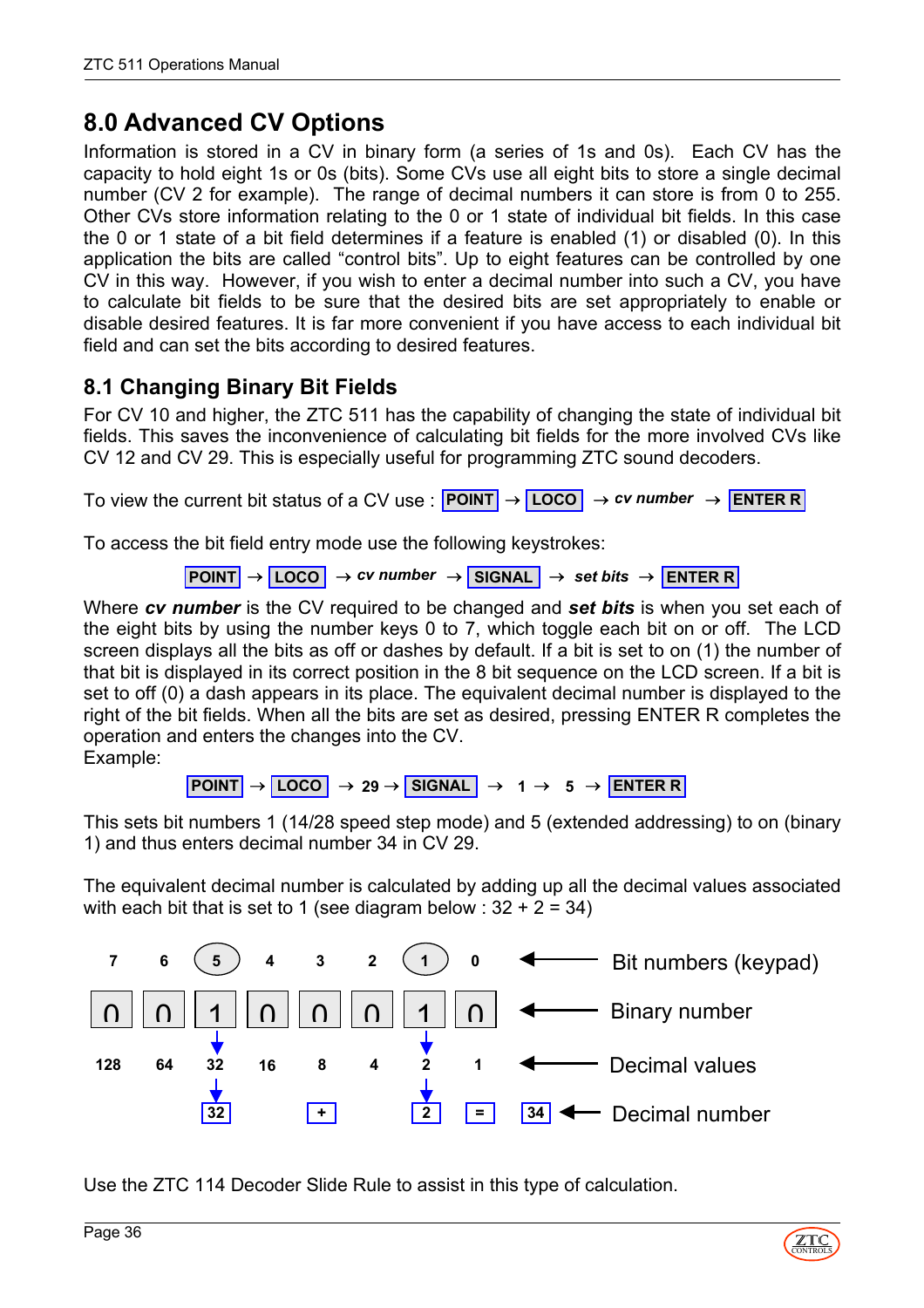# 8.0 Advanced CV Options

Information is stored in a CV in binary form (a series of 1s and 0s). Each CV has the capacity to hold eight 1s or 0s (bits). Some CVs use all eight bits to store a single decimal number (CV 2 for example). The range of decimal numbers it can store is from 0 to 255. Other CVs store information relating to the 0 or 1 state of individual bit fields. In this case the 0 or 1 state of a bit field determines if a feature is enabled (1) or disabled (0). In this application the bits are called "control bits". Up to eight features can be controlled by one CV in this way. However, if you wish to enter a decimal number into such a CV, you have to calculate bit fields to be sure that the desired bits are set appropriately to enable or disable desired features. It is far more convenient if you have access to each individual bit field and can set the bits according to desired features.

## 8.1 Changing Binary Bit Fields

For CV 10 and higher, the ZTC 511 has the capability of changing the state of individual bit fields. This saves the inconvenience of calculating bit fields for the more involved CVs like CV 12 and CV 29. This is especially useful for programming ZTC sound decoders.

To view the current bit status of a CV use : **POINT** → **LOCO** → ***cv number*** → **ENTER R**

To access the bit field entry mode use the following keystrokes:

**POINT** → **LOCO** → ***cv number*** → **SIGNAL** → ***set bits*** → **ENTER R**

Where ***cv number*** is the CV required to be changed and ***set bits*** is when you set each of the eight bits by using the number keys 0 to 7, which toggle each bit on or off. The LCD screen displays all the bits as off or dashes by default. If a bit is set to on (1) the number of that bit is displayed in its correct position in the 8 bit sequence on the LCD screen. If a bit is set to off (0) a dash appears in its place. The equivalent decimal number is displayed to the right of the bit fields. When all the bits are set as desired, pressing ENTER R completes the operation and enters the changes into the CV.

Example:

**POINT** → **LOCO** → **29** → **SIGNAL** → **1** → **5** → **ENTER R**

This sets bit numbers 1 (14/28 speed step mode) and 5 (extended addressing) to on (binary 1) and thus enters decimal number 34 in CV 29.

The equivalent decimal number is calculated by adding up all the decimal values associated with each bit that is set to 1 (see diagram below : 32 + 2 = 34)

| | | | | | | | | |
|---|---|---|---|---|---|---|---|---|
| 7 | 6 | (5) | 4 | 3 | 2 | (1) | 0 | ← Bit numbers (keypad) |
| 0 | 0 | 1 | 0 | 0 | 0 | 1 | 0 | ← Binary number |
| 128 | 64 | 32 | 16 | 8 | 4 | 2 | 1 | ← Decimal values |
| | | 32 | | + | | 2 | = | 34 ← Decimal number |

Use the ZTC 114 Decoder Slide Rule to assist in this type of calculation.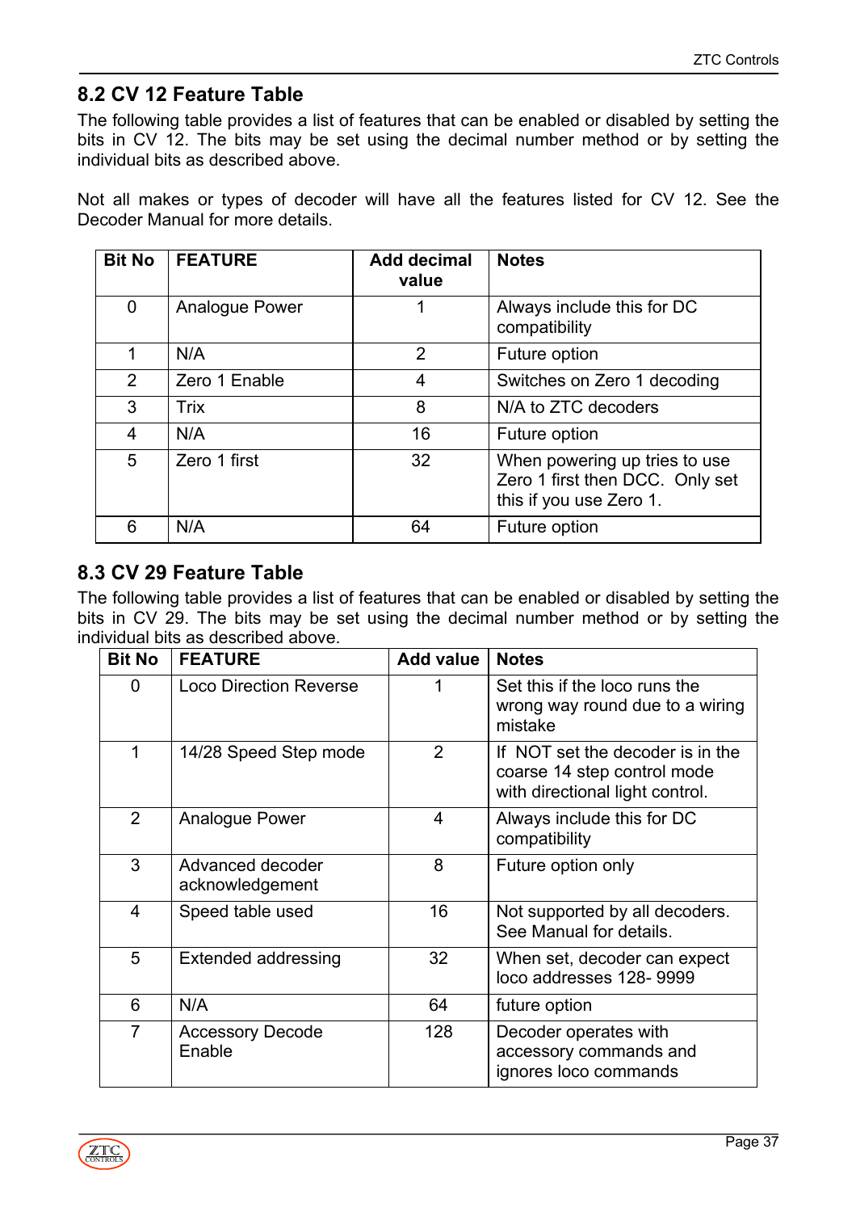## 8.2 CV 12 Feature Table

The following table provides a list of features that can be enabled or disabled by setting the bits in CV 12. The bits may be set using the decimal number method or by setting the individual bits as described above.

Not all makes or types of decoder will have all the features listed for CV 12. See the Decoder Manual for more details.

| Bit No | FEATURE | Add decimal value | Notes |
|---|---|---|---|
| 0 | Analogue Power | 1 | Always include this for DC compatibility |
| 1 | N/A | 2 | Future option |
| 2 | Zero 1 Enable | 4 | Switches on Zero 1 decoding |
| 3 | Trix | 8 | N/A to ZTC decoders |
| 4 | N/A | 16 | Future option |
| 5 | Zero 1 first | 32 | When powering up tries to use Zero 1 first then DCC. Only set this if you use Zero 1. |
| 6 | N/A | 64 | Future option |

## 8.3 CV 29 Feature Table

The following table provides a list of features that can be enabled or disabled by setting the bits in CV 29. The bits may be set using the decimal number method or by setting the individual bits as described above.

| Bit No | FEATURE | Add value | Notes |
|---|---|---|---|
| 0 | Loco Direction Reverse | 1 | Set this if the loco runs the wrong way round due to a wiring mistake |
| 1 | 14/28 Speed Step mode | 2 | If NOT set the decoder is in the coarse 14 step control mode with directional light control. |
| 2 | Analogue Power | 4 | Always include this for DC compatibility |
| 3 | Advanced decoder acknowledgement | 8 | Future option only |
| 4 | Speed table used | 16 | Not supported by all decoders. See Manual for details. |
| 5 | Extended addressing | 32 | When set, decoder can expect loco addresses 128- 9999 |
| 6 | N/A | 64 | future option |
| 7 | Accessory Decode Enable | 128 | Decoder operates with accessory commands and ignores loco commands |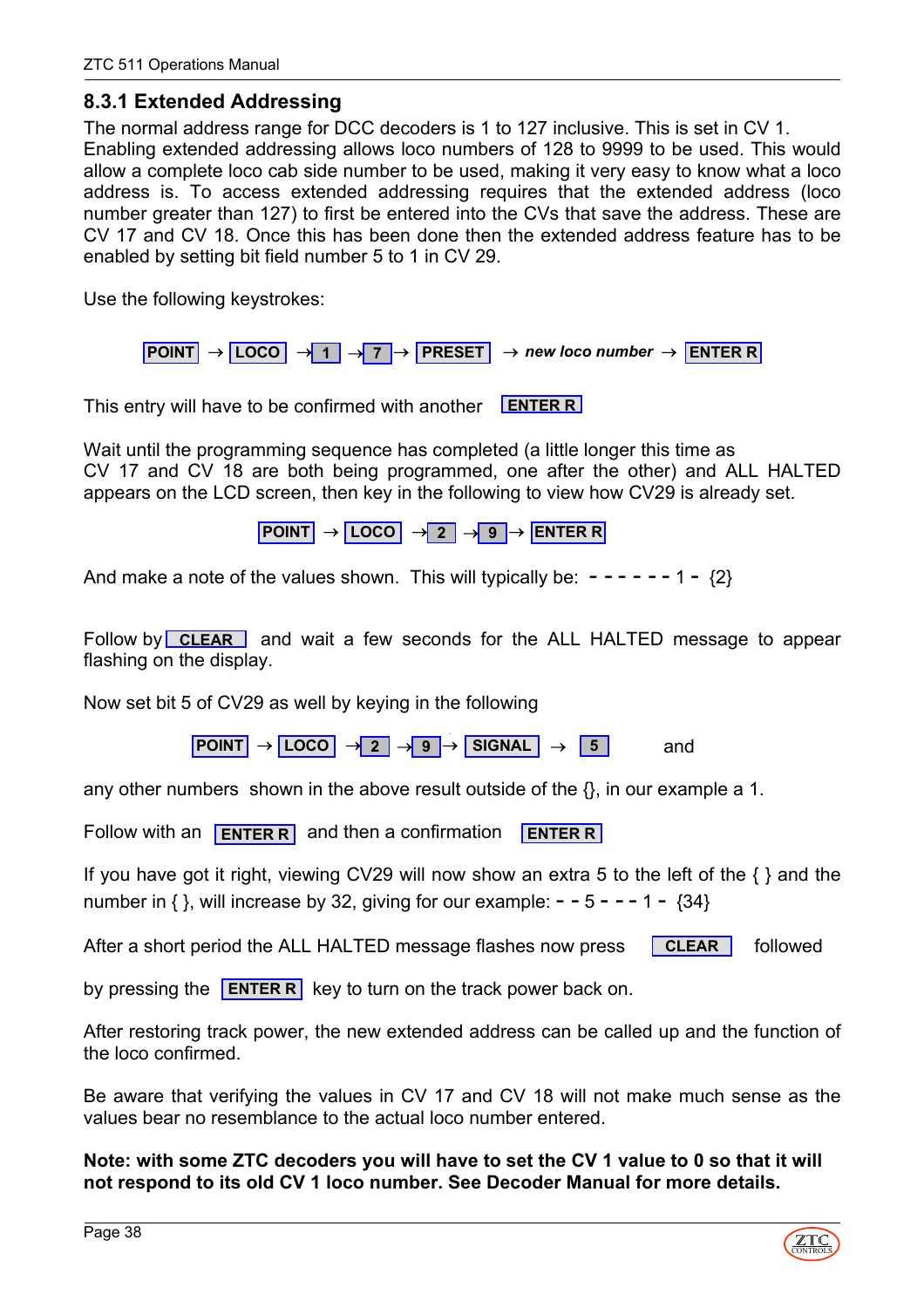### 8.3.1 Extended Addressing

The normal address range for DCC decoders is 1 to 127 inclusive. This is set in CV 1. Enabling extended addressing allows loco numbers of 128 to 9999 to be used. This would allow a complete loco cab side number to be used, making it very easy to know what a loco address is. To access extended addressing requires that the extended address (loco number greater than 127) to first be entered into the CVs that save the address. These are CV 17 and CV 18. Once this has been done then the extended address feature has to be enabled by setting bit field number 5 to 1 in CV 29.

Use the following keystrokes:

**POINT** → **LOCO** → **1** → **7** → **PRESET** → *new loco number* → **ENTER R**

This entry will have to be confirmed with another **ENTER R**

Wait until the programming sequence has completed (a little longer this time as CV 17 and CV 18 are both being programmed, one after the other) and ALL HALTED appears on the LCD screen, then key in the following to view how CV29 is already set.

**POINT** → **LOCO** → **2** → **9** → **ENTER R**

And make a note of the values shown. This will typically be: - - - - - - 1 - {2}

Follow by **CLEAR** and wait a few seconds for the ALL HALTED message to appear flashing on the display.

Now set bit 5 of CV29 as well by keying in the following

**POINT** → **LOCO** → **2** → **9** → **SIGNAL** → **5** and

any other numbers shown in the above result outside of the {}, in our example a 1.

Follow with an **ENTER R** and then a confirmation **ENTER R**

If you have got it right, viewing CV29 will now show an extra 5 to the left of the { } and the number in { }, will increase by 32, giving for our example: - - 5 - - - 1 - {34}

After a short period the ALL HALTED message flashes now press **CLEAR** followed

by pressing the **ENTER R** key to turn on the track power back on.

After restoring track power, the new extended address can be called up and the function of the loco confirmed.

Be aware that verifying the values in CV 17 and CV 18 will not make much sense as the values bear no resemblance to the actual loco number entered.

**Note: with some ZTC decoders you will have to set the CV 1 value to 0 so that it will not respond to its old CV 1 loco number. See Decoder Manual for more details.**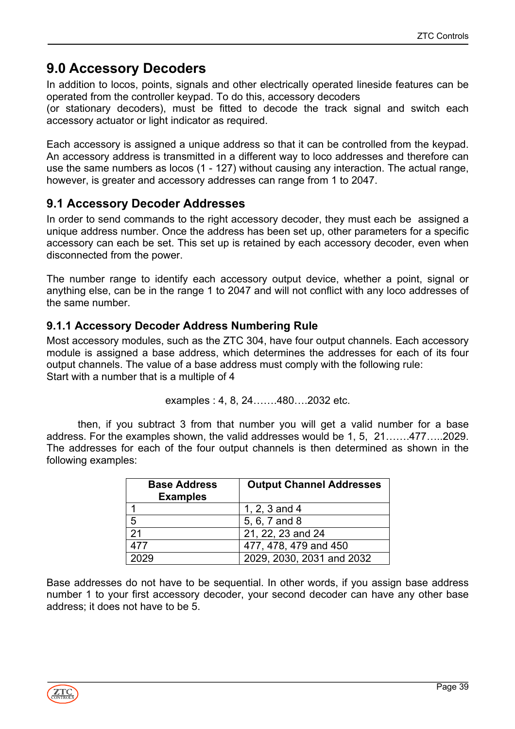# 9.0 Accessory Decoders

In addition to locos, points, signals and other electrically operated lineside features can be operated from the controller keypad. To do this, accessory decoders (or stationary decoders), must be fitted to decode the track signal and switch each accessory actuator or light indicator as required.

Each accessory is assigned a unique address so that it can be controlled from the keypad. An accessory address is transmitted in a different way to loco addresses and therefore can use the same numbers as locos (1 - 127) without causing any interaction. The actual range, however, is greater and accessory addresses can range from 1 to 2047.

## 9.1 Accessory Decoder Addresses

In order to send commands to the right accessory decoder, they must each be assigned a unique address number. Once the address has been set up, other parameters for a specific accessory can each be set. This set up is retained by each accessory decoder, even when disconnected from the power.

The number range to identify each accessory output device, whether a point, signal or anything else, can be in the range 1 to 2047 and will not conflict with any loco addresses of the same number.

### 9.1.1 Accessory Decoder Address Numbering Rule

Most accessory modules, such as the ZTC 304, have four output channels. Each accessory module is assigned a base address, which determines the addresses for each of its four output channels. The value of a base address must comply with the following rule:
Start with a number that is a multiple of 4

examples : 4, 8, 24…….480….2032 etc.

then, if you subtract 3 from that number you will get a valid number for a base address. For the examples shown, the valid addresses would be 1, 5, 21…….477…..2029. The addresses for each of the four output channels is then determined as shown in the following examples:

| Base Address Examples | Output Channel Addresses |
|---|---|
| 1 | 1, 2, 3 and 4 |
| 5 | 5, 6, 7 and 8 |
| 21 | 21, 22, 23 and 24 |
| 477 | 477, 478, 479 and 450 |
| 2029 | 2029, 2030, 2031 and 2032 |

Base addresses do not have to be sequential. In other words, if you assign base address number 1 to your first accessory decoder, your second decoder can have any other base address; it does not have to be 5.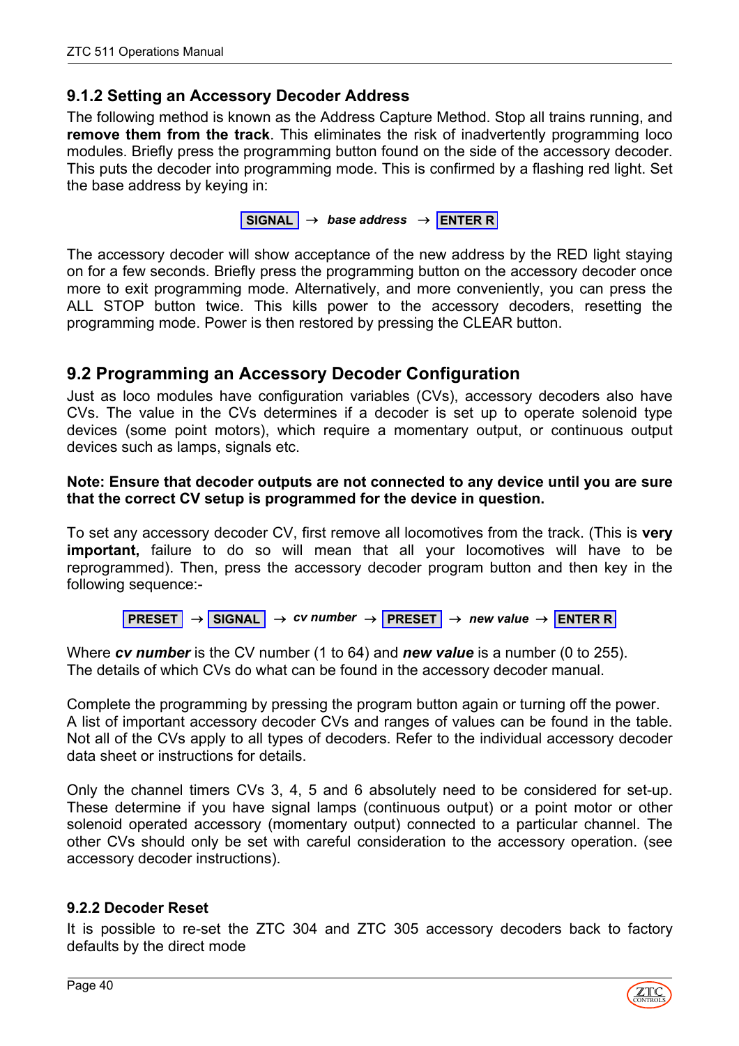### 9.1.2 Setting an Accessory Decoder Address

The following method is known as the Address Capture Method. Stop all trains running, and **remove them from the track**. This eliminates the risk of inadvertently programming loco modules. Briefly press the programming button found on the side of the accessory decoder. This puts the decoder into programming mode. This is confirmed by a flashing red light. Set the base address by keying in:

**SIGNAL** → ***base address*** → **ENTER R**

The accessory decoder will show acceptance of the new address by the RED light staying on for a few seconds. Briefly press the programming button on the accessory decoder once more to exit programming mode. Alternatively, and more conveniently, you can press the ALL STOP button twice. This kills power to the accessory decoders, resetting the programming mode. Power is then restored by pressing the CLEAR button.

## 9.2 Programming an Accessory Decoder Configuration

Just as loco modules have configuration variables (CVs), accessory decoders also have CVs. The value in the CVs determines if a decoder is set up to operate solenoid type devices (some point motors), which require a momentary output, or continuous output devices such as lamps, signals etc.

**Note: Ensure that decoder outputs are not connected to any device until you are sure that the correct CV setup is programmed for the device in question.**

To set any accessory decoder CV, first remove all locomotives from the track. (This is **very important,** failure to do so will mean that all your locomotives will have to be reprogrammed). Then, press the accessory decoder program button and then key in the following sequence:-

**PRESET** → **SIGNAL** → ***cv number*** → **PRESET** → ***new value*** → **ENTER R**

Where ***cv number*** is the CV number (1 to 64) and ***new value*** is a number (0 to 255). The details of which CVs do what can be found in the accessory decoder manual.

Complete the programming by pressing the program button again or turning off the power. A list of important accessory decoder CVs and ranges of values can be found in the table. Not all of the CVs apply to all types of decoders. Refer to the individual accessory decoder data sheet or instructions for details.

Only the channel timers CVs 3, 4, 5 and 6 absolutely need to be considered for set-up. These determine if you have signal lamps (continuous output) or a point motor or other solenoid operated accessory (momentary output) connected to a particular channel. The other CVs should only be set with careful consideration to the accessory operation. (see accessory decoder instructions).

### 9.2.2 Decoder Reset

It is possible to re-set the ZTC 304 and ZTC 305 accessory decoders back to factory defaults by the direct mode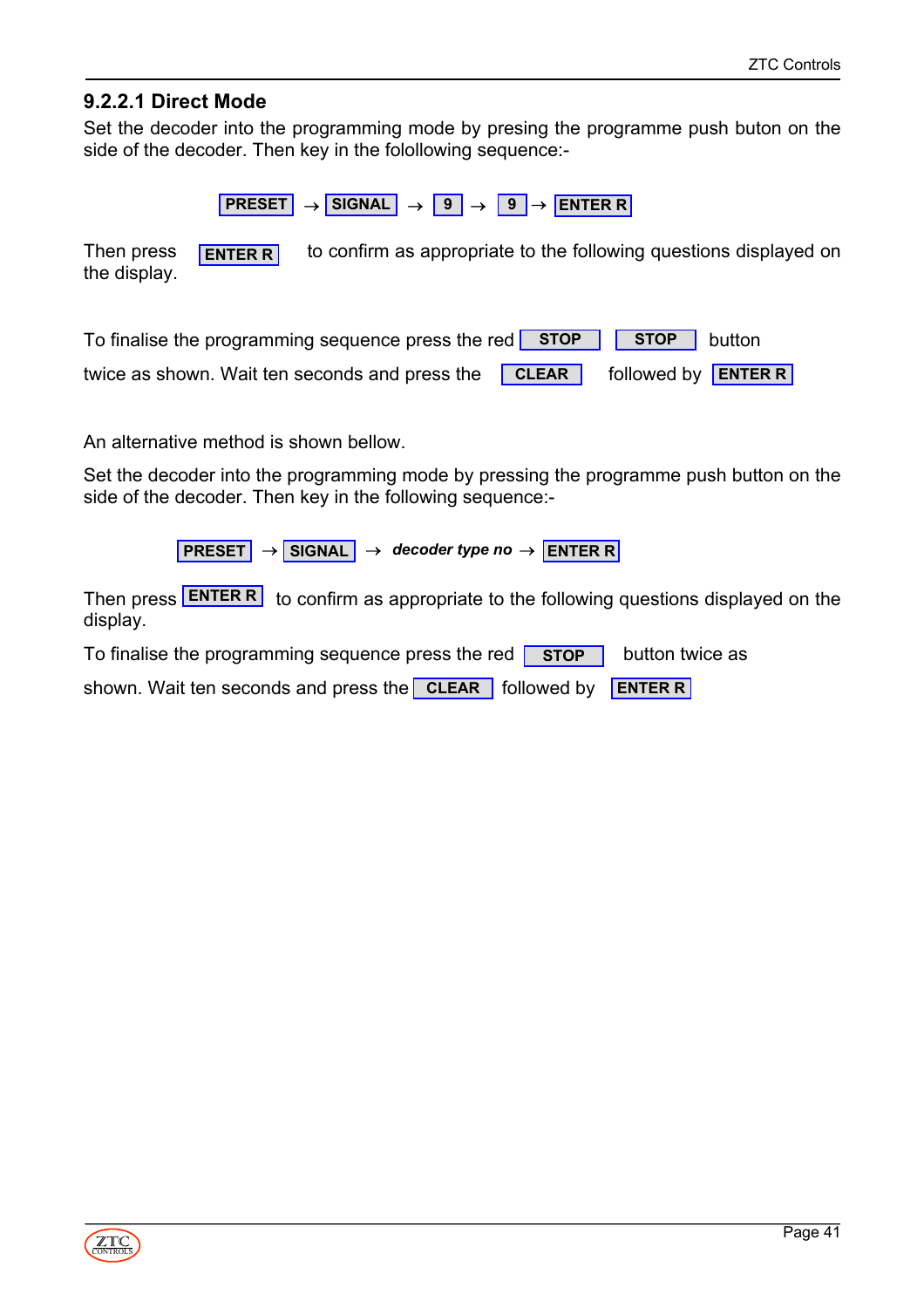### 9.2.2.1 Direct Mode

Set the decoder into the programming mode by presing the programme push buton on the side of the decoder. Then key in the folollowing sequence:-

**PRESET** → **SIGNAL** → **9** → **9** → **ENTER R**

Then press **ENTER R** to confirm as appropriate to the following questions displayed on the display.

To finalise the programming sequence press the red **STOP** **STOP** button twice as shown. Wait ten seconds and press the **CLEAR** followed by **ENTER R**

An alternative method is shown bellow.

Set the decoder into the programming mode by pressing the programme push button on the side of the decoder. Then key in the following sequence:-

**PRESET** → **SIGNAL** → ***decoder type no*** → **ENTER R**

Then press **ENTER R** to confirm as appropriate to the following questions displayed on the display.

To finalise the programming sequence press the red **STOP** button twice as shown. Wait ten seconds and press the **CLEAR** followed by **ENTER R**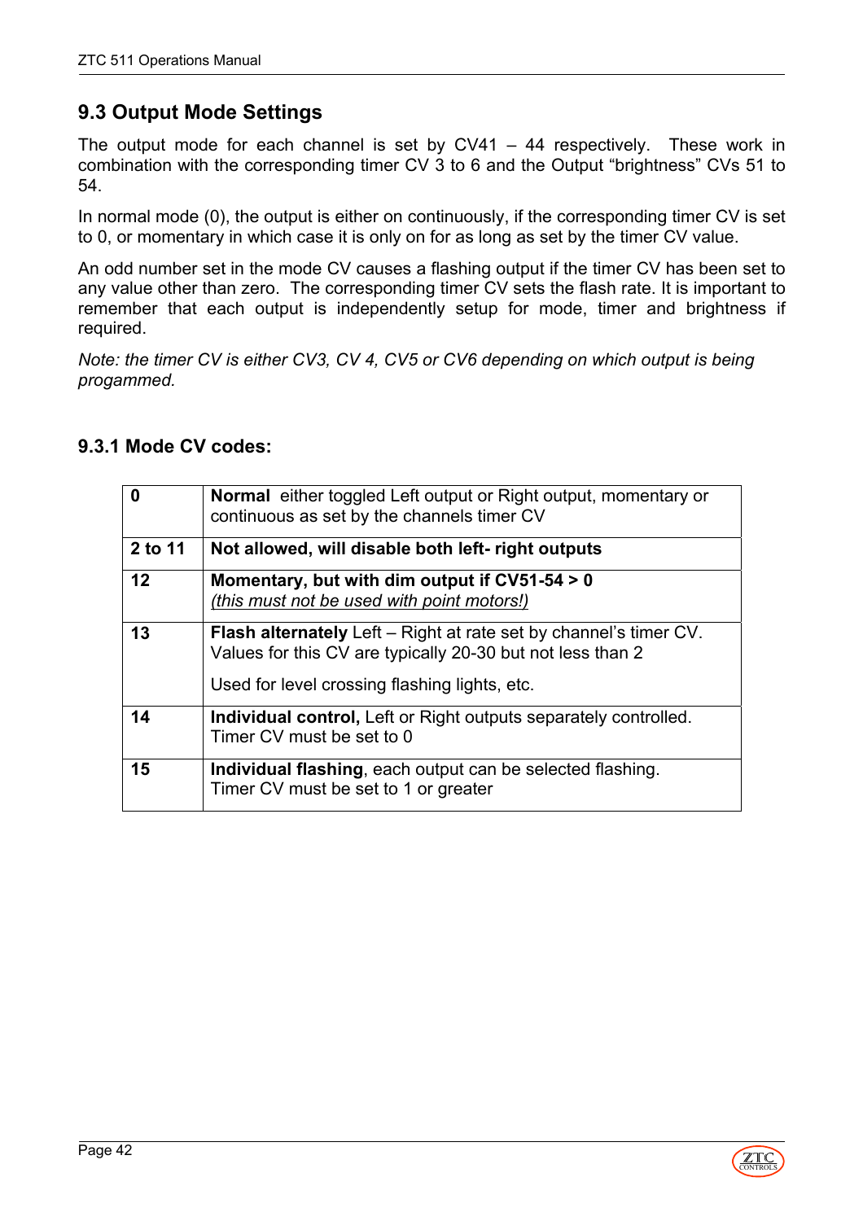## 9.3 Output Mode Settings

The output mode for each channel is set by CV41 – 44 respectively. These work in combination with the corresponding timer CV 3 to 6 and the Output "brightness" CVs 51 to 54.

In normal mode (0), the output is either on continuously, if the corresponding timer CV is set to 0, or momentary in which case it is only on for as long as set by the timer CV value.

An odd number set in the mode CV causes a flashing output if the timer CV has been set to any value other than zero. The corresponding timer CV sets the flash rate. It is important to remember that each output is independently setup for mode, timer and brightness if required.

*Note: the timer CV is either CV3, CV 4, CV5 or CV6 depending on which output is being progammed.*

### 9.3.1 Mode CV codes:

| | |
|---|---|
| **0** | **Normal** either toggled Left output or Right output, momentary or continuous as set by the channels timer CV |
| **2 to 11** | **Not allowed, will disable both left- right outputs** |
| **12** | **Momentary, but with dim output if CV51-54 > 0**<br>*(this must not be used with point motors!)* |
| **13** | **Flash alternately** Left – Right at rate set by channel's timer CV. Values for this CV are typically 20-30 but not less than 2<br><br>Used for level crossing flashing lights, etc. |
| **14** | **Individual control,** Left or Right outputs separately controlled. Timer CV must be set to 0 |
| **15** | **Individual flashing**, each output can be selected flashing. Timer CV must be set to 1 or greater |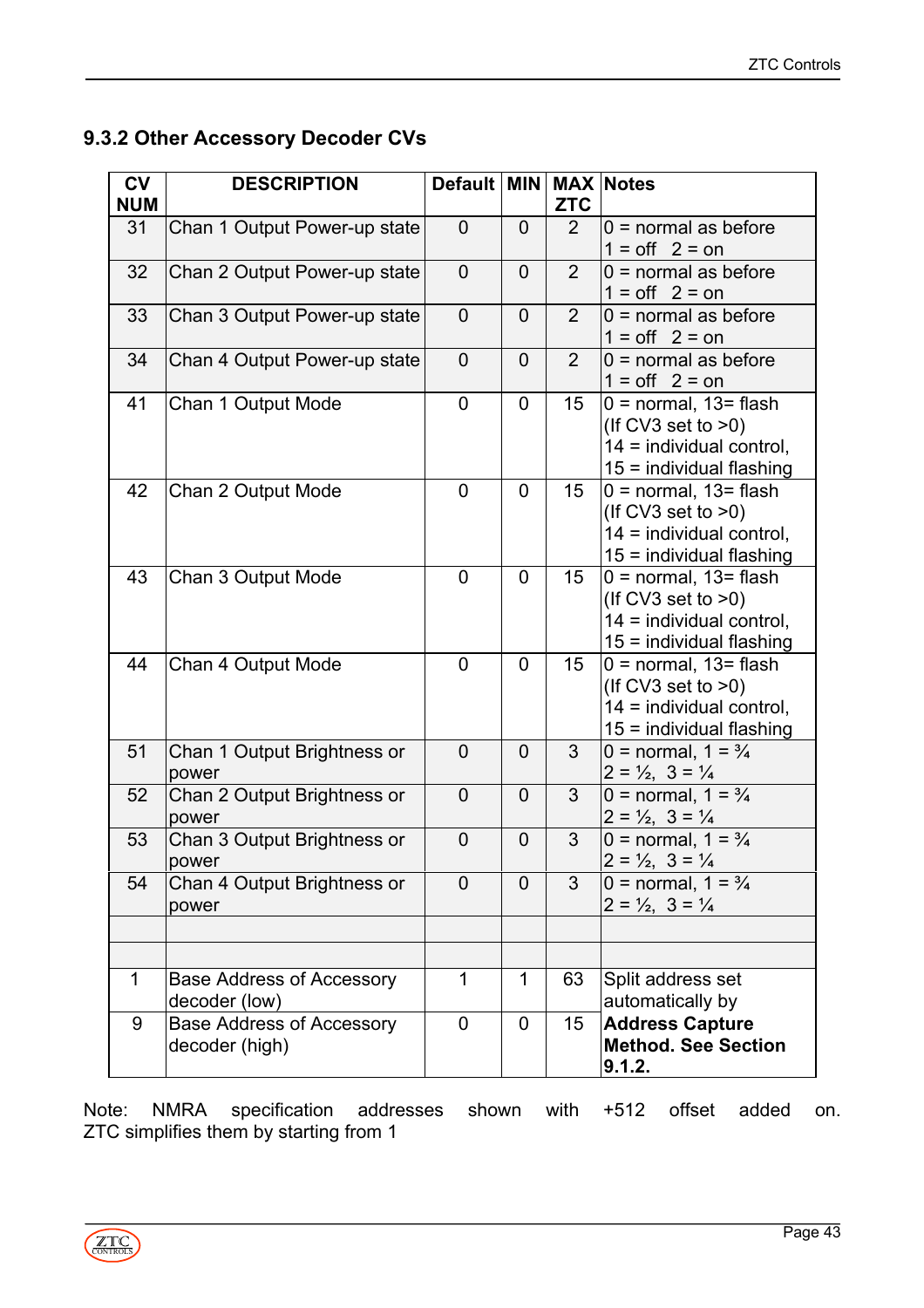## 9.3.2 Other Accessory Decoder CVs

| CV NUM | DESCRIPTION | Default | MIN | MAX ZTC | Notes |
|---|---|---|---|---|---|
| 31 | Chan 1 Output Power-up state | 0 | 0 | 2 | 0 = normal as before 1 = off 2 = on |
| 32 | Chan 2 Output Power-up state | 0 | 0 | 2 | 0 = normal as before 1 = off 2 = on |
| 33 | Chan 3 Output Power-up state | 0 | 0 | 2 | 0 = normal as before 1 = off 2 = on |
| 34 | Chan 4 Output Power-up state | 0 | 0 | 2 | 0 = normal as before 1 = off 2 = on |
| 41 | Chan 1 Output Mode | 0 | 0 | 15 | 0 = normal, 13= flash (If CV3 set to >0) 14 = individual control, 15 = individual flashing |
| 42 | Chan 2 Output Mode | 0 | 0 | 15 | 0 = normal, 13= flash (If CV3 set to >0) 14 = individual control, 15 = individual flashing |
| 43 | Chan 3 Output Mode | 0 | 0 | 15 | 0 = normal, 13= flash (If CV3 set to >0) 14 = individual control, 15 = individual flashing |
| 44 | Chan 4 Output Mode | 0 | 0 | 15 | 0 = normal, 13= flash (If CV3 set to >0) 14 = individual control, 15 = individual flashing |
| 51 | Chan 1 Output Brightness or power | 0 | 0 | 3 | 0 = normal, 1 = ¾ 2 = ½, 3 = ¼ |
| 52 | Chan 2 Output Brightness or power | 0 | 0 | 3 | 0 = normal, 1 = ¾ 2 = ½, 3 = ¼ |
| 53 | Chan 3 Output Brightness or power | 0 | 0 | 3 | 0 = normal, 1 = ¾ 2 = ½, 3 = ¼ |
| 54 | Chan 4 Output Brightness or power | 0 | 0 | 3 | 0 = normal, 1 = ¾ 2 = ½, 3 = ¼ |
| | | | | | |
| | | | | | |
| 1 | Base Address of Accessory decoder (low) | 1 | 1 | 63 | Split address set automatically by |
| 9 | Base Address of Accessory decoder (high) | 0 | 0 | 15 | **Address Capture Method. See Section 9.1.2.** |

Note: NMRA specification addresses shown with +512 offset added on. ZTC simplifies them by starting from 1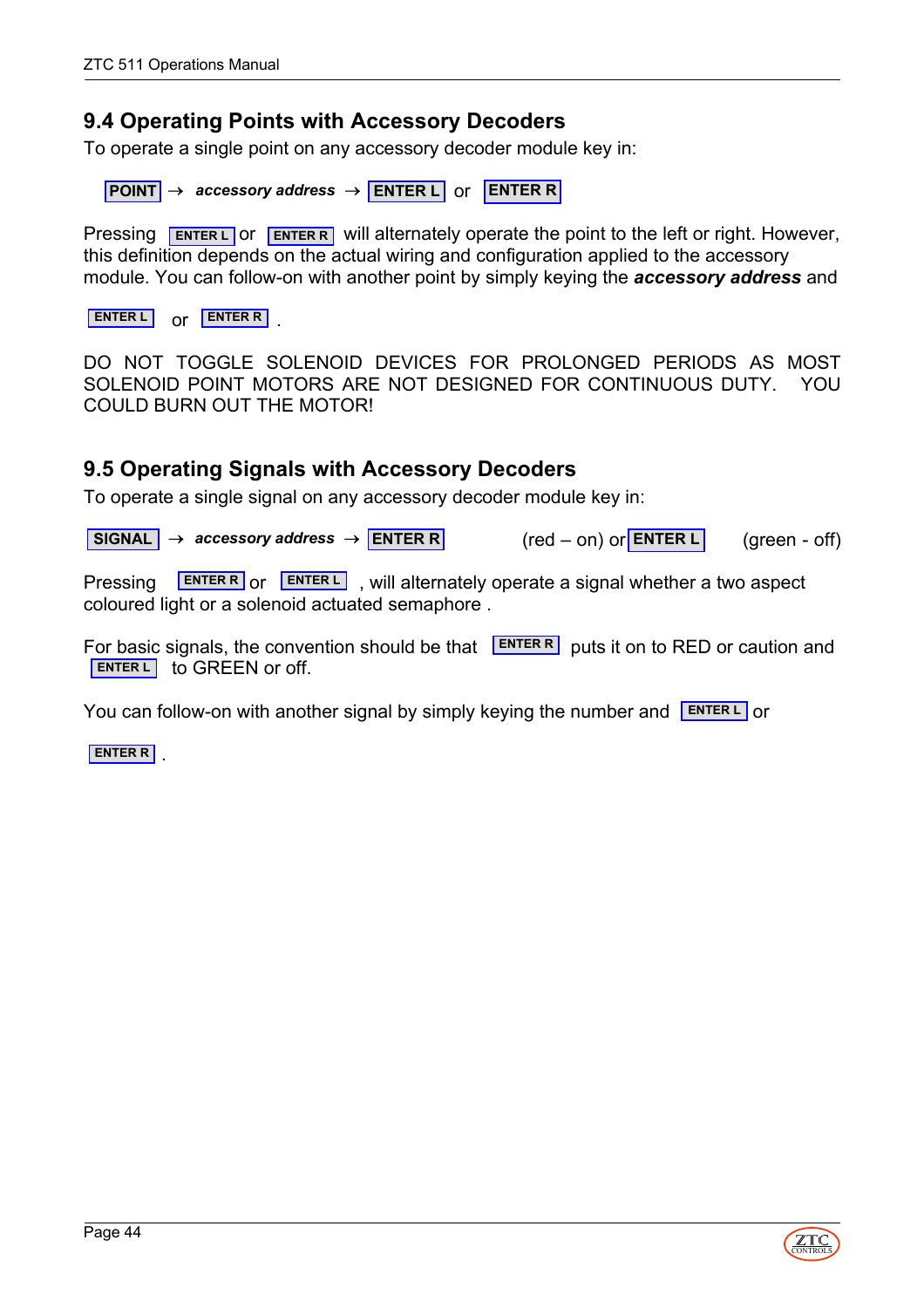## 9.4 Operating Points with Accessory Decoders

To operate a single point on any accessory decoder module key in:

**POINT** → ***accessory address*** → **ENTER L** or **ENTER R**

Pressing **ENTER L** or **ENTER R** will alternately operate the point to the left or right. However, this definition depends on the actual wiring and configuration applied to the accessory module. You can follow-on with another point by simply keying the ***accessory address*** and

**ENTER L** or **ENTER R** .

DO NOT TOGGLE SOLENOID DEVICES FOR PROLONGED PERIODS AS MOST SOLENOID POINT MOTORS ARE NOT DESIGNED FOR CONTINUOUS DUTY. YOU COULD BURN OUT THE MOTOR!

## 9.5 Operating Signals with Accessory Decoders

To operate a single signal on any accessory decoder module key in:

**SIGNAL** → ***accessory address*** → **ENTER R** (red – on) or **ENTER L** (green - off)

Pressing **ENTER R** or **ENTER L** , will alternately operate a signal whether a two aspect coloured light or a solenoid actuated semaphore .

For basic signals, the convention should be that **ENTER R** puts it on to RED or caution and **ENTER L** to GREEN or off.

You can follow-on with another signal by simply keying the number and **ENTER L** or

**ENTER R** .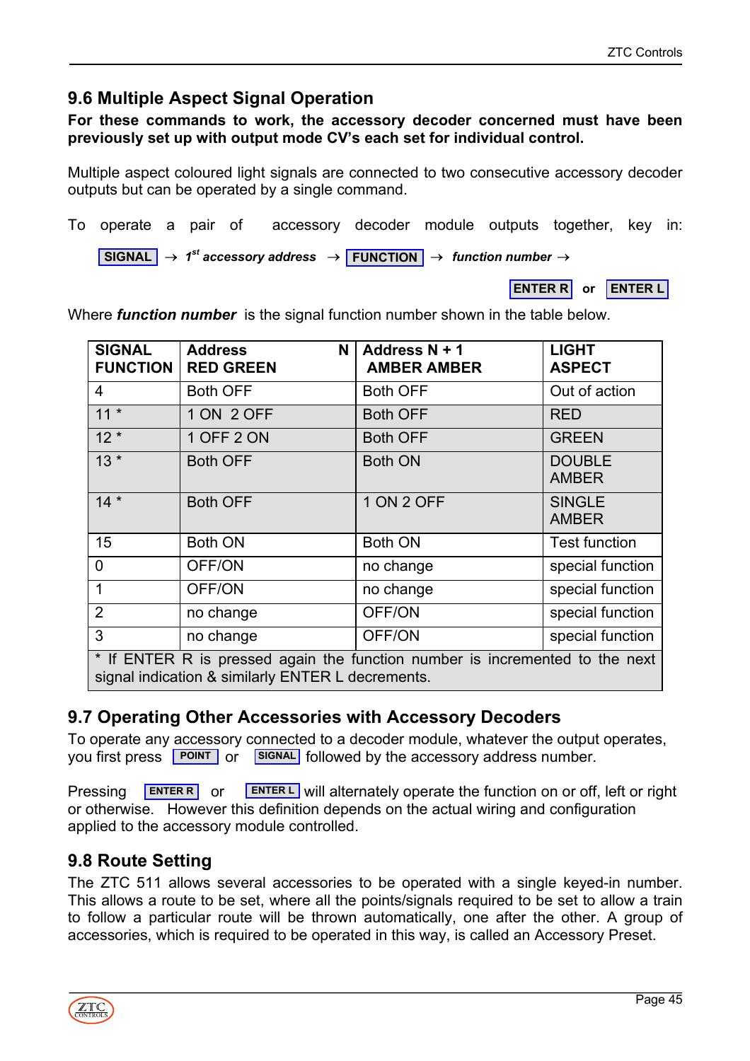## 9.6 Multiple Aspect Signal Operation

**For these commands to work, the accessory decoder concerned must have been previously set up with output mode CV's each set for individual control.**

Multiple aspect coloured light signals are connected to two consecutive accessory decoder outputs but can be operated by a single command.

To operate a pair of accessory decoder module outputs together, key in:

**SIGNAL** → ***1st accessory address*** → **FUNCTION** → ***function number*** →

**ENTER R** or **ENTER L**

Where ***function number*** is the signal function number shown in the table below.

| SIGNAL FUNCTION | Address N RED GREEN | Address N + 1 AMBER AMBER | LIGHT ASPECT |
|---|---|---|---|
| 4 | Both OFF | Both OFF | Out of action |
| 11 * | 1 ON 2 OFF | Both OFF | RED |
| 12 * | 1 OFF 2 ON | Both OFF | GREEN |
| 13 * | Both OFF | Both ON | DOUBLE AMBER |
| 14 * | Both OFF | 1 ON 2 OFF | SINGLE AMBER |
| 15 | Both ON | Both ON | Test function |
| 0 | OFF/ON | no change | special function |
| 1 | OFF/ON | no change | special function |
| 2 | no change | OFF/ON | special function |
| 3 | no change | OFF/ON | special function |
| * If ENTER R is pressed again the function number is incremented to the next signal indication & similarly ENTER L decrements. | | | |

## 9.7 Operating Other Accessories with Accessory Decoders

To operate any accessory connected to a decoder module, whatever the output operates, you first press **POINT** or **SIGNAL** followed by the accessory address number.

Pressing **ENTER R** or **ENTER L** will alternately operate the function on or off, left or right or otherwise. However this definition depends on the actual wiring and configuration applied to the accessory module controlled.

## 9.8 Route Setting

The ZTC 511 allows several accessories to be operated with a single keyed-in number. This allows a route to be set, where all the points/signals required to be set to allow a train to follow a particular route will be thrown automatically, one after the other. A group of accessories, which is required to be operated in this way, is called an Accessory Preset.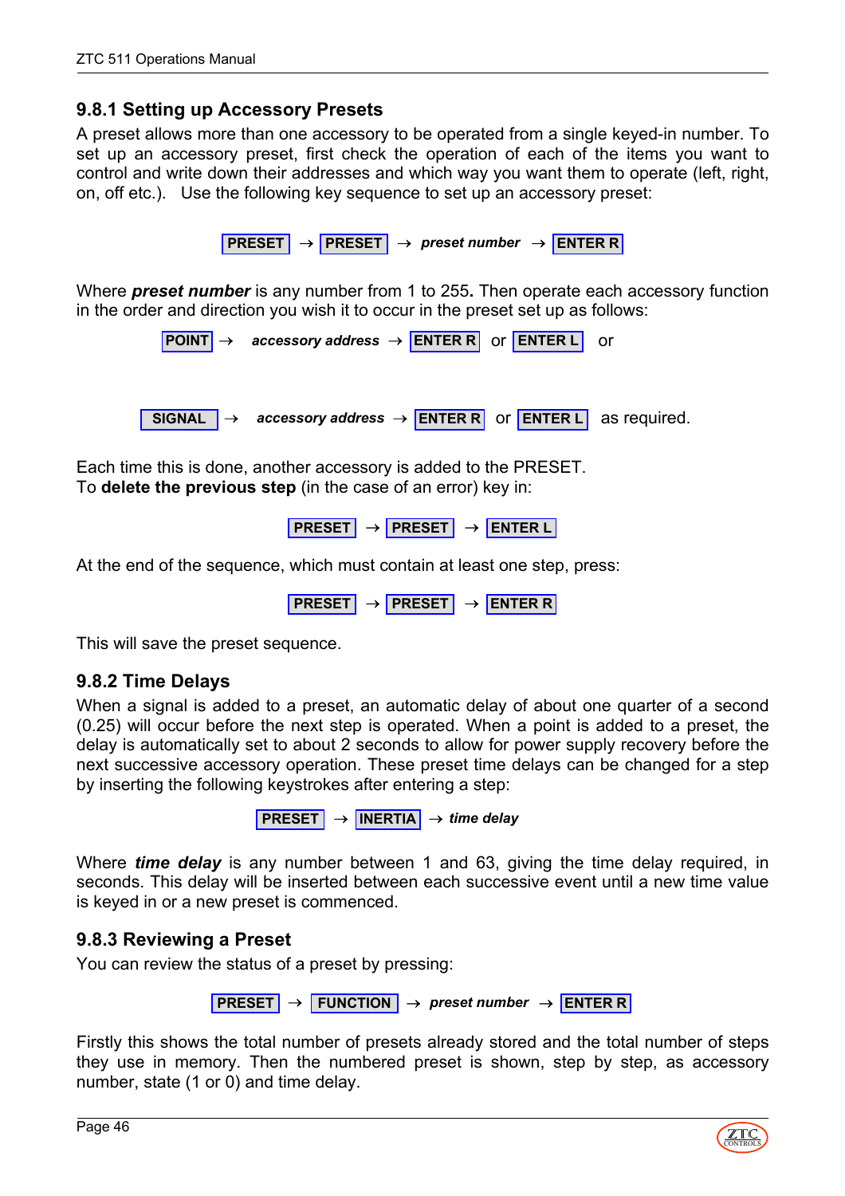### 9.8.1 Setting up Accessory Presets

A preset allows more than one accessory to be operated from a single keyed-in number. To set up an accessory preset, first check the operation of each of the items you want to control and write down their addresses and which way you want them to operate (left, right, on, off etc.). Use the following key sequence to set up an accessory preset:

**PRESET** → **PRESET** → ***preset number*** → **ENTER R**

Where ***preset number*** is any number from 1 to 255**.** Then operate each accessory function in the order and direction you wish it to occur in the preset set up as follows:

**POINT** → ***accessory address*** → **ENTER R** or **ENTER L** or

**SIGNAL** → ***accessory address*** → **ENTER R** or **ENTER L** as required.

Each time this is done, another accessory is added to the PRESET.
To **delete the previous step** (in the case of an error) key in:

**PRESET** → **PRESET** → **ENTER L**

At the end of the sequence, which must contain at least one step, press:

**PRESET** → **PRESET** → **ENTER R**

This will save the preset sequence.

### 9.8.2 Time Delays

When a signal is added to a preset, an automatic delay of about one quarter of a second (0.25) will occur before the next step is operated. When a point is added to a preset, the delay is automatically set to about 2 seconds to allow for power supply recovery before the next successive accessory operation. These preset time delays can be changed for a step by inserting the following keystrokes after entering a step:

**PRESET** → **INERTIA** → ***time delay***

Where ***time delay*** is any number between 1 and 63, giving the time delay required, in seconds. This delay will be inserted between each successive event until a new time value is keyed in or a new preset is commenced.

### 9.8.3 Reviewing a Preset

You can review the status of a preset by pressing:

**PRESET** → **FUNCTION** → ***preset number*** → **ENTER R**

Firstly this shows the total number of presets already stored and the total number of steps they use in memory. Then the numbered preset is shown, step by step, as accessory number, state (1 or 0) and time delay.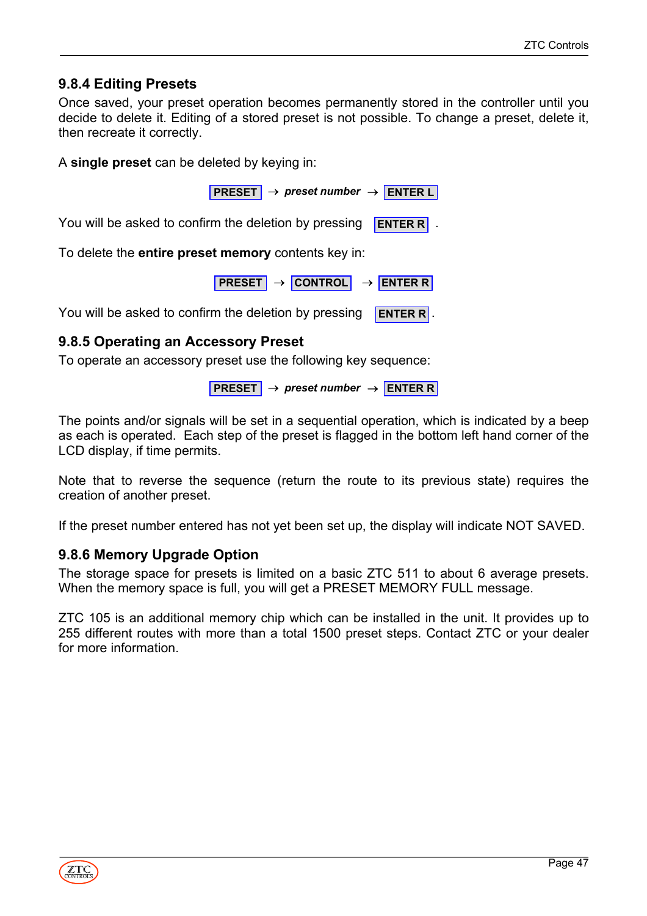### 9.8.4 Editing Presets

Once saved, your preset operation becomes permanently stored in the controller until you decide to delete it. Editing of a stored preset is not possible. To change a preset, delete it, then recreate it correctly.

A **single preset** can be deleted by keying in:

**PRESET** → ***preset number*** → **ENTER L**

You will be asked to confirm the deletion by pressing **ENTER R** .

To delete the **entire preset memory** contents key in:

**PRESET** → **CONTROL** → **ENTER R**

You will be asked to confirm the deletion by pressing **ENTER R**.

### 9.8.5 Operating an Accessory Preset

To operate an accessory preset use the following key sequence:

**PRESET** → ***preset number*** → **ENTER R**

The points and/or signals will be set in a sequential operation, which is indicated by a beep as each is operated. Each step of the preset is flagged in the bottom left hand corner of the LCD display, if time permits.

Note that to reverse the sequence (return the route to its previous state) requires the creation of another preset.

If the preset number entered has not yet been set up, the display will indicate NOT SAVED.

### 9.8.6 Memory Upgrade Option

The storage space for presets is limited on a basic ZTC 511 to about 6 average presets. When the memory space is full, you will get a PRESET MEMORY FULL message.

ZTC 105 is an additional memory chip which can be installed in the unit. It provides up to 255 different routes with more than a total 1500 preset steps. Contact ZTC or your dealer for more information.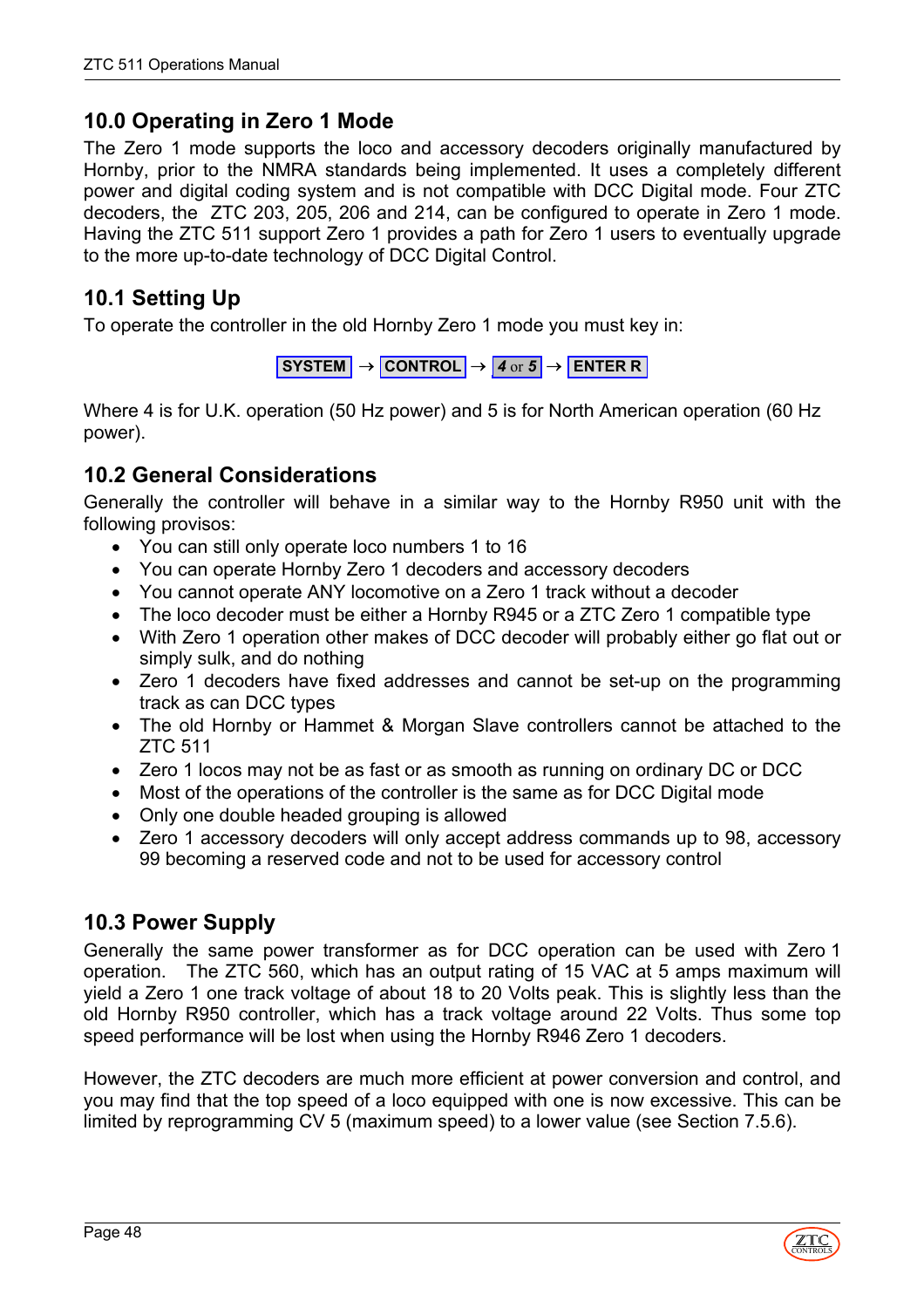## 10.0 Operating in Zero 1 Mode

The Zero 1 mode supports the loco and accessory decoders originally manufactured by Hornby, prior to the NMRA standards being implemented. It uses a completely different power and digital coding system and is not compatible with DCC Digital mode. Four ZTC decoders, the ZTC 203, 205, 206 and 214, can be configured to operate in Zero 1 mode. Having the ZTC 511 support Zero 1 provides a path for Zero 1 users to eventually upgrade to the more up-to-date technology of DCC Digital Control.

## 10.1 Setting Up

To operate the controller in the old Hornby Zero 1 mode you must key in:

**SYSTEM** → **CONTROL** → ***4* or *5*** → **ENTER R**

Where 4 is for U.K. operation (50 Hz power) and 5 is for North American operation (60 Hz power).

## 10.2 General Considerations

Generally the controller will behave in a similar way to the Hornby R950 unit with the following provisos:

- You can still only operate loco numbers 1 to 16
- You can operate Hornby Zero 1 decoders and accessory decoders
- You cannot operate ANY locomotive on a Zero 1 track without a decoder
- The loco decoder must be either a Hornby R945 or a ZTC Zero 1 compatible type
- With Zero 1 operation other makes of DCC decoder will probably either go flat out or simply sulk, and do nothing
- Zero 1 decoders have fixed addresses and cannot be set-up on the programming track as can DCC types
- The old Hornby or Hammet & Morgan Slave controllers cannot be attached to the ZTC 511
- Zero 1 locos may not be as fast or as smooth as running on ordinary DC or DCC
- Most of the operations of the controller is the same as for DCC Digital mode
- Only one double headed grouping is allowed
- Zero 1 accessory decoders will only accept address commands up to 98, accessory 99 becoming a reserved code and not to be used for accessory control

## 10.3 Power Supply

Generally the same power transformer as for DCC operation can be used with Zero 1 operation. The ZTC 560, which has an output rating of 15 VAC at 5 amps maximum will yield a Zero 1 one track voltage of about 18 to 20 Volts peak. This is slightly less than the old Hornby R950 controller, which has a track voltage around 22 Volts. Thus some top speed performance will be lost when using the Hornby R946 Zero 1 decoders.

However, the ZTC decoders are much more efficient at power conversion and control, and you may find that the top speed of a loco equipped with one is now excessive. This can be limited by reprogramming CV 5 (maximum speed) to a lower value (see Section 7.5.6).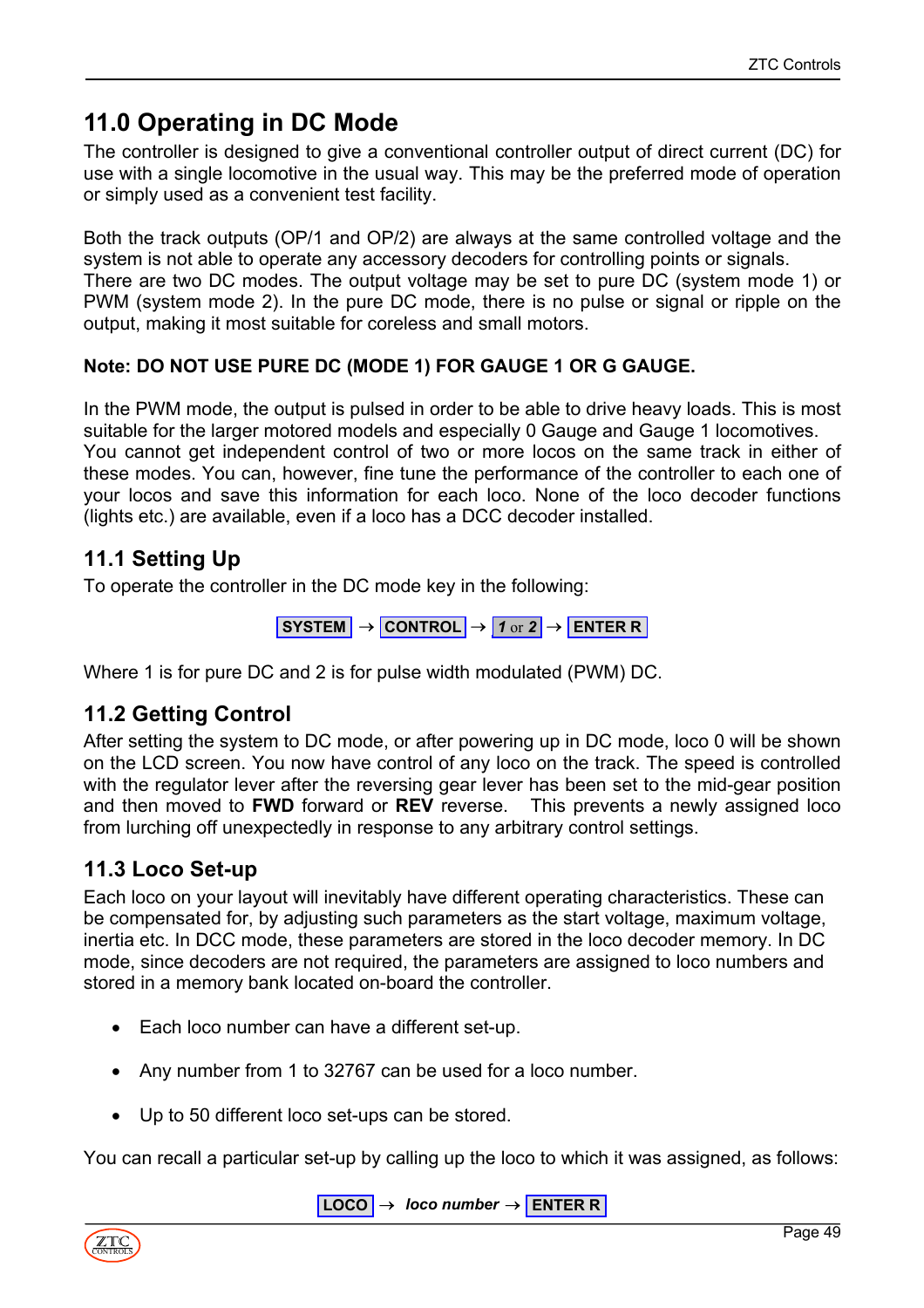# 11.0 Operating in DC Mode

The controller is designed to give a conventional controller output of direct current (DC) for use with a single locomotive in the usual way. This may be the preferred mode of operation or simply used as a convenient test facility.

Both the track outputs (OP/1 and OP/2) are always at the same controlled voltage and the system is not able to operate any accessory decoders for controlling points or signals. There are two DC modes. The output voltage may be set to pure DC (system mode 1) or PWM (system mode 2). In the pure DC mode, there is no pulse or signal or ripple on the output, making it most suitable for coreless and small motors.

**Note: DO NOT USE PURE DC (MODE 1) FOR GAUGE 1 OR G GAUGE.**

In the PWM mode, the output is pulsed in order to be able to drive heavy loads. This is most suitable for the larger motored models and especially 0 Gauge and Gauge 1 locomotives. You cannot get independent control of two or more locos on the same track in either of these modes. You can, however, fine tune the performance of the controller to each one of your locos and save this information for each loco. None of the loco decoder functions (lights etc.) are available, even if a loco has a DCC decoder installed.

## 11.1 Setting Up

To operate the controller in the DC mode key in the following:

**SYSTEM** → **CONTROL** → ***1*** or ***2*** → **ENTER R**

Where 1 is for pure DC and 2 is for pulse width modulated (PWM) DC.

## 11.2 Getting Control

After setting the system to DC mode, or after powering up in DC mode, loco 0 will be shown on the LCD screen. You now have control of any loco on the track. The speed is controlled with the regulator lever after the reversing gear lever has been set to the mid-gear position and then moved to **FWD** forward or **REV** reverse. This prevents a newly assigned loco from lurching off unexpectedly in response to any arbitrary control settings.

## 11.3 Loco Set-up

Each loco on your layout will inevitably have different operating characteristics. These can be compensated for, by adjusting such parameters as the start voltage, maximum voltage, inertia etc. In DCC mode, these parameters are stored in the loco decoder memory. In DC mode, since decoders are not required, the parameters are assigned to loco numbers and stored in a memory bank located on-board the controller.

- Each loco number can have a different set-up.
- Any number from 1 to 32767 can be used for a loco number.
- Up to 50 different loco set-ups can be stored.

You can recall a particular set-up by calling up the loco to which it was assigned, as follows:

**LOCO** → ***loco number*** → **ENTER R**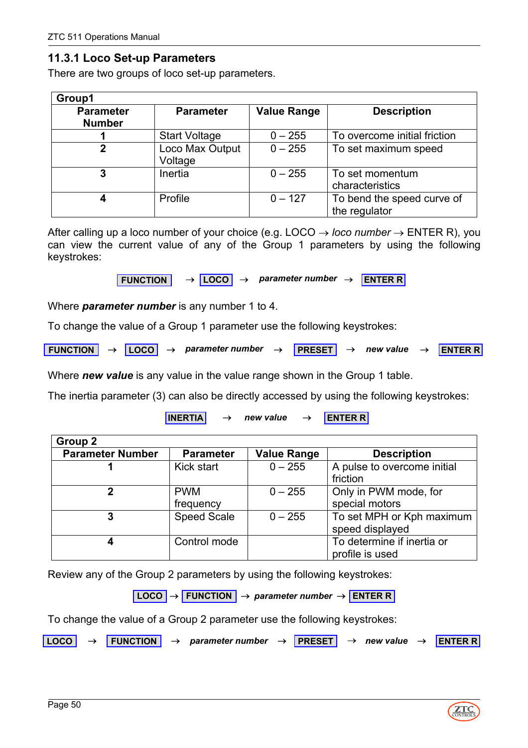### 11.3.1 Loco Set-up Parameters

There are two groups of loco set-up parameters.

| Group1 | | | |
|---|---|---|---|
| **Parameter Number** | **Parameter** | **Value Range** | **Description** |
| **1** | Start Voltage | 0 – 255 | To overcome initial friction |
| **2** | Loco Max Output Voltage | 0 – 255 | To set maximum speed |
| **3** | Inertia | 0 – 255 | To set momentum characteristics |
| **4** | Profile | 0 – 127 | To bend the speed curve of the regulator |

After calling up a loco number of your choice (e.g. LOCO → *loco number* → ENTER R), you can view the current value of any of the Group 1 parameters by using the following keystrokes:

**FUNCTION** → **LOCO** → ***parameter number*** → **ENTER R**

Where ***parameter number*** is any number 1 to 4.

To change the value of a Group 1 parameter use the following keystrokes:

**FUNCTION** → **LOCO** → ***parameter number*** → **PRESET** → ***new value*** → **ENTER R**

Where ***new value*** is any value in the value range shown in the Group 1 table.

The inertia parameter (3) can also be directly accessed by using the following keystrokes:

**INERTIA** → ***new value*** → **ENTER R**

| Group 2 | | | |
|---|---|---|---|
| **Parameter Number** | **Parameter** | **Value Range** | **Description** |
| **1** | Kick start | 0 – 255 | A pulse to overcome initial friction |
| **2** | PWM frequency | 0 – 255 | Only in PWM mode, for special motors |
| **3** | Speed Scale | 0 – 255 | To set MPH or Kph maximum speed displayed |
| **4** | Control mode | | To determine if inertia or profile is used |

Review any of the Group 2 parameters by using the following keystrokes:

**LOCO** → **FUNCTION** → ***parameter number*** → **ENTER R**

To change the value of a Group 2 parameter use the following keystrokes:

**LOCO** → **FUNCTION** → ***parameter number*** → **PRESET** → ***new value*** → **ENTER R**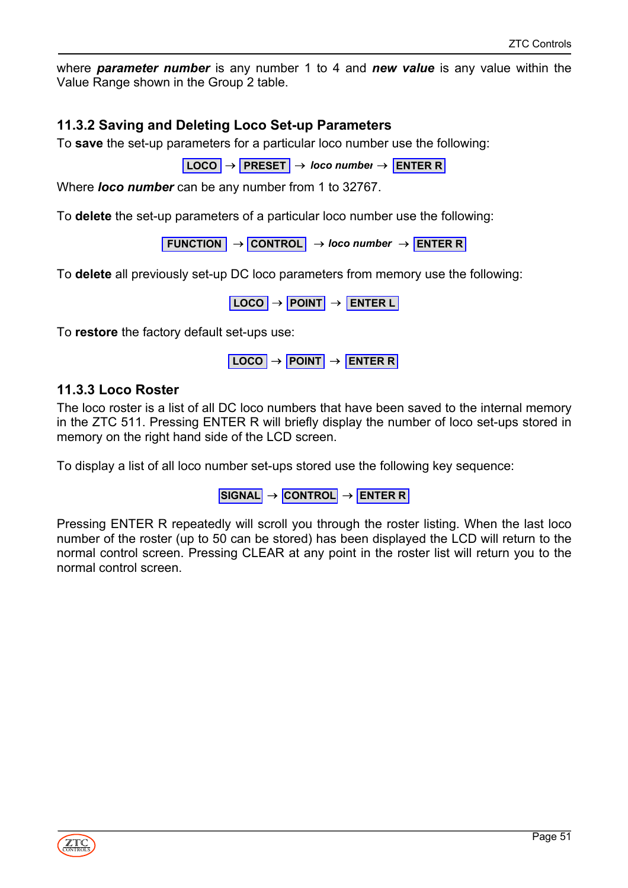where ***parameter number*** is any number 1 to 4 and ***new value*** is any value within the Value Range shown in the Group 2 table.

### 11.3.2 Saving and Deleting Loco Set-up Parameters

To **save** the set-up parameters for a particular loco number use the following:

**LOCO** → **PRESET** → ***loco number*** → **ENTER R**

Where ***loco number*** can be any number from 1 to 32767.

To **delete** the set-up parameters of a particular loco number use the following:

**FUNCTION** → **CONTROL** → ***loco number*** → **ENTER R**

To **delete** all previously set-up DC loco parameters from memory use the following:

**LOCO** → **POINT** → **ENTER L**

To **restore** the factory default set-ups use:

**LOCO** → **POINT** → **ENTER R**

### 11.3.3 Loco Roster

The loco roster is a list of all DC loco numbers that have been saved to the internal memory in the ZTC 511. Pressing ENTER R will briefly display the number of loco set-ups stored in memory on the right hand side of the LCD screen.

To display a list of all loco number set-ups stored use the following key sequence:

**SIGNAL** → **CONTROL** → **ENTER R**

Pressing ENTER R repeatedly will scroll you through the roster listing. When the last loco number of the roster (up to 50 can be stored) has been displayed the LCD will return to the normal control screen. Pressing CLEAR at any point in the roster list will return you to the normal control screen.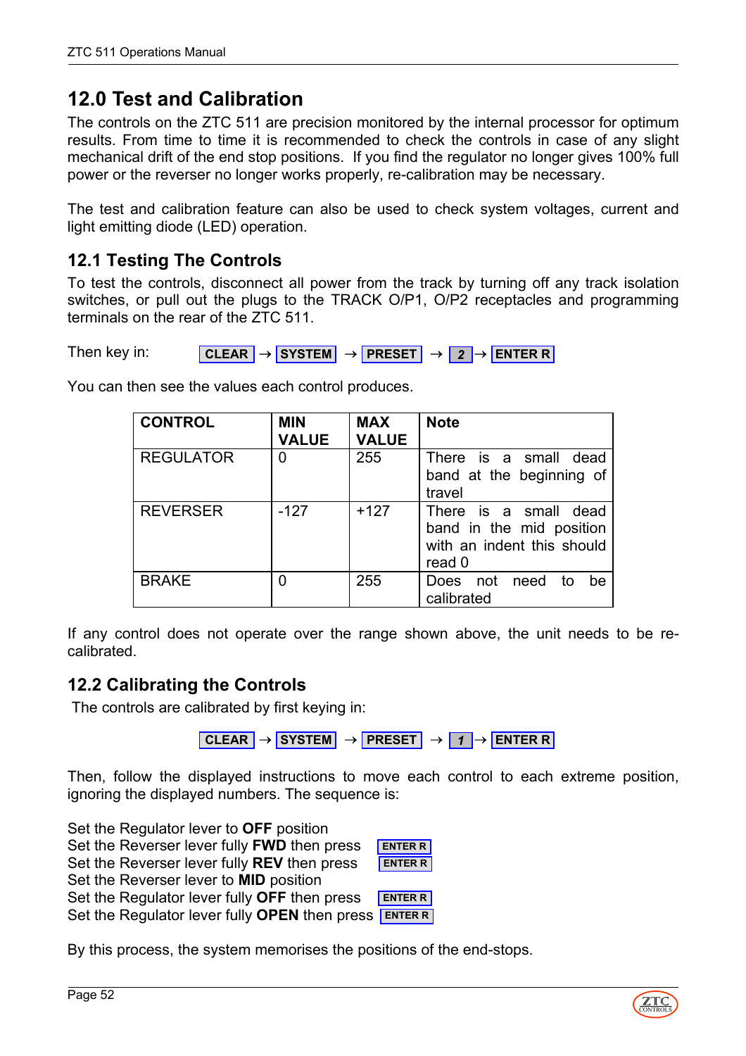## 12.0 Test and Calibration

The controls on the ZTC 511 are precision monitored by the internal processor for optimum results. From time to time it is recommended to check the controls in case of any slight mechanical drift of the end stop positions. If you find the regulator no longer gives 100% full power or the reverser no longer works properly, re-calibration may be necessary.

The test and calibration feature can also be used to check system voltages, current and light emitting diode (LED) operation.

### 12.1 Testing The Controls

To test the controls, disconnect all power from the track by turning off any track isolation switches, or pull out the plugs to the TRACK O/P1, O/P2 receptacles and programming terminals on the rear of the ZTC 511.

Then key in: **CLEAR** → **SYSTEM** → **PRESET** → **2** → **ENTER R**

You can then see the values each control produces.

| CONTROL | MIN VALUE | MAX VALUE | Note |
|---|---|---|---|
| REGULATOR | 0 | 255 | There is a small dead band at the beginning of travel |
| REVERSER | -127 | +127 | There is a small dead band in the mid position with an indent this should read 0 |
| BRAKE | 0 | 255 | Does not need to be calibrated |

If any control does not operate over the range shown above, the unit needs to be re-calibrated.

### 12.2 Calibrating the Controls

The controls are calibrated by first keying in:

**CLEAR** → **SYSTEM** → **PRESET** → ***1*** → **ENTER R**

Then, follow the displayed instructions to move each control to each extreme position, ignoring the displayed numbers. The sequence is:

Set the Regulator lever to **OFF** position
Set the Reverser lever fully **FWD** then press **ENTER R**
Set the Reverser lever fully **REV** then press **ENTER R**
Set the Reverser lever to **MID** position
Set the Regulator lever fully **OFF** then press **ENTER R**
Set the Regulator lever fully **OPEN** then press **ENTER R**

By this process, the system memorises the positions of the end-stops.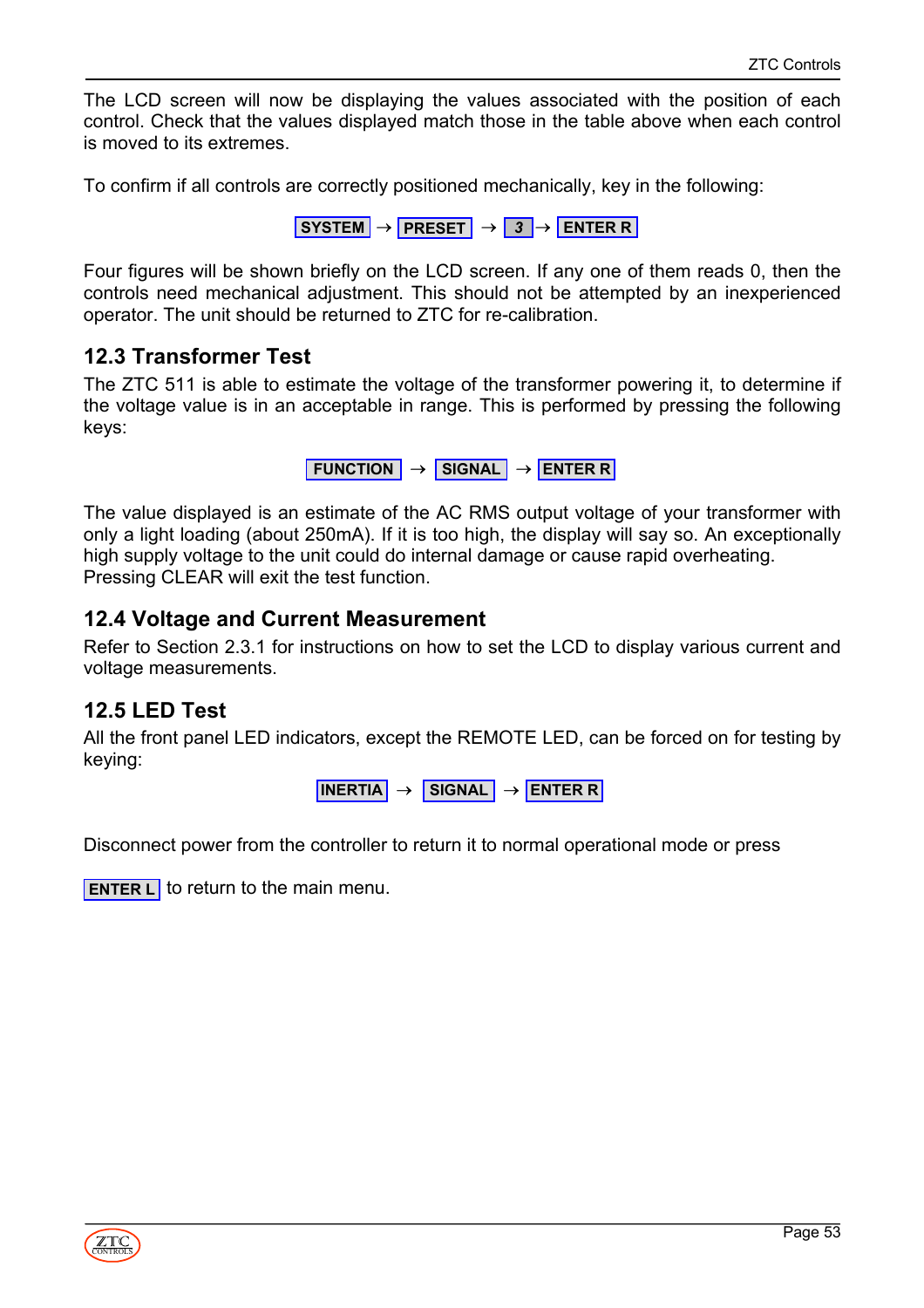The LCD screen will now be displaying the values associated with the position of each control. Check that the values displayed match those in the table above when each control is moved to its extremes.

To confirm if all controls are correctly positioned mechanically, key in the following:

**SYSTEM** → **PRESET** → ***3*** → **ENTER R**

Four figures will be shown briefly on the LCD screen. If any one of them reads 0, then the controls need mechanical adjustment. This should not be attempted by an inexperienced operator. The unit should be returned to ZTC for re-calibration.

## 12.3 Transformer Test

The ZTC 511 is able to estimate the voltage of the transformer powering it, to determine if the voltage value is in an acceptable in range. This is performed by pressing the following keys:

**FUNCTION** → **SIGNAL** → **ENTER R**

The value displayed is an estimate of the AC RMS output voltage of your transformer with only a light loading (about 250mA). If it is too high, the display will say so. An exceptionally high supply voltage to the unit could do internal damage or cause rapid overheating. Pressing CLEAR will exit the test function.

## 12.4 Voltage and Current Measurement

Refer to Section 2.3.1 for instructions on how to set the LCD to display various current and voltage measurements.

## 12.5 LED Test

All the front panel LED indicators, except the REMOTE LED, can be forced on for testing by keying:

**INERTIA** → **SIGNAL** → **ENTER R**

Disconnect power from the controller to return it to normal operational mode or press

**ENTER L** to return to the main menu.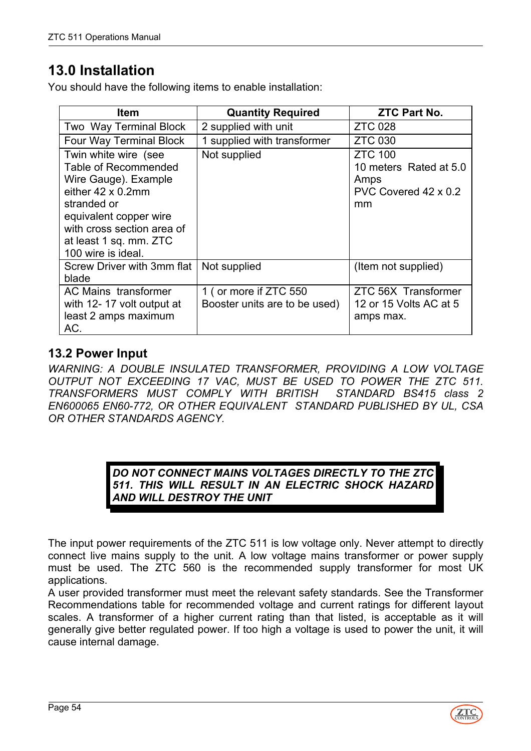## 13.0 Installation

You should have the following items to enable installation:

| Item | Quantity Required | ZTC Part No. |
|---|---|---|
| Two Way Terminal Block | 2 supplied with unit | ZTC 028 |
| Four Way Terminal Block | 1 supplied with transformer | ZTC 030 |
| Twin white wire (see Table of Recommended Wire Gauge). Example either 42 x 0.2mm stranded or equivalent copper wire with cross section area of at least 1 sq. mm. ZTC 100 wire is ideal. | Not supplied | ZTC 100 10 meters Rated at 5.0 Amps PVC Covered 42 x 0.2 mm |
| Screw Driver with 3mm flat blade | Not supplied | (Item not supplied) |
| AC Mains transformer with 12- 17 volt output at least 2 amps maximum AC. | 1 ( or more if ZTC 550 Booster units are to be used) | ZTC 56X Transformer 12 or 15 Volts AC at 5 amps max. |

### 13.2 Power Input

*WARNING: A DOUBLE INSULATED TRANSFORMER, PROVIDING A LOW VOLTAGE OUTPUT NOT EXCEEDING 17 VAC, MUST BE USED TO POWER THE ZTC 511. TRANSFORMERS MUST COMPLY WITH BRITISH STANDARD BS415 class 2 EN600065 EN60-772, OR OTHER EQUIVALENT STANDARD PUBLISHED BY UL, CSA OR OTHER STANDARDS AGENCY.*

***DO NOT CONNECT MAINS VOLTAGES DIRECTLY TO THE ZTC 511. THIS WILL RESULT IN AN ELECTRIC SHOCK HAZARD AND WILL DESTROY THE UNIT***

The input power requirements of the ZTC 511 is low voltage only. Never attempt to directly connect live mains supply to the unit. A low voltage mains transformer or power supply must be used. The ZTC 560 is the recommended supply transformer for most UK applications.
A user provided transformer must meet the relevant safety standards. See the Transformer Recommendations table for recommended voltage and current ratings for different layout scales. A transformer of a higher current rating than that listed, is acceptable as it will generally give better regulated power. If too high a voltage is used to power the unit, it will cause internal damage.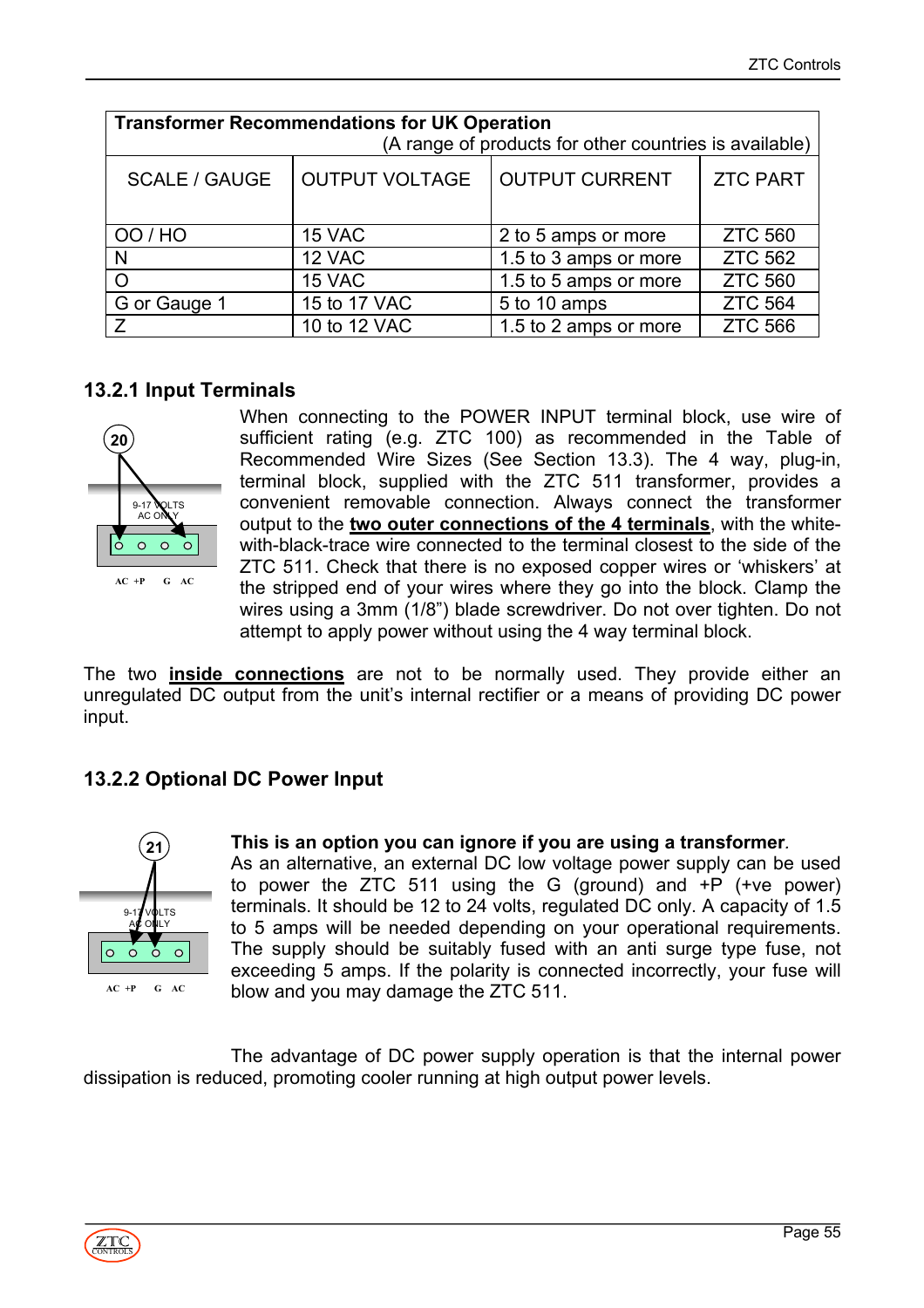| Transformer Recommendations for UK Operation (A range of products for other countries is available) | | | |
|---|---|---|---|
| SCALE / GAUGE | OUTPUT VOLTAGE | OUTPUT CURRENT | ZTC PART |
| OO / HO | 15 VAC | 2 to 5 amps or more | ZTC 560 |
| N | 12 VAC | 1.5 to 3 amps or more | ZTC 562 |
| O | 15 VAC | 1.5 to 5 amps or more | ZTC 560 |
| G or Gauge 1 | 15 to 17 VAC | 5 to 10 amps | ZTC 564 |
| Z | 10 to 12 VAC | 1.5 to 2 amps or more | ZTC 566 |

### 13.2.1 Input Terminals

20

9-17 VOLTS AC ONLY

AC +P G AC

When connecting to the POWER INPUT terminal block, use wire of sufficient rating (e.g. ZTC 100) as recommended in the Table of Recommended Wire Sizes (See Section 13.3). The 4 way, plug-in, terminal block, supplied with the ZTC 511 transformer, provides a convenient removable connection. Always connect the transformer output to the **two outer connections of the 4 terminals**, with the white-with-black-trace wire connected to the terminal closest to the side of the ZTC 511. Check that there is no exposed copper wires or 'whiskers' at the stripped end of your wires where they go into the block. Clamp the wires using a 3mm (1/8") blade screwdriver. Do not over tighten. Do not attempt to apply power without using the 4 way terminal block.

The two **inside connections** are not to be normally used. They provide either an unregulated DC output from the unit's internal rectifier or a means of providing DC power input.

### 13.2.2 Optional DC Power Input

21

9-17 VOLTS AC ONLY

AC +P G AC

**This is an option you can ignore if you are using a transformer**.
As an alternative, an external DC low voltage power supply can be used to power the ZTC 511 using the G (ground) and +P (+ve power) terminals. It should be 12 to 24 volts, regulated DC only. A capacity of 1.5 to 5 amps will be needed depending on your operational requirements. The supply should be suitably fused with an anti surge type fuse, not exceeding 5 amps. If the polarity is connected incorrectly, your fuse will blow and you may damage the ZTC 511.

The advantage of DC power supply operation is that the internal power dissipation is reduced, promoting cooler running at high output power levels.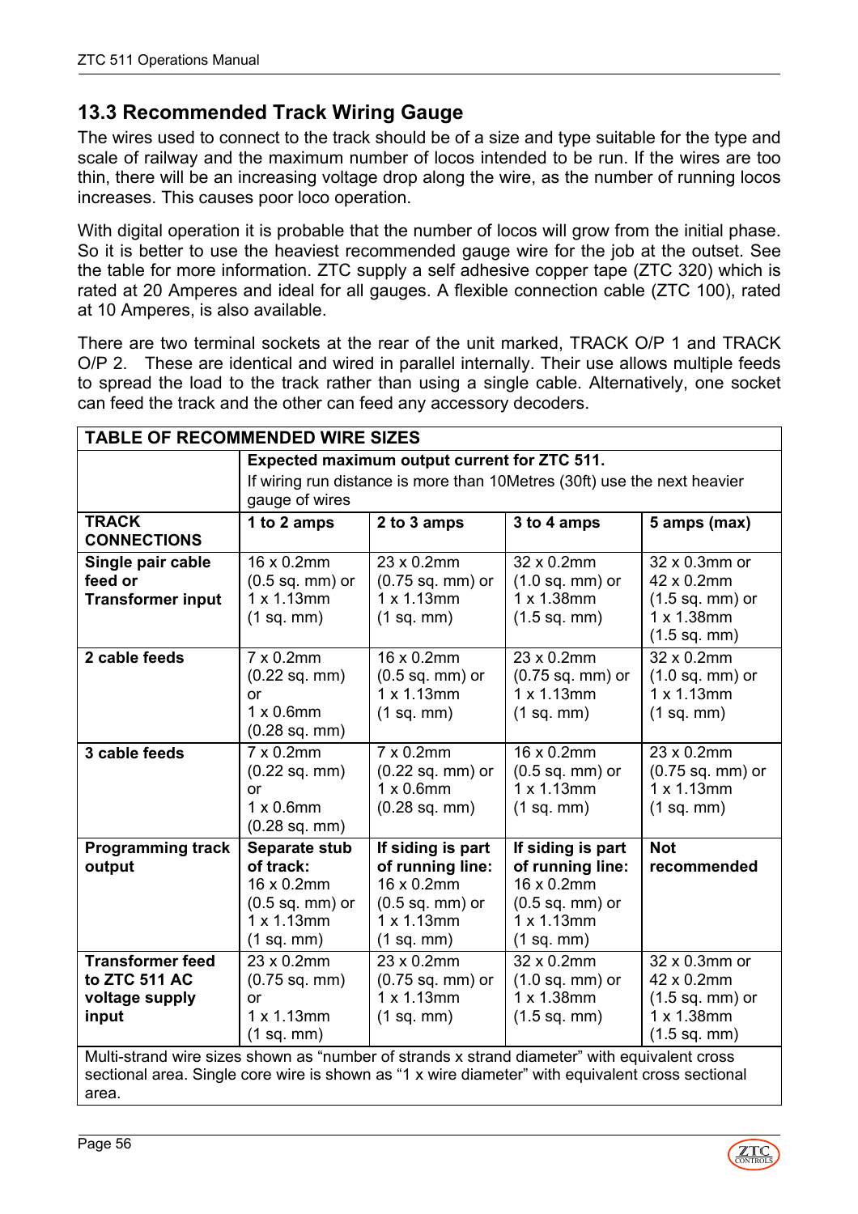## 13.3 Recommended Track Wiring Gauge

The wires used to connect to the track should be of a size and type suitable for the type and scale of railway and the maximum number of locos intended to be run. If the wires are too thin, there will be an increasing voltage drop along the wire, as the number of running locos increases. This causes poor loco operation.

With digital operation it is probable that the number of locos will grow from the initial phase. So it is better to use the heaviest recommended gauge wire for the job at the outset. See the table for more information. ZTC supply a self adhesive copper tape (ZTC 320) which is rated at 20 Amperes and ideal for all gauges. A flexible connection cable (ZTC 100), rated at 10 Amperes, is also available.

There are two terminal sockets at the rear of the unit marked, TRACK O/P 1 and TRACK O/P 2. These are identical and wired in parallel internally. Their use allows multiple feeds to spread the load to the track rather than using a single cable. Alternatively, one socket can feed the track and the other can feed any accessory decoders.

| **TABLE OF RECOMMENDED WIRE SIZES** | | | | |
|---|---|---|---|---|
| | **Expected maximum output current for ZTC 511.** If wiring run distance is more than 10Metres (30ft) use the next heavier gauge of wires | | | |
| **TRACK CONNECTIONS** | **1 to 2 amps** | **2 to 3 amps** | **3 to 4 amps** | **5 amps (max)** |
| **Single pair cable feed or Transformer input** | 16 x 0.2mm (0.5 sq. mm) or 1 x 1.13mm (1 sq. mm) | 23 x 0.2mm (0.75 sq. mm) or 1 x 1.13mm (1 sq. mm) | 32 x 0.2mm (1.0 sq. mm) or 1 x 1.38mm (1.5 sq. mm) | 32 x 0.3mm or 42 x 0.2mm (1.5 sq. mm) or 1 x 1.38mm (1.5 sq. mm) |
| **2 cable feeds** | 7 x 0.2mm (0.22 sq. mm) or 1 x 0.6mm (0.28 sq. mm) | 16 x 0.2mm (0.5 sq. mm) or 1 x 1.13mm (1 sq. mm) | 23 x 0.2mm (0.75 sq. mm) or 1 x 1.13mm (1 sq. mm) | 32 x 0.2mm (1.0 sq. mm) or 1 x 1.13mm (1 sq. mm) |
| **3 cable feeds** | 7 x 0.2mm (0.22 sq. mm) or 1 x 0.6mm (0.28 sq. mm) | 7 x 0.2mm (0.22 sq. mm) or 1 x 0.6mm (0.28 sq. mm) | 16 x 0.2mm (0.5 sq. mm) or 1 x 1.13mm (1 sq. mm) | 23 x 0.2mm (0.75 sq. mm) or 1 x 1.13mm (1 sq. mm) |
| **Programming track output** | **Separate stub of track:** 16 x 0.2mm (0.5 sq. mm) or 1 x 1.13mm (1 sq. mm) | **If siding is part of running line:** 16 x 0.2mm (0.5 sq. mm) or 1 x 1.13mm (1 sq. mm) | **If siding is part of running line:** 16 x 0.2mm (0.5 sq. mm) or 1 x 1.13mm (1 sq. mm) | **Not recommended** |
| **Transformer feed to ZTC 511 AC voltage supply input** | 23 x 0.2mm (0.75 sq. mm) or 1 x 1.13mm (1 sq. mm) | 23 x 0.2mm (0.75 sq. mm) or 1 x 1.13mm (1 sq. mm) | 32 x 0.2mm (1.0 sq. mm) or 1 x 1.38mm (1.5 sq. mm) | 32 x 0.3mm or 42 x 0.2mm (1.5 sq. mm) or 1 x 1.38mm (1.5 sq. mm) |
| Multi-strand wire sizes shown as "number of strands x strand diameter" with equivalent cross sectional area. Single core wire is shown as "1 x wire diameter" with equivalent cross sectional area. | | | | |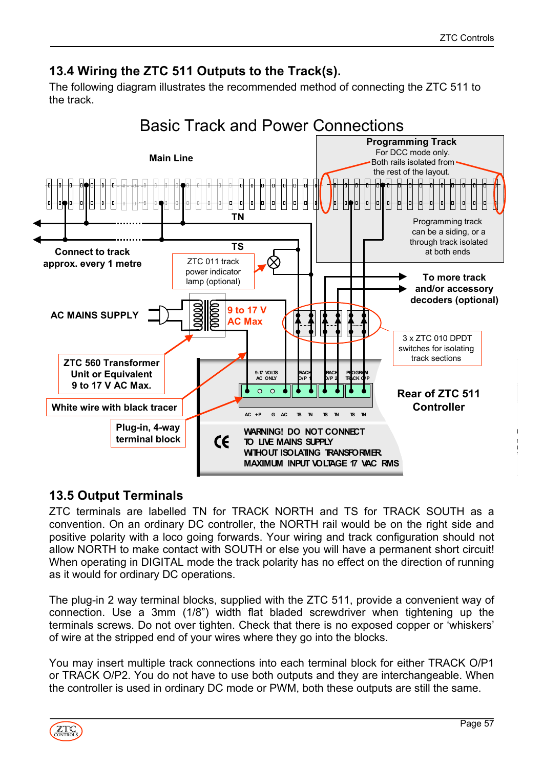## 13.4 Wiring the ZTC 511 Outputs to the Track(s).

The following diagram illustrates the recommended method of connecting the ZTC 511 to the track.

Basic Track and Power Connections

**Programming Track**
For DCC mode only.
Both rails isolated from the rest of the layout.

**Main Line**

TN

TS

**Connect to track approx. every 1 metre**

Programming track can be a siding, or a through track isolated at both ends

ZTC 011 track power indicator lamp (optional)

**To more track and/or accessory decoders (optional)**

**AC MAINS SUPPLY**

9 to 17 V AC Max

3 x ZTC 010 DPDT switches for isolating track sections

**ZTC 560 Transformer Unit or Equivalent 9 to 17 V AC Max.**

**Rear of ZTC 511 Controller**

**White wire with black tracer**

**Plug-in, 4-way terminal block**

9-17 VOLTS AC ONLY — TRACK O/P 1 — TRACK O/P 2 — PROGRAM TRACK O/P

AC +P G AC TS TN TS TN TS TN

WARNING! DO NOT CONNECT TO LIVE MAINS SUPPLY WITHOUT ISOLATING TRANSFORMER MAXIMUM INPUT VOLTAGE 17 VAC RMS

## 13.5 Output Terminals

ZTC terminals are labelled TN for TRACK NORTH and TS for TRACK SOUTH as a convention. On an ordinary DC controller, the NORTH rail would be on the right side and positive polarity with a loco going forwards. Your wiring and track configuration should not allow NORTH to make contact with SOUTH or else you will have a permanent short circuit! When operating in DIGITAL mode the track polarity has no effect on the direction of running as it would for ordinary DC operations.

The plug-in 2 way terminal blocks, supplied with the ZTC 511, provide a convenient way of connection. Use a 3mm (1/8") width flat bladed screwdriver when tightening up the terminals screws. Do not over tighten. Check that there is no exposed copper or 'whiskers' of wire at the stripped end of your wires where they go into the blocks.

You may insert multiple track connections into each terminal block for either TRACK O/P1 or TRACK O/P2. You do not have to use both outputs and they are interchangeable. When the controller is used in ordinary DC mode or PWM, both these outputs are still the same.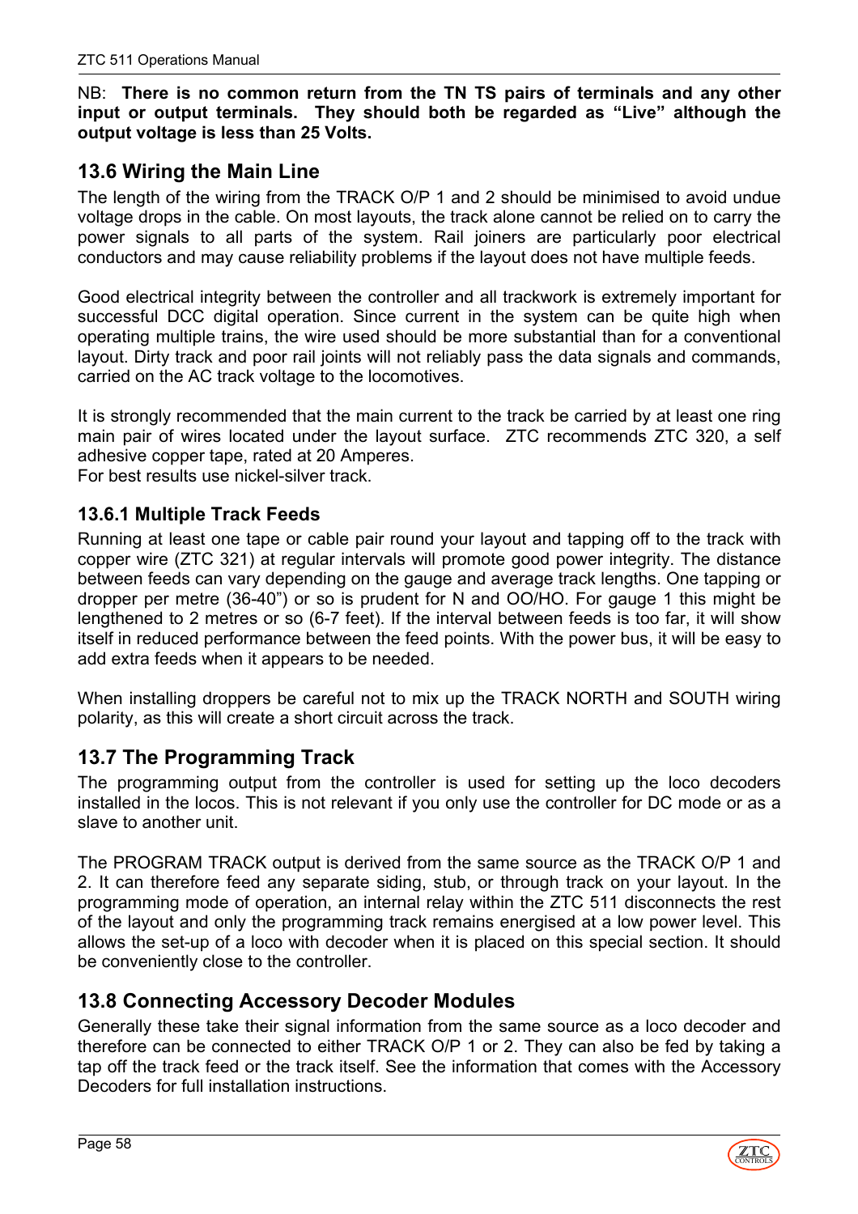NB: **There is no common return from the TN TS pairs of terminals and any other input or output terminals. They should both be regarded as "Live" although the output voltage is less than 25 Volts.**

## 13.6 Wiring the Main Line

The length of the wiring from the TRACK O/P 1 and 2 should be minimised to avoid undue voltage drops in the cable. On most layouts, the track alone cannot be relied on to carry the power signals to all parts of the system. Rail joiners are particularly poor electrical conductors and may cause reliability problems if the layout does not have multiple feeds.

Good electrical integrity between the controller and all trackwork is extremely important for successful DCC digital operation. Since current in the system can be quite high when operating multiple trains, the wire used should be more substantial than for a conventional layout. Dirty track and poor rail joints will not reliably pass the data signals and commands, carried on the AC track voltage to the locomotives.

It is strongly recommended that the main current to the track be carried by at least one ring main pair of wires located under the layout surface. ZTC recommends ZTC 320, a self adhesive copper tape, rated at 20 Amperes.
For best results use nickel-silver track.

### 13.6.1 Multiple Track Feeds

Running at least one tape or cable pair round your layout and tapping off to the track with copper wire (ZTC 321) at regular intervals will promote good power integrity. The distance between feeds can vary depending on the gauge and average track lengths. One tapping or dropper per metre (36-40") or so is prudent for N and OO/HO. For gauge 1 this might be lengthened to 2 metres or so (6-7 feet). If the interval between feeds is too far, it will show itself in reduced performance between the feed points. With the power bus, it will be easy to add extra feeds when it appears to be needed.

When installing droppers be careful not to mix up the TRACK NORTH and SOUTH wiring polarity, as this will create a short circuit across the track.

## 13.7 The Programming Track

The programming output from the controller is used for setting up the loco decoders installed in the locos. This is not relevant if you only use the controller for DC mode or as a slave to another unit.

The PROGRAM TRACK output is derived from the same source as the TRACK O/P 1 and 2. It can therefore feed any separate siding, stub, or through track on your layout. In the programming mode of operation, an internal relay within the ZTC 511 disconnects the rest of the layout and only the programming track remains energised at a low power level. This allows the set-up of a loco with decoder when it is placed on this special section. It should be conveniently close to the controller.

## 13.8 Connecting Accessory Decoder Modules

Generally these take their signal information from the same source as a loco decoder and therefore can be connected to either TRACK O/P 1 or 2. They can also be fed by taking a tap off the track feed or the track itself. See the information that comes with the Accessory Decoders for full installation instructions.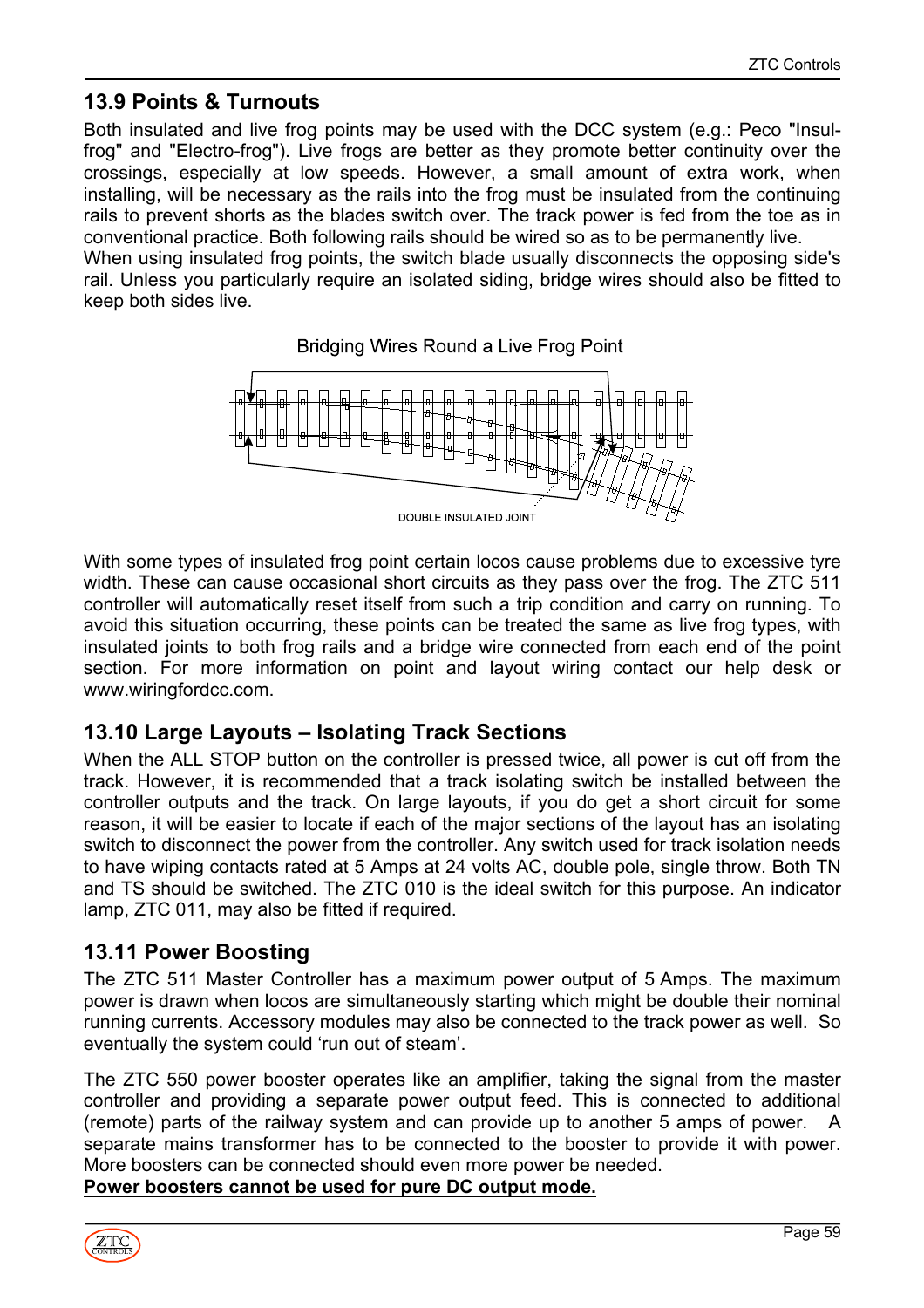## 13.9 Points & Turnouts

Both insulated and live frog points may be used with the DCC system (e.g.: Peco "Insul-frog" and "Electro-frog"). Live frogs are better as they promote better continuity over the crossings, especially at low speeds. However, a small amount of extra work, when installing, will be necessary as the rails into the frog must be insulated from the continuing rails to prevent shorts as the blades switch over. The track power is fed from the toe as in conventional practice. Both following rails should be wired so as to be permanently live.
When using insulated frog points, the switch blade usually disconnects the opposing side's rail. Unless you particularly require an isolated siding, bridge wires should also be fitted to keep both sides live.

Bridging Wires Round a Live Frog Point

DOUBLE INSULATED JOINT

With some types of insulated frog point certain locos cause problems due to excessive tyre width. These can cause occasional short circuits as they pass over the frog. The ZTC 511 controller will automatically reset itself from such a trip condition and carry on running. To avoid this situation occurring, these points can be treated the same as live frog types, with insulated joints to both frog rails and a bridge wire connected from each end of the point section. For more information on point and layout wiring contact our help desk or www.wiringfordcc.com.

## 13.10 Large Layouts – Isolating Track Sections

When the ALL STOP button on the controller is pressed twice, all power is cut off from the track. However, it is recommended that a track isolating switch be installed between the controller outputs and the track. On large layouts, if you do get a short circuit for some reason, it will be easier to locate if each of the major sections of the layout has an isolating switch to disconnect the power from the controller. Any switch used for track isolation needs to have wiping contacts rated at 5 Amps at 24 volts AC, double pole, single throw. Both TN and TS should be switched. The ZTC 010 is the ideal switch for this purpose. An indicator lamp, ZTC 011, may also be fitted if required.

## 13.11 Power Boosting

The ZTC 511 Master Controller has a maximum power output of 5 Amps. The maximum power is drawn when locos are simultaneously starting which might be double their nominal running currents. Accessory modules may also be connected to the track power as well. So eventually the system could 'run out of steam'.

The ZTC 550 power booster operates like an amplifier, taking the signal from the master controller and providing a separate power output feed. This is connected to additional (remote) parts of the railway system and can provide up to another 5 amps of power. A separate mains transformer has to be connected to the booster to provide it with power. More boosters can be connected should even more power be needed.

**Power boosters cannot be used for pure DC output mode.**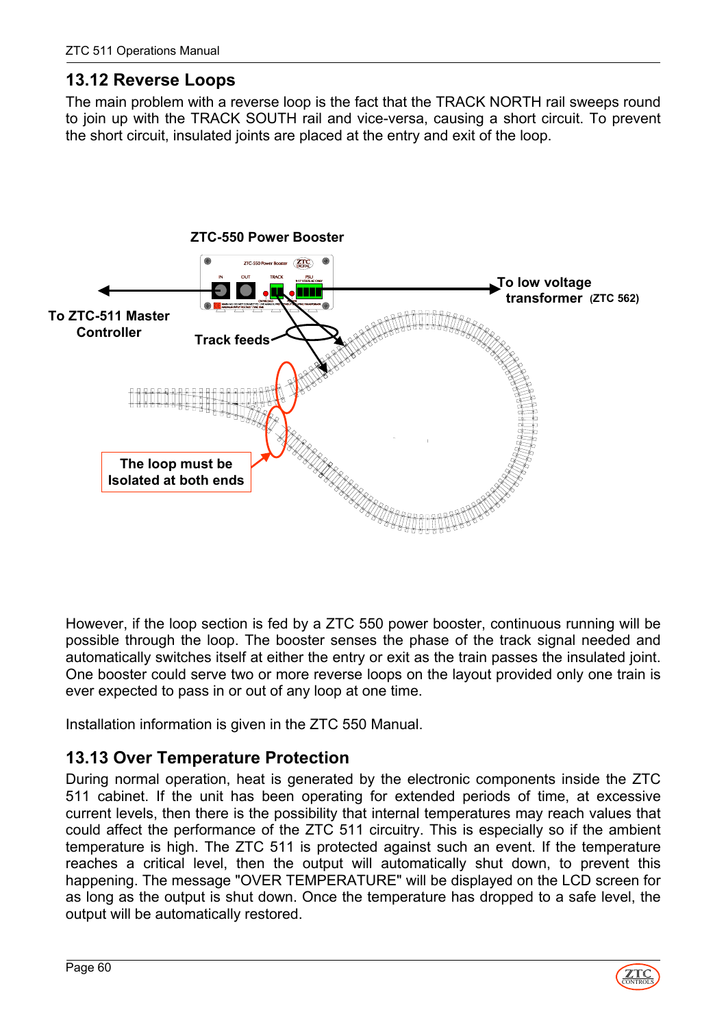## 13.12 Reverse Loops

The main problem with a reverse loop is the fact that the TRACK NORTH rail sweeps round to join up with the TRACK SOUTH rail and vice-versa, causing a short circuit. To prevent the short circuit, insulated joints are placed at the entry and exit of the loop.

**ZTC-550 Power Booster**

**To ZTC-511 Master Controller**

**To low voltage transformer (ZTC 562)**

**Track feeds**

**The loop must be Isolated at both ends**

However, if the loop section is fed by a ZTC 550 power booster, continuous running will be possible through the loop. The booster senses the phase of the track signal needed and automatically switches itself at either the entry or exit as the train passes the insulated joint. One booster could serve two or more reverse loops on the layout provided only one train is ever expected to pass in or out of any loop at one time.

Installation information is given in the ZTC 550 Manual.

## 13.13 Over Temperature Protection

During normal operation, heat is generated by the electronic components inside the ZTC 511 cabinet. If the unit has been operating for extended periods of time, at excessive current levels, then there is the possibility that internal temperatures may reach values that could affect the performance of the ZTC 511 circuitry. This is especially so if the ambient temperature is high. The ZTC 511 is protected against such an event. If the temperature reaches a critical level, then the output will automatically shut down, to prevent this happening. The message "OVER TEMPERATURE" will be displayed on the LCD screen for as long as the output is shut down. Once the temperature has dropped to a safe level, the output will be automatically restored.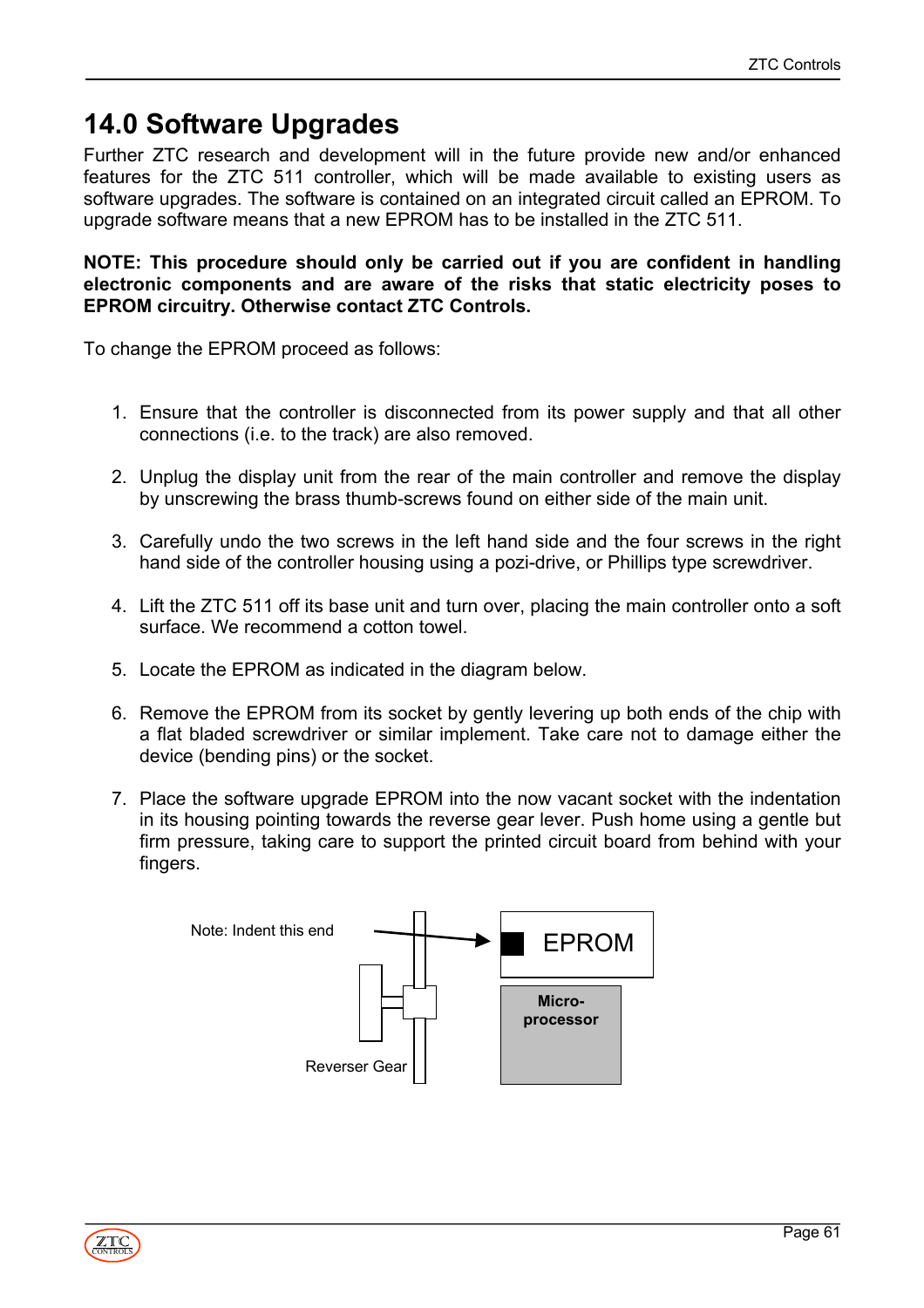# 14.0 Software Upgrades

Further ZTC research and development will in the future provide new and/or enhanced features for the ZTC 511 controller, which will be made available to existing users as software upgrades. The software is contained on an integrated circuit called an EPROM. To upgrade software means that a new EPROM has to be installed in the ZTC 511.

**NOTE: This procedure should only be carried out if you are confident in handling electronic components and are aware of the risks that static electricity poses to EPROM circuitry. Otherwise contact ZTC Controls.**

To change the EPROM proceed as follows:

1. Ensure that the controller is disconnected from its power supply and that all other connections (i.e. to the track) are also removed.
2. Unplug the display unit from the rear of the main controller and remove the display by unscrewing the brass thumb-screws found on either side of the main unit.
3. Carefully undo the two screws in the left hand side and the four screws in the right hand side of the controller housing using a pozi-drive, or Phillips type screwdriver.
4. Lift the ZTC 511 off its base unit and turn over, placing the main controller onto a soft surface. We recommend a cotton towel.
5. Locate the EPROM as indicated in the diagram below.
6. Remove the EPROM from its socket by gently levering up both ends of the chip with a flat bladed screwdriver or similar implement. Take care not to damage either the device (bending pins) or the socket.
7. Place the software upgrade EPROM into the now vacant socket with the indentation in its housing pointing towards the reverse gear lever. Push home using a gentle but firm pressure, taking care to support the printed circuit board from behind with your fingers.

Note: Indent this end

EPROM

Micro-processor

Reverser Gear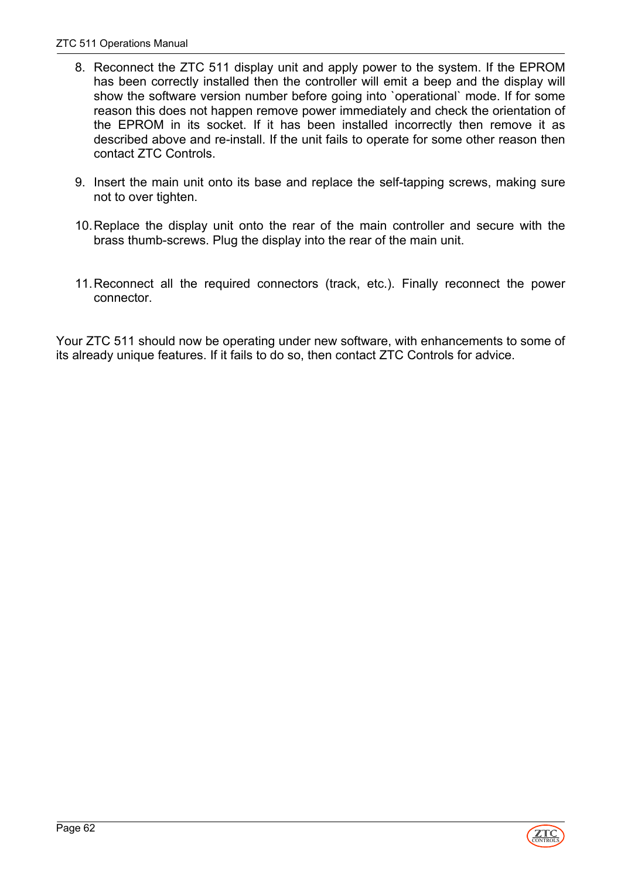8. Reconnect the ZTC 511 display unit and apply power to the system. If the EPROM has been correctly installed then the controller will emit a beep and the display will show the software version number before going into `operational` mode. If for some reason this does not happen remove power immediately and check the orientation of the EPROM in its socket. If it has been installed incorrectly then remove it as described above and re-install. If the unit fails to operate for some other reason then contact ZTC Controls.

9. Insert the main unit onto its base and replace the self-tapping screws, making sure not to over tighten.

10. Replace the display unit onto the rear of the main controller and secure with the brass thumb-screws. Plug the display into the rear of the main unit.

11. Reconnect all the required connectors (track, etc.). Finally reconnect the power connector.

Your ZTC 511 should now be operating under new software, with enhancements to some of its already unique features. If it fails to do so, then contact ZTC Controls for advice.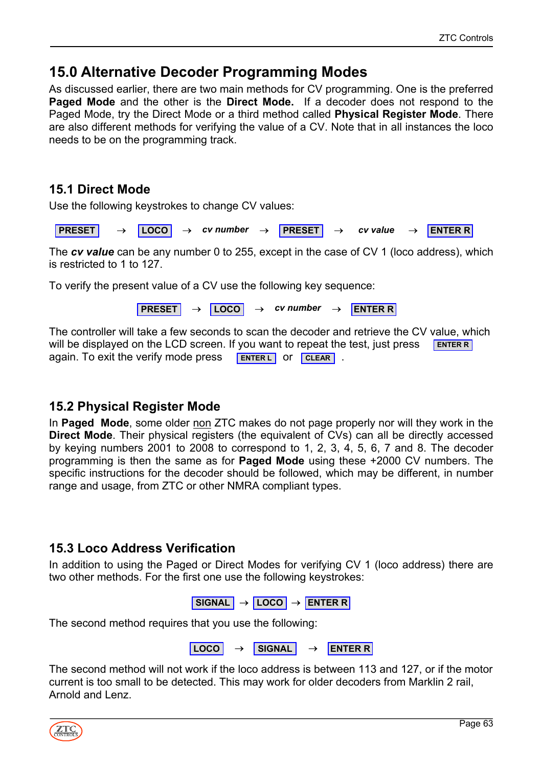# 15.0 Alternative Decoder Programming Modes

As discussed earlier, there are two main methods for CV programming. One is the preferred **Paged Mode** and the other is the **Direct Mode.** If a decoder does not respond to the Paged Mode, try the Direct Mode or a third method called **Physical Register Mode**. There are also different methods for verifying the value of a CV. Note that in all instances the loco needs to be on the programming track.

## 15.1 Direct Mode

Use the following keystrokes to change CV values:

**PRESET** → **LOCO** → ***cv number*** → **PRESET** → ***cv value*** → **ENTER R**

The ***cv value*** can be any number 0 to 255, except in the case of CV 1 (loco address), which is restricted to 1 to 127.

To verify the present value of a CV use the following key sequence:

**PRESET** → **LOCO** → ***cv number*** → **ENTER R**

The controller will take a few seconds to scan the decoder and retrieve the CV value, which will be displayed on the LCD screen. If you want to repeat the test, just press **ENTER R** again. To exit the verify mode press **ENTER L** or **CLEAR** .

## 15.2 Physical Register Mode

In **Paged Mode**, some older <u>non</u> ZTC makes do not page properly nor will they work in the **Direct Mode**. Their physical registers (the equivalent of CVs) can all be directly accessed by keying numbers 2001 to 2008 to correspond to 1, 2, 3, 4, 5, 6, 7 and 8. The decoder programming is then the same as for **Paged Mode** using these +2000 CV numbers. The specific instructions for the decoder should be followed, which may be different, in number range and usage, from ZTC or other NMRA compliant types.

## 15.3 Loco Address Verification

In addition to using the Paged or Direct Modes for verifying CV 1 (loco address) there are two other methods. For the first one use the following keystrokes:

**SIGNAL** → **LOCO** → **ENTER R**

The second method requires that you use the following:

**LOCO** → **SIGNAL** → **ENTER R**

The second method will not work if the loco address is between 113 and 127, or if the motor current is too small to be detected. This may work for older decoders from Marklin 2 rail, Arnold and Lenz.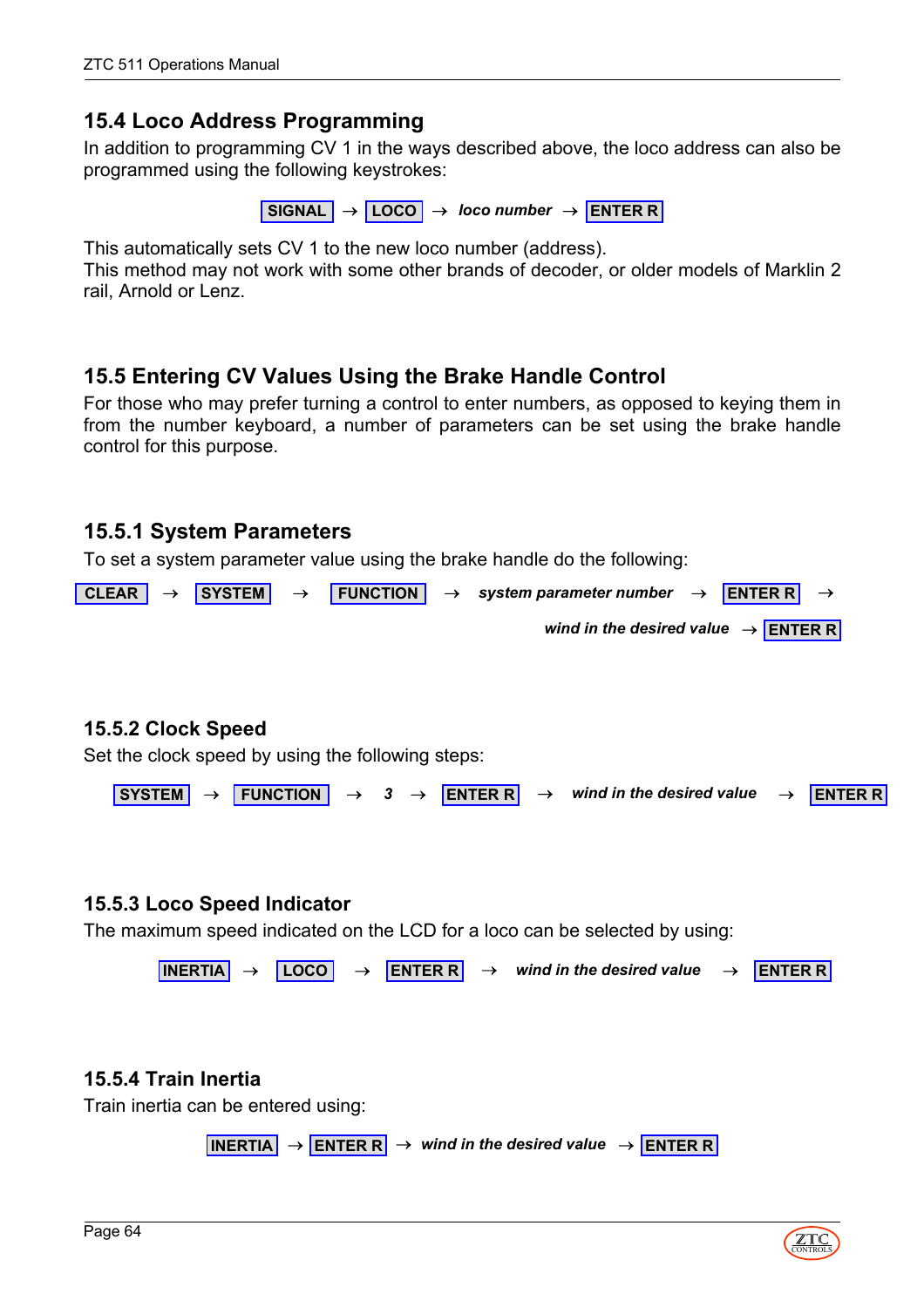## 15.4 Loco Address Programming

In addition to programming CV 1 in the ways described above, the loco address can also be programmed using the following keystrokes:

**SIGNAL** → **LOCO** → ***loco number*** → **ENTER R**

This automatically sets CV 1 to the new loco number (address).
This method may not work with some other brands of decoder, or older models of Marklin 2 rail, Arnold or Lenz.

## 15.5 Entering CV Values Using the Brake Handle Control

For those who may prefer turning a control to enter numbers, as opposed to keying them in from the number keyboard, a number of parameters can be set using the brake handle control for this purpose.

### 15.5.1 System Parameters

To set a system parameter value using the brake handle do the following:

**CLEAR** → **SYSTEM** → **FUNCTION** → ***system parameter number*** → **ENTER R** → ***wind in the desired value*** → **ENTER R**

### 15.5.2 Clock Speed

Set the clock speed by using the following steps:

**SYSTEM** → **FUNCTION** → ***3*** → **ENTER R** → ***wind in the desired value*** → **ENTER R**

### 15.5.3 Loco Speed Indicator

The maximum speed indicated on the LCD for a loco can be selected by using:

**INERTIA** → **LOCO** → **ENTER R** → ***wind in the desired value*** → **ENTER R**

### 15.5.4 Train Inertia

Train inertia can be entered using:

**INERTIA** → **ENTER R** → ***wind in the desired value*** → **ENTER R**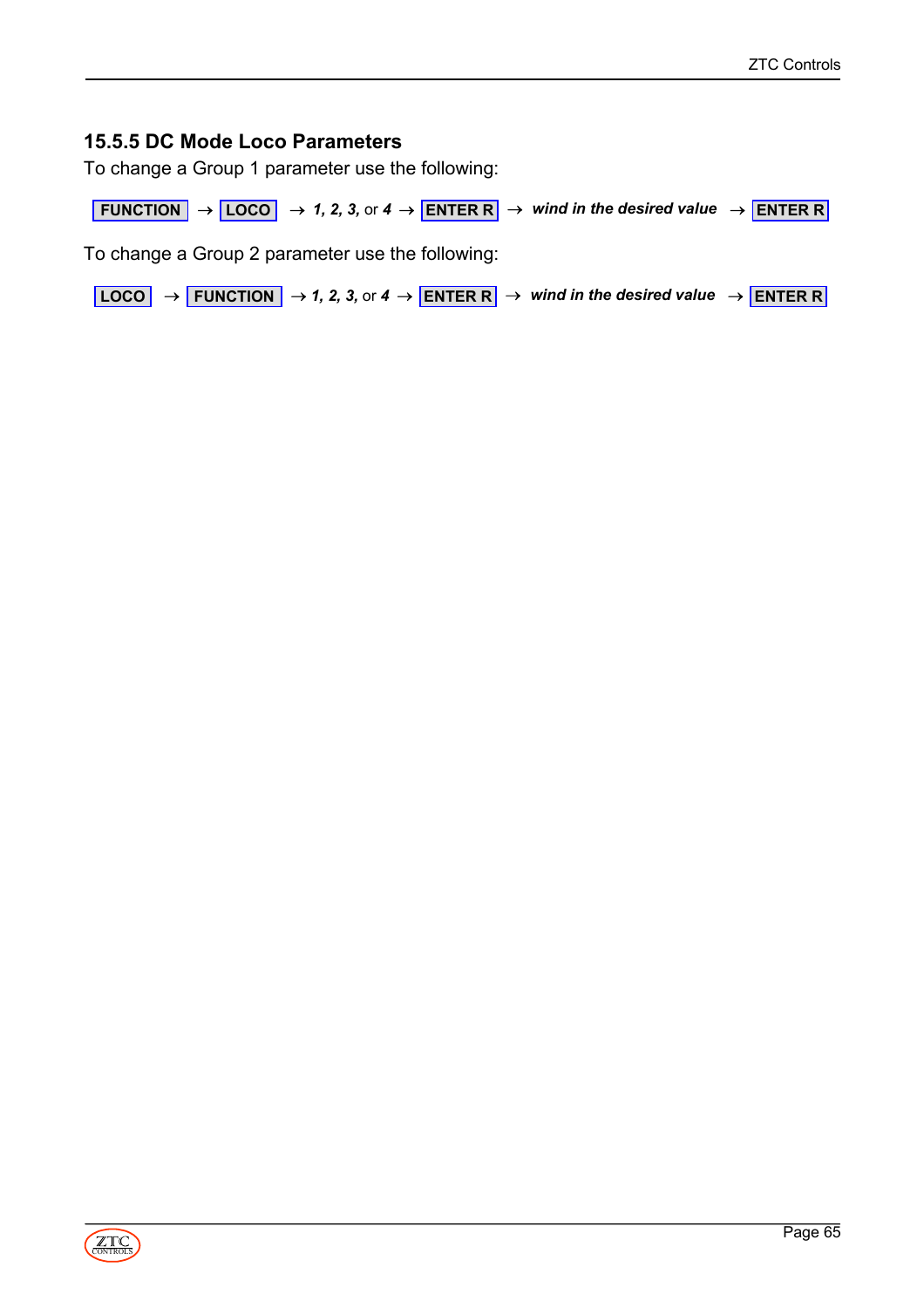### 15.5.5 DC Mode Loco Parameters

To change a Group 1 parameter use the following:

**FUNCTION** → **LOCO** → ***1, 2, 3,*** or ***4*** → **ENTER R** → ***wind in the desired value*** → **ENTER R**

To change a Group 2 parameter use the following:

**LOCO** → **FUNCTION** → ***1, 2, 3,*** or ***4*** → **ENTER R** → ***wind in the desired value*** → **ENTER R**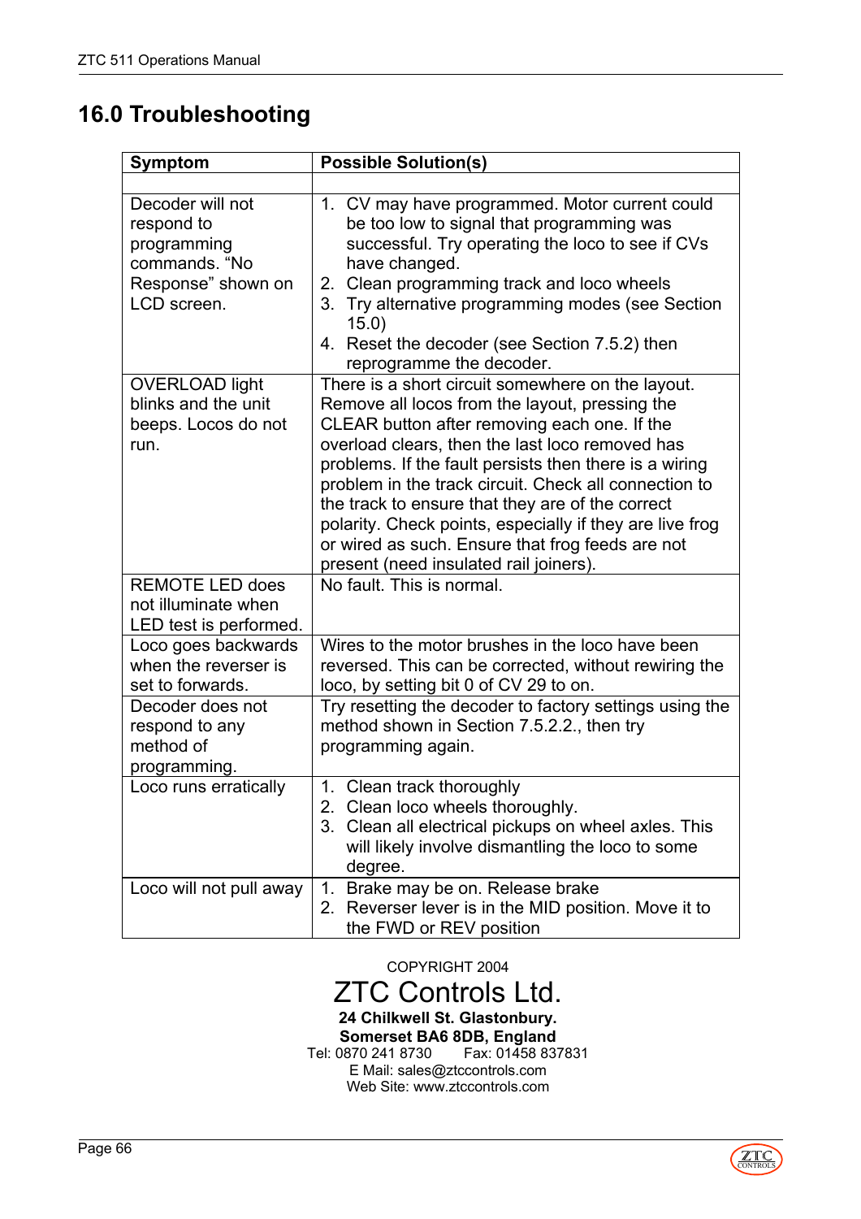# 16.0 Troubleshooting

| Symptom | Possible Solution(s) |
|---|---|
| | |
| Decoder will not respond to programming commands. "No Response" shown on LCD screen. | 1. CV may have programmed. Motor current could be too low to signal that programming was successful. Try operating the loco to see if CVs have changed.<br>2. Clean programming track and loco wheels<br>3. Try alternative programming modes (see Section 15.0)<br>4. Reset the decoder (see Section 7.5.2) then reprogramme the decoder. |
| OVERLOAD light blinks and the unit beeps. Locos do not run. | There is a short circuit somewhere on the layout. Remove all locos from the layout, pressing the CLEAR button after removing each one. If the overload clears, then the last loco removed has problems. If the fault persists then there is a wiring problem in the track circuit. Check all connection to the track to ensure that they are of the correct polarity. Check points, especially if they are live frog or wired as such. Ensure that frog feeds are not present (need insulated rail joiners). |
| REMOTE LED does not illuminate when LED test is performed. | No fault. This is normal. |
| Loco goes backwards when the reverser is set to forwards. | Wires to the motor brushes in the loco have been reversed. This can be corrected, without rewiring the loco, by setting bit 0 of CV 29 to on. |
| Decoder does not respond to any method of programming. | Try resetting the decoder to factory settings using the method shown in Section 7.5.2.2., then try programming again. |
| Loco runs erratically | 1. Clean track thoroughly<br>2. Clean loco wheels thoroughly.<br>3. Clean all electrical pickups on wheel axles. This will likely involve dismantling the loco to some degree. |
| Loco will not pull away | 1. Brake may be on. Release brake<br>2. Reverser lever is in the MID position. Move it to the FWD or REV position |

COPYRIGHT 2004

ZTC Controls Ltd.

**24 Chilkwell St. Glastonbury.**
**Somerset BA6 8DB, England**
Tel: 0870 241 8730 Fax: 01458 837831
E Mail: sales@ztccontrols.com
Web Site: www.ztccontrols.com